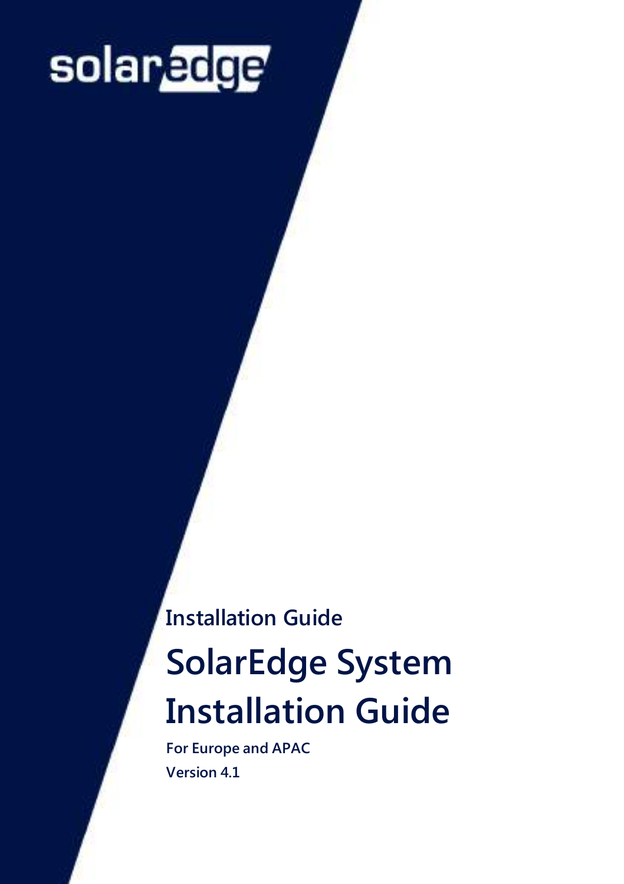solaredge

Installation Guide

# SolarEdge System Installation Guide

**For Europe and APAC**

**Version 4.1**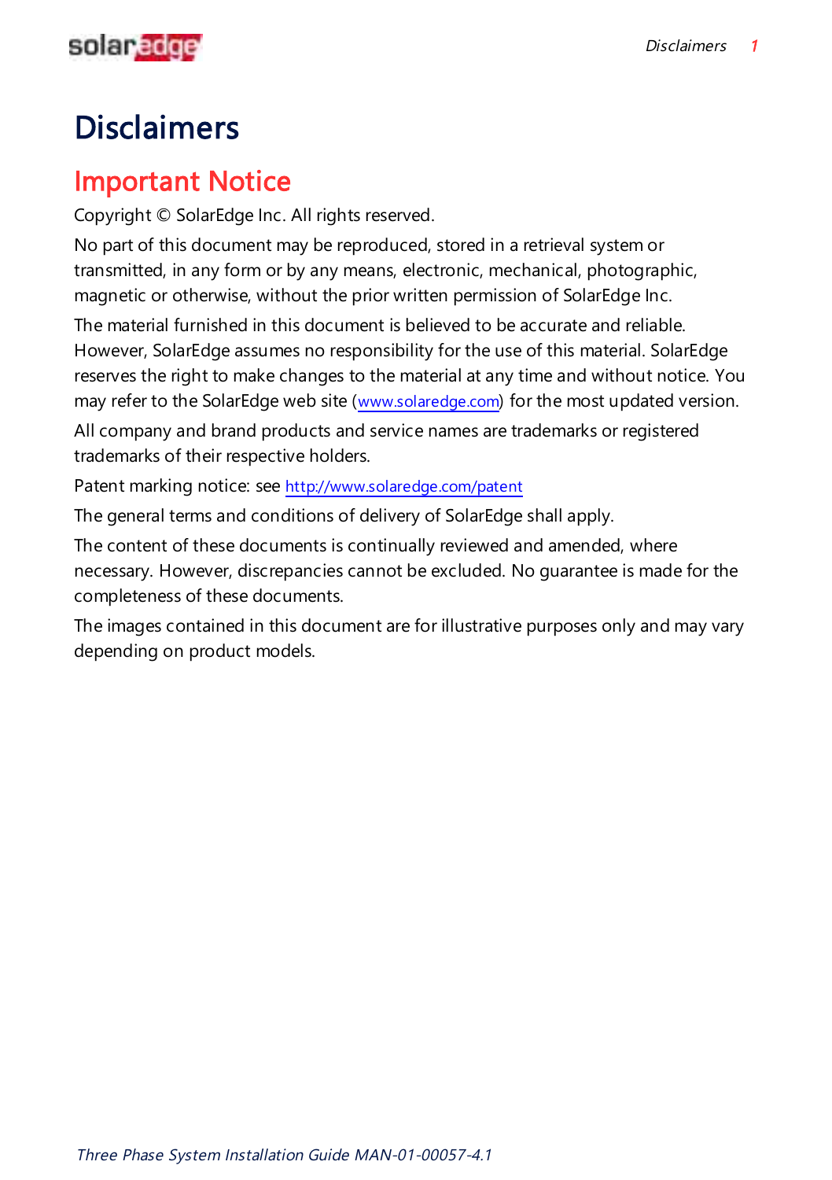# Disclaimers

## Important Notice

Copyright © SolarEdge Inc. All rights reserved.

No part of this document may be reproduced, stored in a retrieval system or transmitted, in any form or by any means, electronic, mechanical, photographic, magnetic or otherwise, without the prior written permission of SolarEdge Inc.

The material furnished in this document is believed to be accurate and reliable. However, SolarEdge assumes no responsibility for the use of this material. SolarEdge reserves the right to make changes to the material at any time and without notice. You may refer to the SolarEdge web site (www.solaredge.com) for the most updated version.

All company and brand products and service names are trademarks or registered trademarks of their respective holders.

Patent marking notice: see http://www.solaredge.com/patent

The general terms and conditions of delivery of SolarEdge shall apply.

The content of these documents is continually reviewed and amended, where necessary. However, discrepancies cannot be excluded. No guarantee is made for the completeness of these documents.

The images contained in this document are for illustrative purposes only and may vary depending on product models.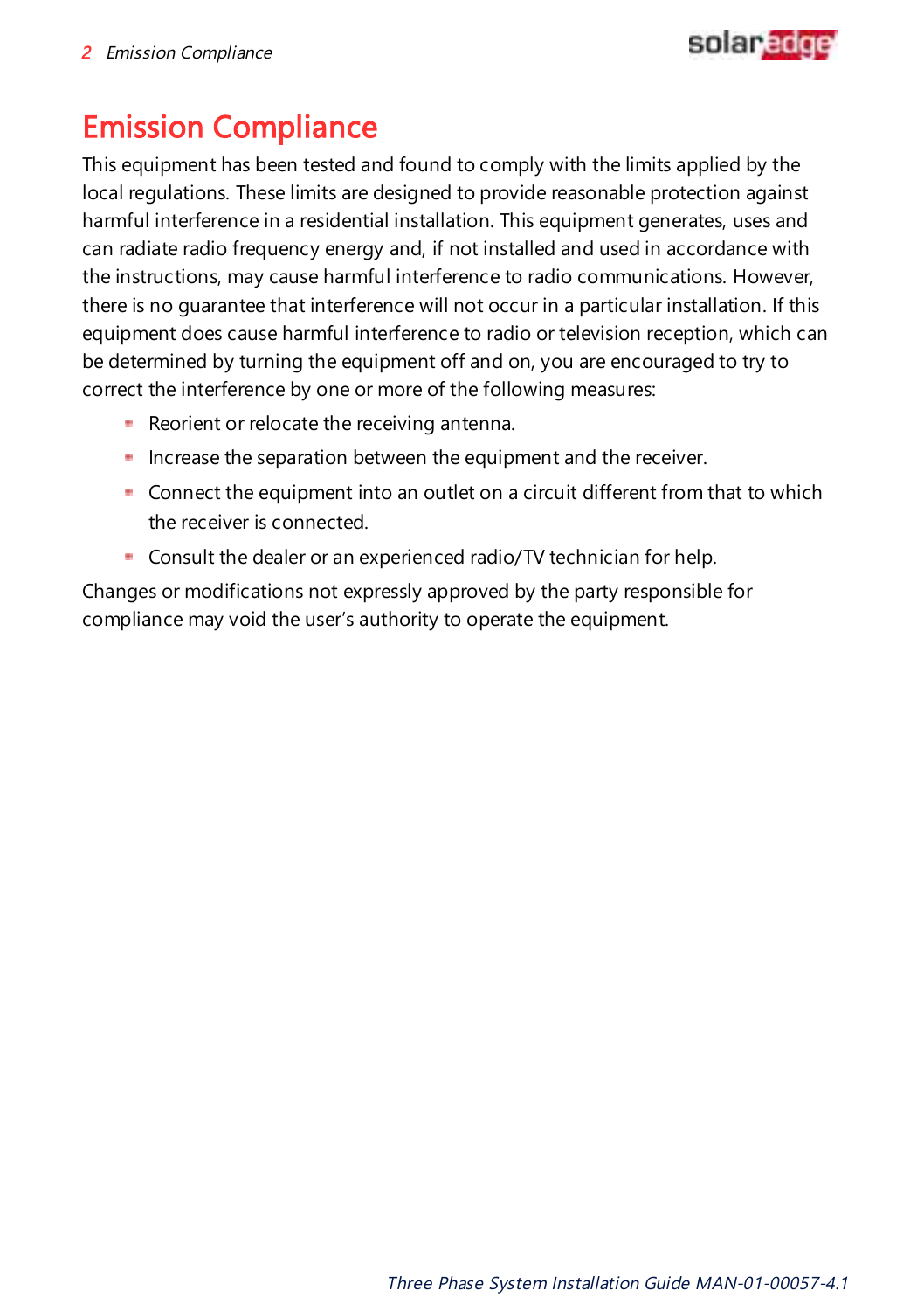# Emission Compliance

This equipment has been tested and found to comply with the limits applied by the local regulations. These limits are designed to provide reasonable protection against harmful interference in a residential installation. This equipment generates, uses and can radiate radio frequency energy and, if not installed and used in accordance with the instructions, may cause harmful interference to radio communications. However, there is no guarantee that interference will not occur in a particular installation. If this equipment does cause harmful interference to radio or television reception, which can be determined by turning the equipment off and on, you are encouraged to try to correct the interference by one or more of the following measures:

- Reorient or relocate the receiving antenna.
- Increase the separation between the equipment and the receiver.
- Connect the equipment into an outlet on a circuit different from that to which the receiver is connected.
- Consult the dealer or an experienced radio/TV technician for help.

Changes or modifications not expressly approved by the party responsible for compliance may void the user's authority to operate the equipment.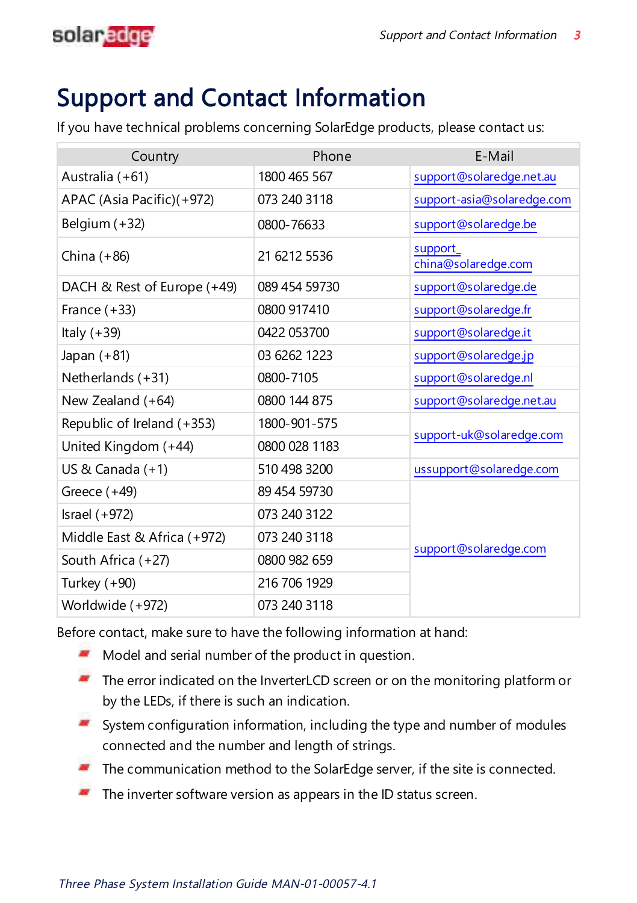# Support and Contact Information

If you have technical problems concerning SolarEdge products, please contact us:

| Country | Phone | E-Mail |
|---|---|---|
| Australia (+61) | 1800 465 567 | support@solaredge.net.au |
| APAC (Asia Pacific)(+972) | 073 240 3118 | support-asia@solaredge.com |
| Belgium (+32) | 0800-76633 | support@solaredge.be |
| China (+86) | 21 6212 5536 | support_china@solaredge.com |
| DACH & Rest of Europe (+49) | 089 454 59730 | support@solaredge.de |
| France (+33) | 0800 917410 | support@solaredge.fr |
| Italy (+39) | 0422 053700 | support@solaredge.it |
| Japan (+81) | 03 6262 1223 | support@solaredge.jp |
| Netherlands (+31) | 0800-7105 | support@solaredge.nl |
| New Zealand (+64) | 0800 144 875 | support@solaredge.net.au |
| Republic of Ireland (+353) | 1800-901-575 | support-uk@solaredge.com |
| United Kingdom (+44) | 0800 028 1183 | support-uk@solaredge.com |
| US & Canada (+1) | 510 498 3200 | ussupport@solaredge.com |
| Greece (+49) | 89 454 59730 | support@solaredge.com |
| Israel (+972) | 073 240 3122 | support@solaredge.com |
| Middle East & Africa (+972) | 073 240 3118 | support@solaredge.com |
| South Africa (+27) | 0800 982 659 | support@solaredge.com |
| Turkey (+90) | 216 706 1929 | support@solaredge.com |
| Worldwide (+972) | 073 240 3118 | support@solaredge.com |

Before contact, make sure to have the following information at hand:

- Model and serial number of the product in question.
- The error indicated on the InverterLCD screen or on the monitoring platform or by the LEDs, if there is such an indication.
- System configuration information, including the type and number of modules connected and the number and length of strings.
- The communication method to the SolarEdge server, if the site is connected.
- The inverter software version as appears in the ID status screen.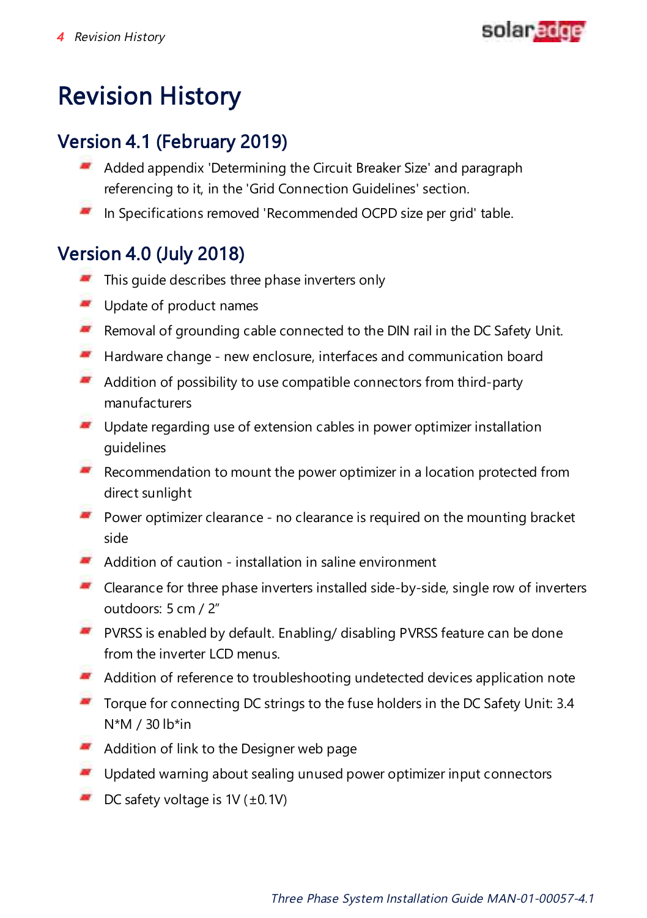# Revision History

## Version 4.1 (February 2019)

- Added appendix 'Determining the Circuit Breaker Size' and paragraph referencing to it, in the 'Grid Connection Guidelines' section.
- In Specifications removed 'Recommended OCPD size per grid' table.

## Version 4.0 (July 2018)

- This guide describes three phase inverters only
- Update of product names
- Removal of grounding cable connected to the DIN rail in the DC Safety Unit.
- Hardware change - new enclosure, interfaces and communication board
- Addition of possibility to use compatible connectors from third-party manufacturers
- Update regarding use of extension cables in power optimizer installation guidelines
- Recommendation to mount the power optimizer in a location protected from direct sunlight
- Power optimizer clearance - no clearance is required on the mounting bracket side
- Addition of caution - installation in saline environment
- Clearance for three phase inverters installed side-by-side, single row of inverters outdoors: 5 cm / 2"
- PVRSS is enabled by default. Enabling/ disabling PVRSS feature can be done from the inverter LCD menus.
- Addition of reference to troubleshooting undetected devices application note
- Torque for connecting DC strings to the fuse holders in the DC Safety Unit: 3.4 N*M / 30 lb*in
- Addition of link to the Designer web page
- Updated warning about sealing unused power optimizer input connectors
- DC safety voltage is 1V (±0.1V)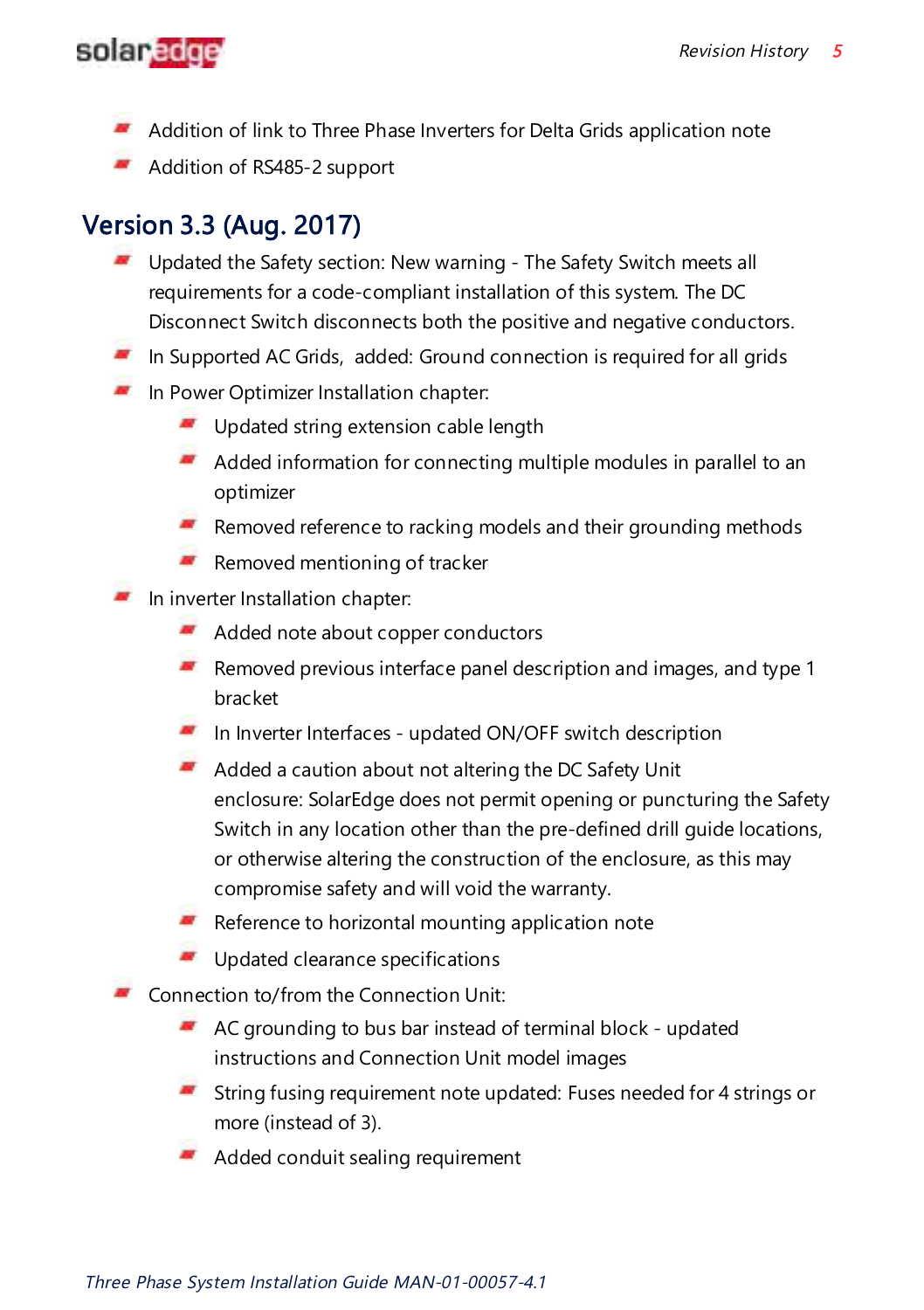- Addition of link to Three Phase Inverters for Delta Grids application note
- Addition of RS485-2 support

## Version 3.3 (Aug. 2017)

- Updated the Safety section: New warning - The Safety Switch meets all requirements for a code-compliant installation of this system. The DC Disconnect Switch disconnects both the positive and negative conductors.
- In Supported AC Grids, added: Ground connection is required for all grids
- In Power Optimizer Installation chapter:
  - Updated string extension cable length
  - Added information for connecting multiple modules in parallel to an optimizer
  - Removed reference to racking models and their grounding methods
  - Removed mentioning of tracker
- In inverter Installation chapter:
  - Added note about copper conductors
  - Removed previous interface panel description and images, and type 1 bracket
  - In Inverter Interfaces - updated ON/OFF switch description
  - Added a caution about not altering the DC Safety Unit enclosure: SolarEdge does not permit opening or puncturing the Safety Switch in any location other than the pre-defined drill guide locations, or otherwise altering the construction of the enclosure, as this may compromise safety and will void the warranty.
  - Reference to horizontal mounting application note
  - Updated clearance specifications
- Connection to/from the Connection Unit:
  - AC grounding to bus bar instead of terminal block - updated instructions and Connection Unit model images
  - String fusing requirement note updated: Fuses needed for 4 strings or more (instead of 3).
  - Added conduit sealing requirement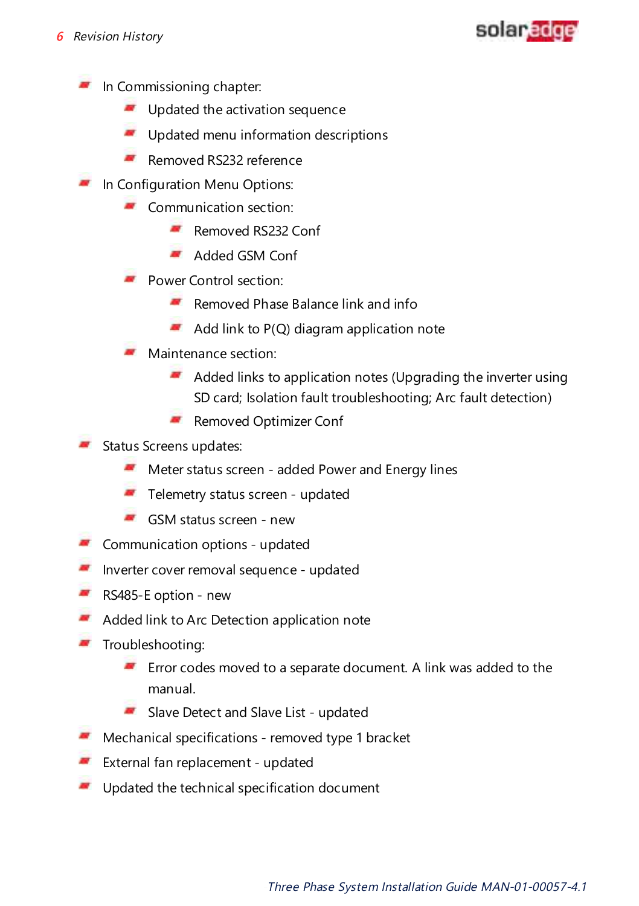- In Commissioning chapter:
  - Updated the activation sequence
  - Updated menu information descriptions
  - Removed RS232 reference
- In Configuration Menu Options:
  - Communication section:
    - Removed RS232 Conf
    - Added GSM Conf
  - Power Control section:
    - Removed Phase Balance link and info
    - Add link to P(Q) diagram application note
  - Maintenance section:
    - Added links to application notes (Upgrading the inverter using SD card; Isolation fault troubleshooting; Arc fault detection)
    - Removed Optimizer Conf
- Status Screens updates:
  - Meter status screen - added Power and Energy lines
  - Telemetry status screen - updated
  - GSM status screen - new
- Communication options - updated
- Inverter cover removal sequence - updated
- RS485-E option - new
- Added link to Arc Detection application note
- Troubleshooting:
  - Error codes moved to a separate document. A link was added to the manual.
  - Slave Detect and Slave List - updated
- Mechanical specifications - removed type 1 bracket
- External fan replacement - updated
- Updated the technical specification document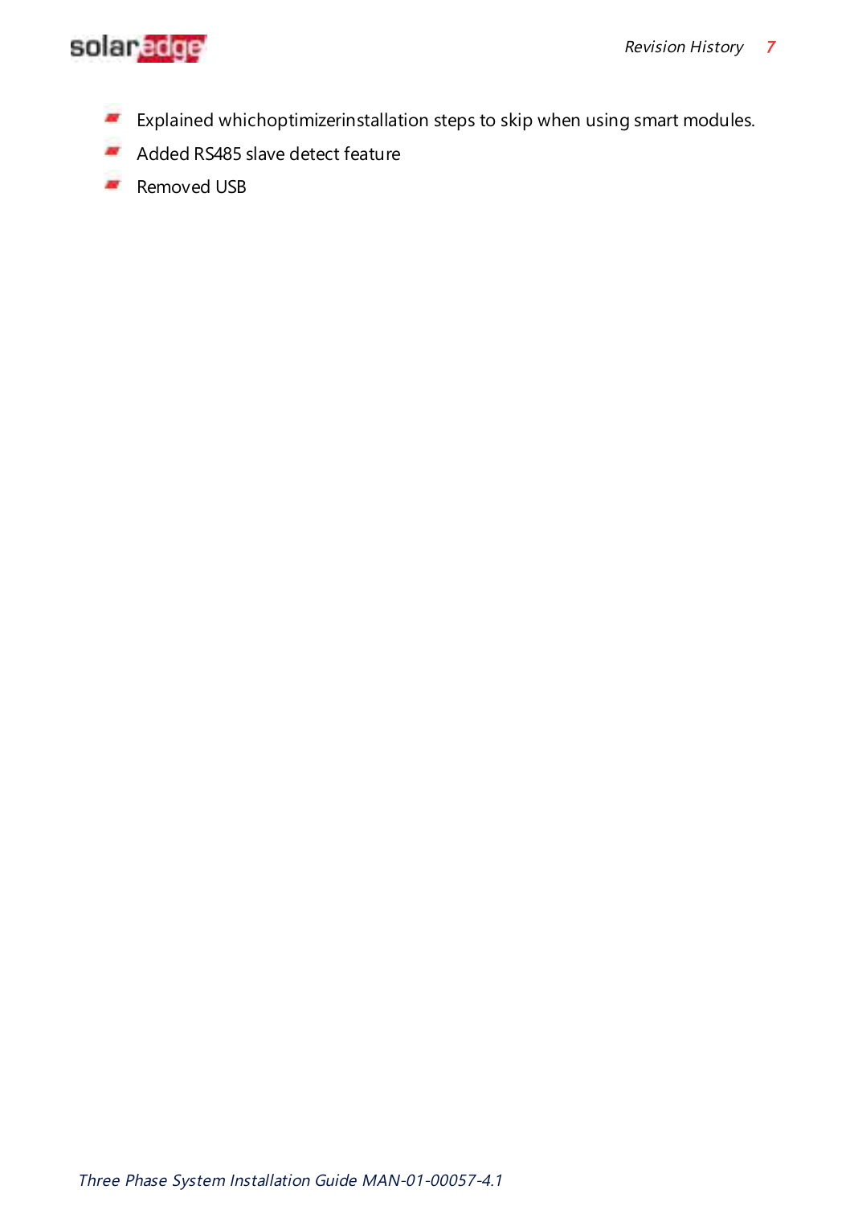- Explained whichoptimizerinstallation steps to skip when using smart modules.
- Added RS485 slave detect feature
- Removed USB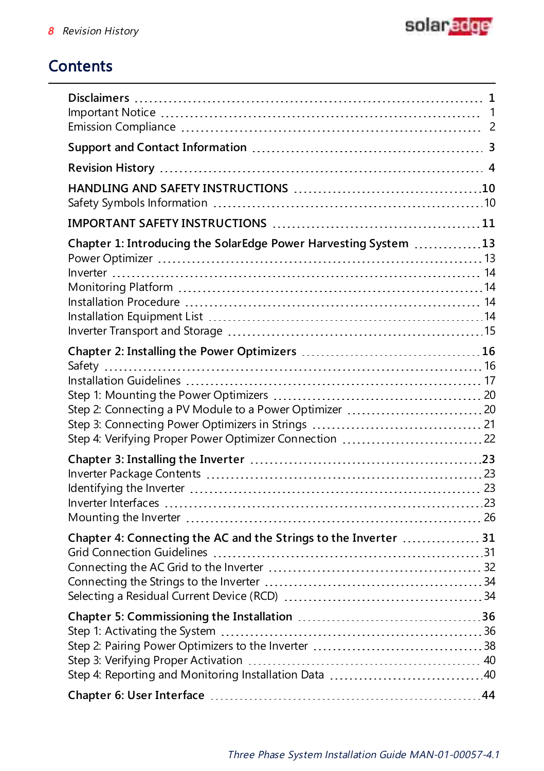# Contents

| | |
|---|---|
| **Disclaimers** | **1** |
| Important Notice | 1 |
| Emission Compliance | 2 |
| **Support and Contact Information** | **3** |
| **Revision History** | **4** |
| **HANDLING AND SAFETY INSTRUCTIONS** | **10** |
| Safety Symbols Information | 10 |
| **IMPORTANT SAFETY INSTRUCTIONS** | **11** |
| **Chapter 1: Introducing the SolarEdge Power Harvesting System** | **13** |
| Power Optimizer | 13 |
| Inverter | 14 |
| Monitoring Platform | 14 |
| Installation Procedure | 14 |
| Installation Equipment List | 14 |
| Inverter Transport and Storage | 15 |
| **Chapter 2: Installing the Power Optimizers** | **16** |
| Safety | 16 |
| Installation Guidelines | 17 |
| Step 1: Mounting the Power Optimizers | 20 |
| Step 2: Connecting a PV Module to a Power Optimizer | 20 |
| Step 3: Connecting Power Optimizers in Strings | 21 |
| Step 4: Verifying Proper Power Optimizer Connection | 22 |
| **Chapter 3: Installing the Inverter** | **23** |
| Inverter Package Contents | 23 |
| Identifying the Inverter | 23 |
| Inverter Interfaces | 23 |
| Mounting the Inverter | 26 |
| **Chapter 4: Connecting the AC and the Strings to the Inverter** | **31** |
| Grid Connection Guidelines | 31 |
| Connecting the AC Grid to the Inverter | 32 |
| Connecting the Strings to the Inverter | 34 |
| Selecting a Residual Current Device (RCD) | 34 |
| **Chapter 5: Commissioning the Installation** | **36** |
| Step 1: Activating the System | 36 |
| Step 2: Pairing Power Optimizers to the Inverter | 38 |
| Step 3: Verifying Proper Activation | 40 |
| Step 4: Reporting and Monitoring Installation Data | 40 |
| **Chapter 6: User Interface** | **44** |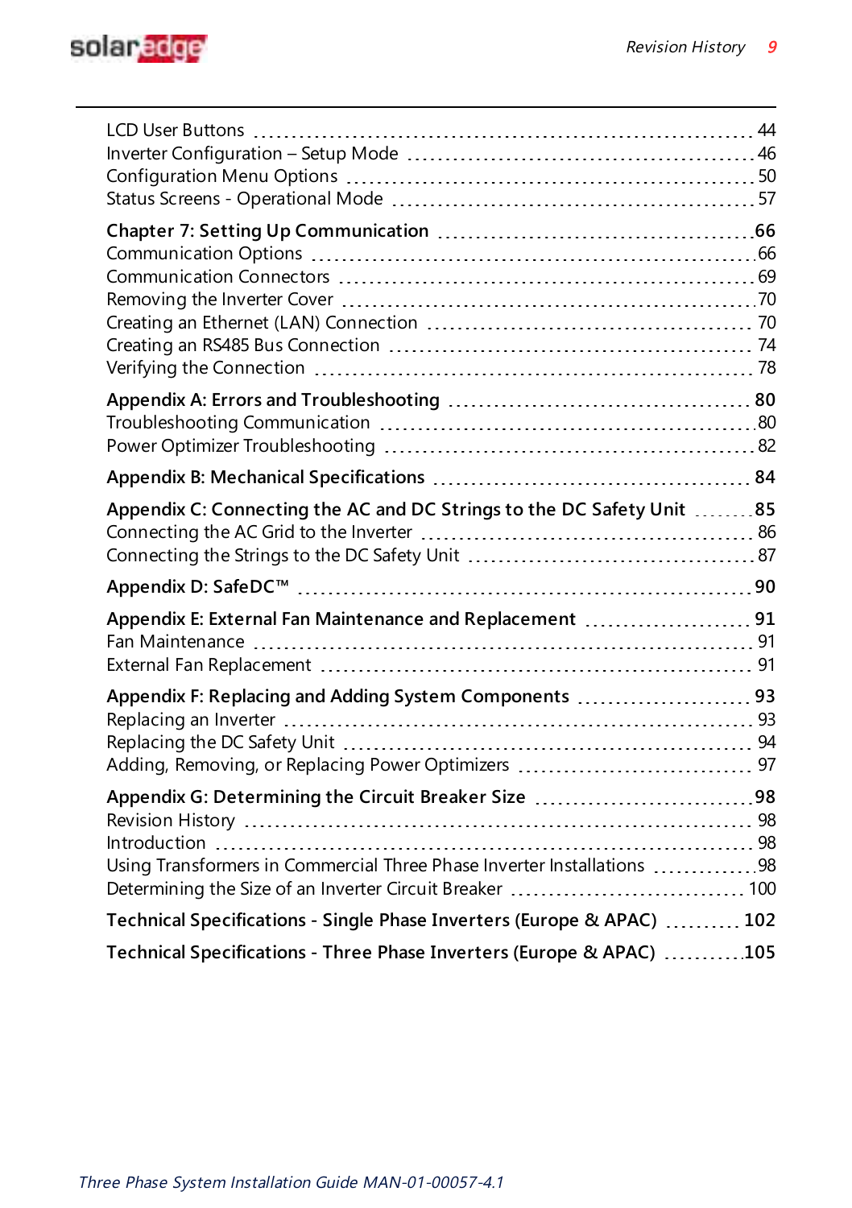LCD User Buttons ........ 44
Inverter Configuration – Setup Mode ........ 46
Configuration Menu Options ........ 50
Status Screens - Operational Mode ........ 57

**Chapter 7: Setting Up Communication ........ 66**
Communication Options ........ 66
Communication Connectors ........ 69
Removing the Inverter Cover ........ 70
Creating an Ethernet (LAN) Connection ........ 70
Creating an RS485 Bus Connection ........ 74
Verifying the Connection ........ 78

**Appendix A: Errors and Troubleshooting ........ 80**
Troubleshooting Communication ........ 80
Power Optimizer Troubleshooting ........ 82

**Appendix B: Mechanical Specifications ........ 84**

**Appendix C: Connecting the AC and DC Strings to the DC Safety Unit ........ 85**
Connecting the AC Grid to the Inverter ........ 86
Connecting the Strings to the DC Safety Unit ........ 87

**Appendix D: SafeDC™ ........ 90**

**Appendix E: External Fan Maintenance and Replacement ........ 91**
Fan Maintenance ........ 91
External Fan Replacement ........ 91

**Appendix F: Replacing and Adding System Components ........ 93**
Replacing an Inverter ........ 93
Replacing the DC Safety Unit ........ 94
Adding, Removing, or Replacing Power Optimizers ........ 97

**Appendix G: Determining the Circuit Breaker Size ........ 98**
Revision History ........ 98
Introduction ........ 98
Using Transformers in Commercial Three Phase Inverter Installations ........ 98
Determining the Size of an Inverter Circuit Breaker ........ 100

**Technical Specifications - Single Phase Inverters (Europe & APAC) ........ 102**

**Technical Specifications - Three Phase Inverters (Europe & APAC) ........ 105**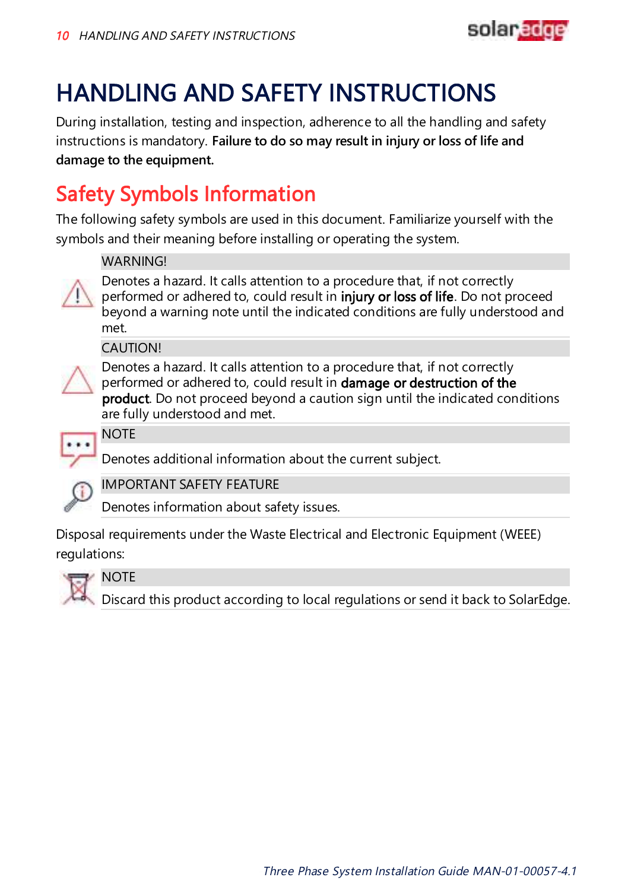# HANDLING AND SAFETY INSTRUCTIONS

During installation, testing and inspection, adherence to all the handling and safety instructions is mandatory. **Failure to do so may result in injury or loss of life and damage to the equipment.**

## Safety Symbols Information

The following safety symbols are used in this document. Familiarize yourself with the symbols and their meaning before installing or operating the system.

WARNING!

Denotes a hazard. It calls attention to a procedure that, if not correctly performed or adhered to, could result in **injury or loss of life**. Do not proceed beyond a warning note until the indicated conditions are fully understood and met.

CAUTION!

Denotes a hazard. It calls attention to a procedure that, if not correctly performed or adhered to, could result in **damage or destruction of the product**. Do not proceed beyond a caution sign until the indicated conditions are fully understood and met.

NOTE

Denotes additional information about the current subject.

IMPORTANT SAFETY FEATURE

Denotes information about safety issues.

Disposal requirements under the Waste Electrical and Electronic Equipment (WEEE) regulations:

NOTE

Discard this product according to local regulations or send it back to SolarEdge.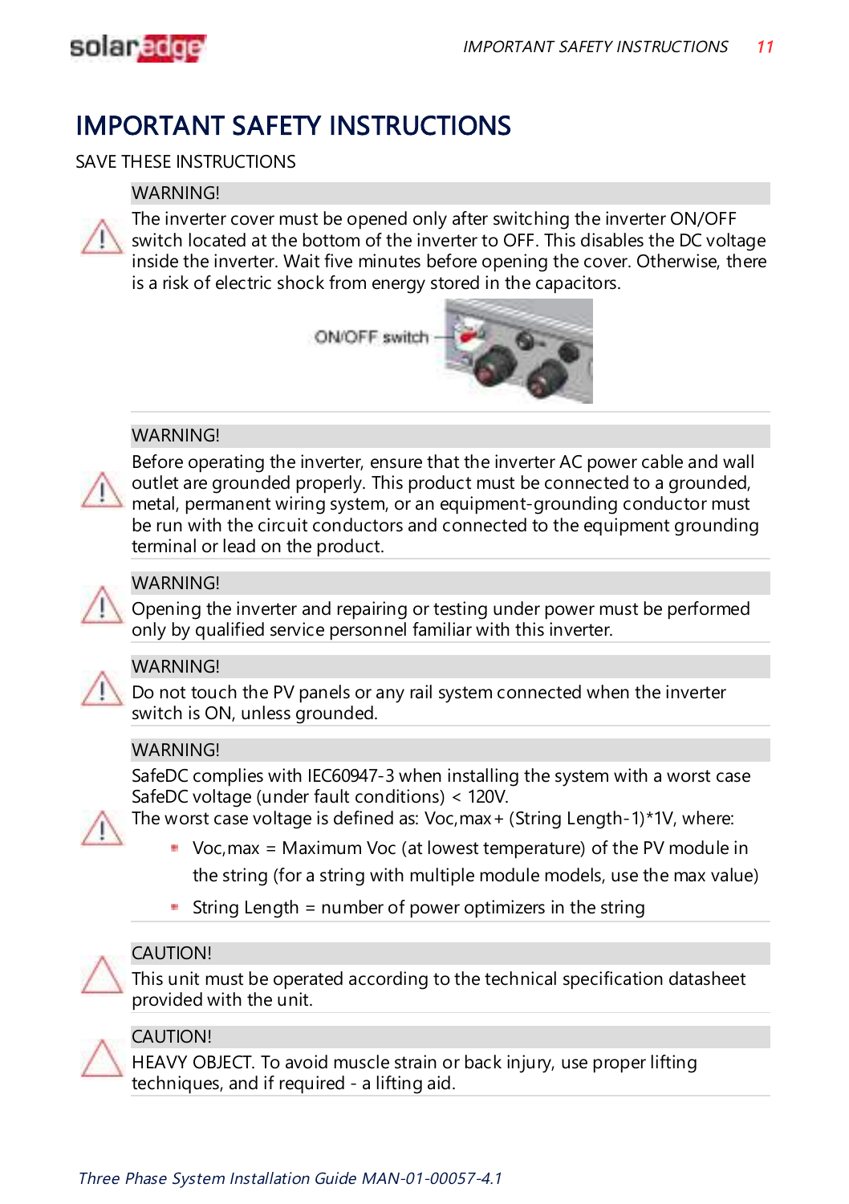# IMPORTANT SAFETY INSTRUCTIONS

SAVE THESE INSTRUCTIONS

WARNING!

The inverter cover must be opened only after switching the inverter ON/OFF switch located at the bottom of the inverter to OFF. This disables the DC voltage inside the inverter. Wait five minutes before opening the cover. Otherwise, there is a risk of electric shock from energy stored in the capacitors.

ON/OFF switch

WARNING!

Before operating the inverter, ensure that the inverter AC power cable and wall outlet are grounded properly. This product must be connected to a grounded, metal, permanent wiring system, or an equipment-grounding conductor must be run with the circuit conductors and connected to the equipment grounding terminal or lead on the product.

WARNING!

Opening the inverter and repairing or testing under power must be performed only by qualified service personnel familiar with this inverter.

WARNING!

Do not touch the PV panels or any rail system connected when the inverter switch is ON, unless grounded.

WARNING!

SafeDC complies with IEC60947-3 when installing the system with a worst case SafeDC voltage (under fault conditions) < 120V.

The worst case voltage is defined as: Voc,max + (String Length-1)*1V, where:

- Voc,max = Maximum Voc (at lowest temperature) of the PV module in the string (for a string with multiple module models, use the max value)
- String Length = number of power optimizers in the string

CAUTION!

This unit must be operated according to the technical specification datasheet provided with the unit.

CAUTION!

HEAVY OBJECT. To avoid muscle strain or back injury, use proper lifting techniques, and if required - a lifting aid.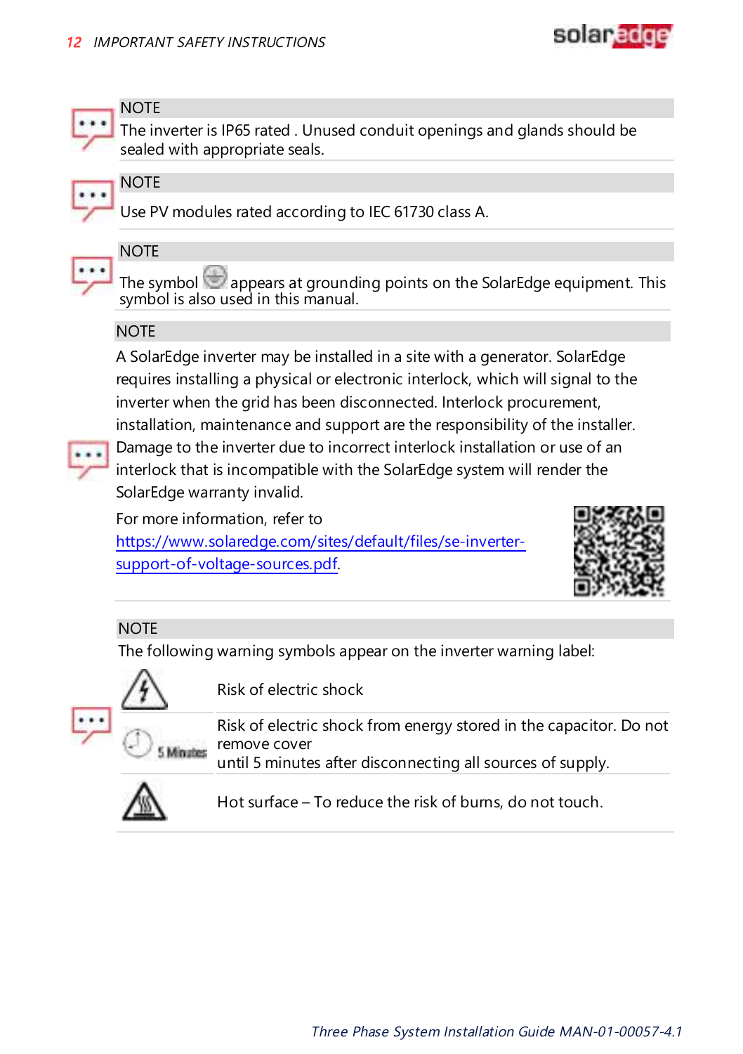NOTE

The inverter is IP65 rated . Unused conduit openings and glands should be sealed with appropriate seals.

NOTE

Use PV modules rated according to IEC 61730 class A.

NOTE

The symbol ⏚ appears at grounding points on the SolarEdge equipment. This symbol is also used in this manual.

NOTE

A SolarEdge inverter may be installed in a site with a generator. SolarEdge requires installing a physical or electronic interlock, which will signal to the inverter when the grid has been disconnected. Interlock procurement, installation, maintenance and support are the responsibility of the installer. Damage to the inverter due to incorrect interlock installation or use of an interlock that is incompatible with the SolarEdge system will render the SolarEdge warranty invalid.

For more information, refer to https://www.solaredge.com/sites/default/files/se-inverter-support-of-voltage-sources.pdf.

NOTE

The following warning symbols appear on the inverter warning label:

| | |
|---|---|
| | Risk of electric shock |
| 5 Minutes | Risk of electric shock from energy stored in the capacitor. Do not remove cover until 5 minutes after disconnecting all sources of supply. |
| | Hot surface – To reduce the risk of burns, do not touch. |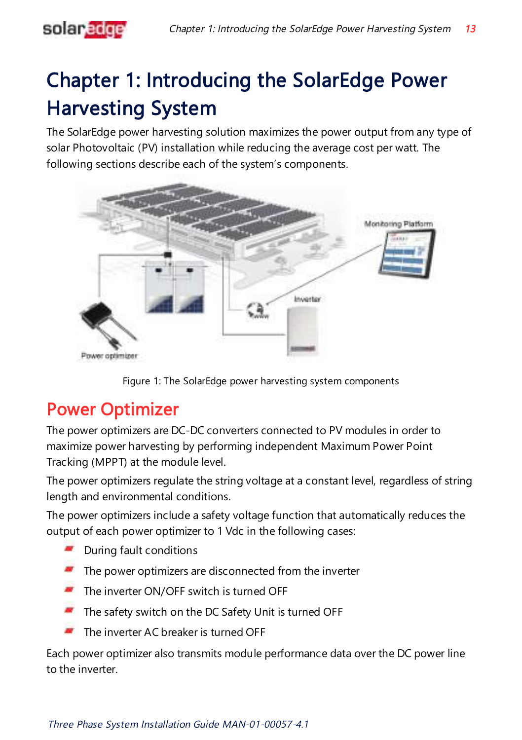# Chapter 1: Introducing the SolarEdge Power Harvesting System

The SolarEdge power harvesting solution maximizes the power output from any type of solar Photovoltaic (PV) installation while reducing the average cost per watt. The following sections describe each of the system's components.

Figure 1: The SolarEdge power harvesting system components

## Power Optimizer

The power optimizers are DC-DC converters connected to PV modules in order to maximize power harvesting by performing independent Maximum Power Point Tracking (MPPT) at the module level.

The power optimizers regulate the string voltage at a constant level, regardless of string length and environmental conditions.

The power optimizers include a safety voltage function that automatically reduces the output of each power optimizer to 1 Vdc in the following cases:

- During fault conditions
- The power optimizers are disconnected from the inverter
- The inverter ON/OFF switch is turned OFF
- The safety switch on the DC Safety Unit is turned OFF
- The inverter AC breaker is turned OFF

Each power optimizer also transmits module performance data over the DC power line to the inverter.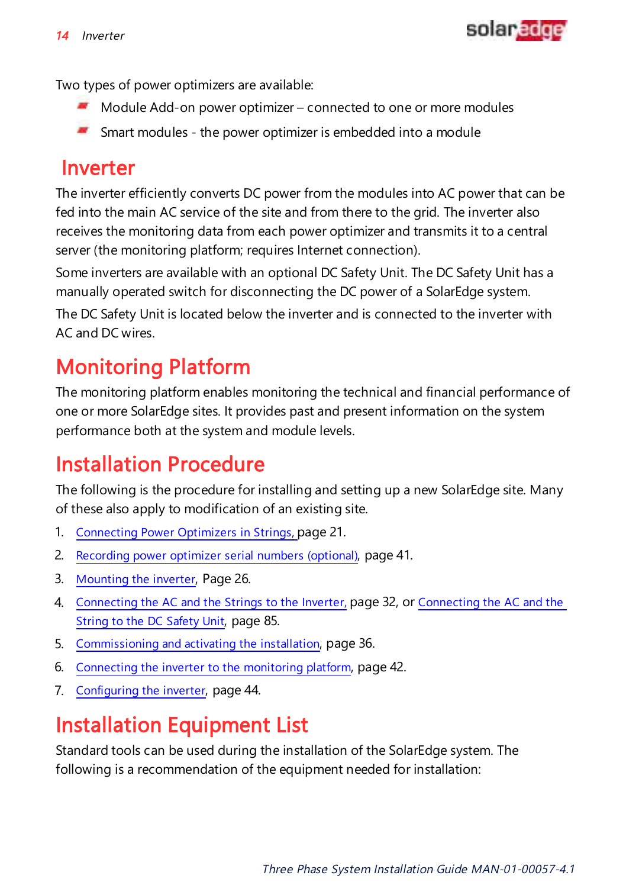Two types of power optimizers are available:

- Module Add-on power optimizer – connected to one or more modules
- Smart modules - the power optimizer is embedded into a module

## Inverter

The inverter efficiently converts DC power from the modules into AC power that can be fed into the main AC service of the site and from there to the grid. The inverter also receives the monitoring data from each power optimizer and transmits it to a central server (the monitoring platform; requires Internet connection).

Some inverters are available with an optional DC Safety Unit. The DC Safety Unit has a manually operated switch for disconnecting the DC power of a SolarEdge system.

The DC Safety Unit is located below the inverter and is connected to the inverter with AC and DC wires.

# Monitoring Platform

The monitoring platform enables monitoring the technical and financial performance of one or more SolarEdge sites. It provides past and present information on the system performance both at the system and module levels.

# Installation Procedure

The following is the procedure for installing and setting up a new SolarEdge site. Many of these also apply to modification of an existing site.

1. Connecting Power Optimizers in Strings, page 21.
2. Recording power optimizer serial numbers (optional), page 41.
3. Mounting the inverter, Page 26.
4. Connecting the AC and the Strings to the Inverter, page 32, or Connecting the AC and the String to the DC Safety Unit, page 85.
5. Commissioning and activating the installation, page 36.
6. Connecting the inverter to the monitoring platform, page 42.
7. Configuring the inverter, page 44.

# Installation Equipment List

Standard tools can be used during the installation of the SolarEdge system. The following is a recommendation of the equipment needed for installation: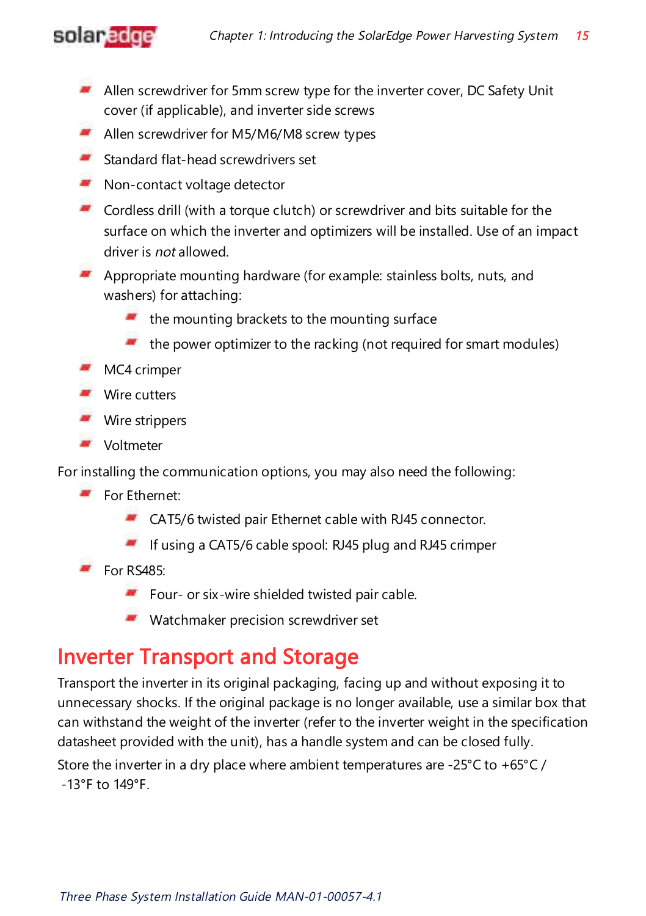- Allen screwdriver for 5mm screw type for the inverter cover, DC Safety Unit cover (if applicable), and inverter side screws
- Allen screwdriver for M5/M6/M8 screw types
- Standard flat-head screwdrivers set
- Non-contact voltage detector
- Cordless drill (with a torque clutch) or screwdriver and bits suitable for the surface on which the inverter and optimizers will be installed. Use of an impact driver is *not* allowed.
- Appropriate mounting hardware (for example: stainless bolts, nuts, and washers) for attaching:
  - the mounting brackets to the mounting surface
  - the power optimizer to the racking (not required for smart modules)
- MC4 crimper
- Wire cutters
- Wire strippers
- Voltmeter

For installing the communication options, you may also need the following:

- For Ethernet:
  - CAT5/6 twisted pair Ethernet cable with RJ45 connector.
  - If using a CAT5/6 cable spool: RJ45 plug and RJ45 crimper
- For RS485:
  - Four- or six-wire shielded twisted pair cable.
  - Watchmaker precision screwdriver set

# Inverter Transport and Storage

Transport the inverter in its original packaging, facing up and without exposing it to unnecessary shocks. If the original package is no longer available, use a similar box that can withstand the weight of the inverter (refer to the inverter weight in the specification datasheet provided with the unit), has a handle system and can be closed fully.

Store the inverter in a dry place where ambient temperatures are -25°C to +65°C / -13°F to 149°F.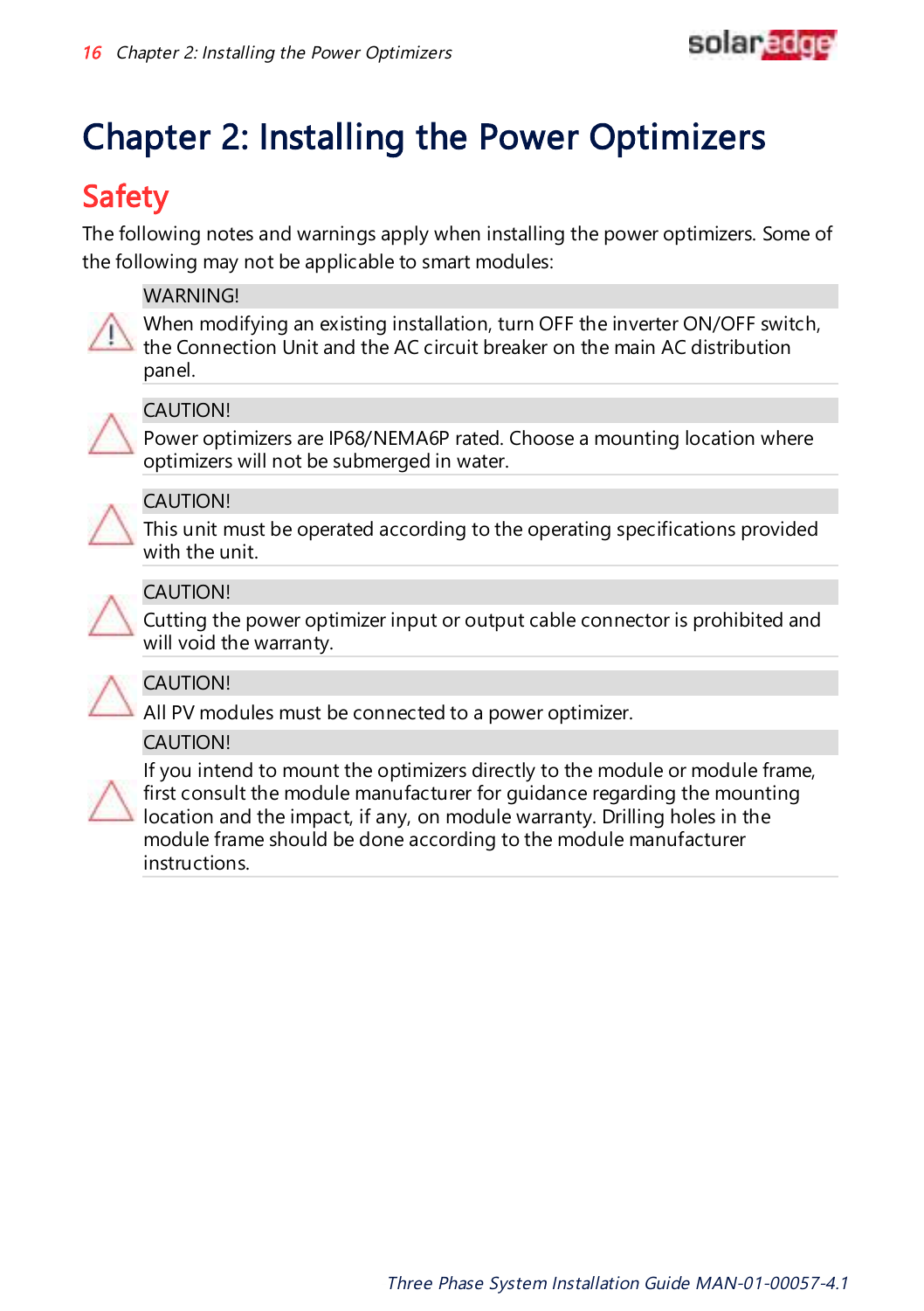# Chapter 2: Installing the Power Optimizers

## Safety

The following notes and warnings apply when installing the power optimizers. Some of the following may not be applicable to smart modules:

**WARNING!**

When modifying an existing installation, turn OFF the inverter ON/OFF switch, the Connection Unit and the AC circuit breaker on the main AC distribution panel.

**CAUTION!**

Power optimizers are IP68/NEMA6P rated. Choose a mounting location where optimizers will not be submerged in water.

**CAUTION!**

This unit must be operated according to the operating specifications provided with the unit.

**CAUTION!**

Cutting the power optimizer input or output cable connector is prohibited and will void the warranty.

**CAUTION!**

All PV modules must be connected to a power optimizer.

**CAUTION!**

If you intend to mount the optimizers directly to the module or module frame, first consult the module manufacturer for guidance regarding the mounting location and the impact, if any, on module warranty. Drilling holes in the module frame should be done according to the module manufacturer instructions.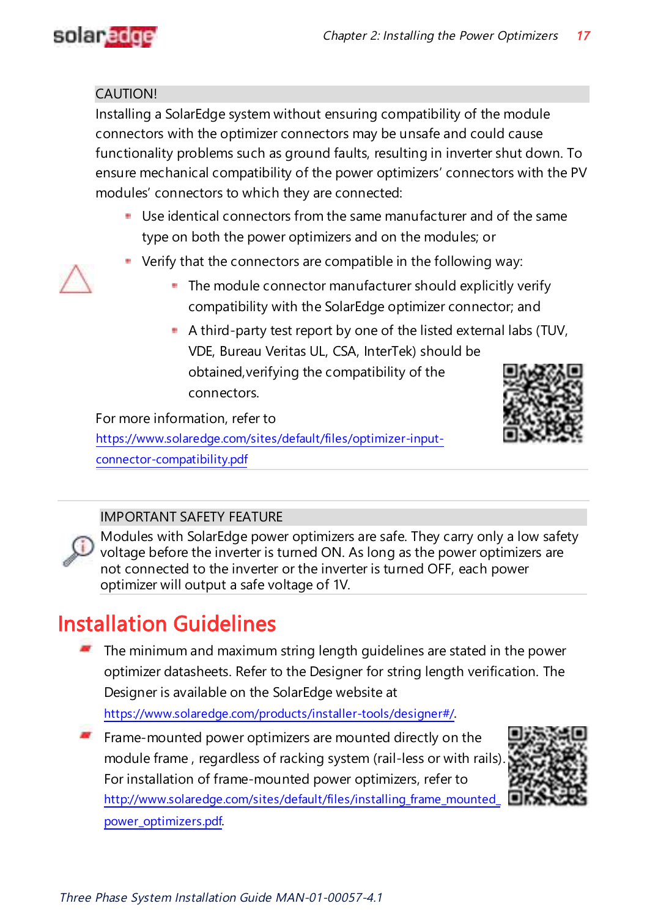CAUTION!

Installing a SolarEdge system without ensuring compatibility of the module connectors with the optimizer connectors may be unsafe and could cause functionality problems such as ground faults, resulting in inverter shut down. To ensure mechanical compatibility of the power optimizers' connectors with the PV modules' connectors to which they are connected:

- Use identical connectors from the same manufacturer and of the same type on both the power optimizers and on the modules; or
- Verify that the connectors are compatible in the following way:
  - The module connector manufacturer should explicitly verify compatibility with the SolarEdge optimizer connector; and
  - A third-party test report by one of the listed external labs (TUV, VDE, Bureau Veritas UL, CSA, InterTek) should be obtained,verifying the compatibility of the connectors.

For more information, refer to https://www.solaredge.com/sites/default/files/optimizer-input-connector-compatibility.pdf

IMPORTANT SAFETY FEATURE

Modules with SolarEdge power optimizers are safe. They carry only a low safety voltage before the inverter is turned ON. As long as the power optimizers are not connected to the inverter or the inverter is turned OFF, each power optimizer will output a safe voltage of 1V.

## Installation Guidelines

- The minimum and maximum string length guidelines are stated in the power optimizer datasheets. Refer to the Designer for string length verification. The Designer is available on the SolarEdge website at https://www.solaredge.com/products/installer-tools/designer#/.
- Frame-mounted power optimizers are mounted directly on the module frame , regardless of racking system (rail-less or with rails). For installation of frame-mounted power optimizers, refer to http://www.solaredge.com/sites/default/files/installing_frame_mounted_power_optimizers.pdf.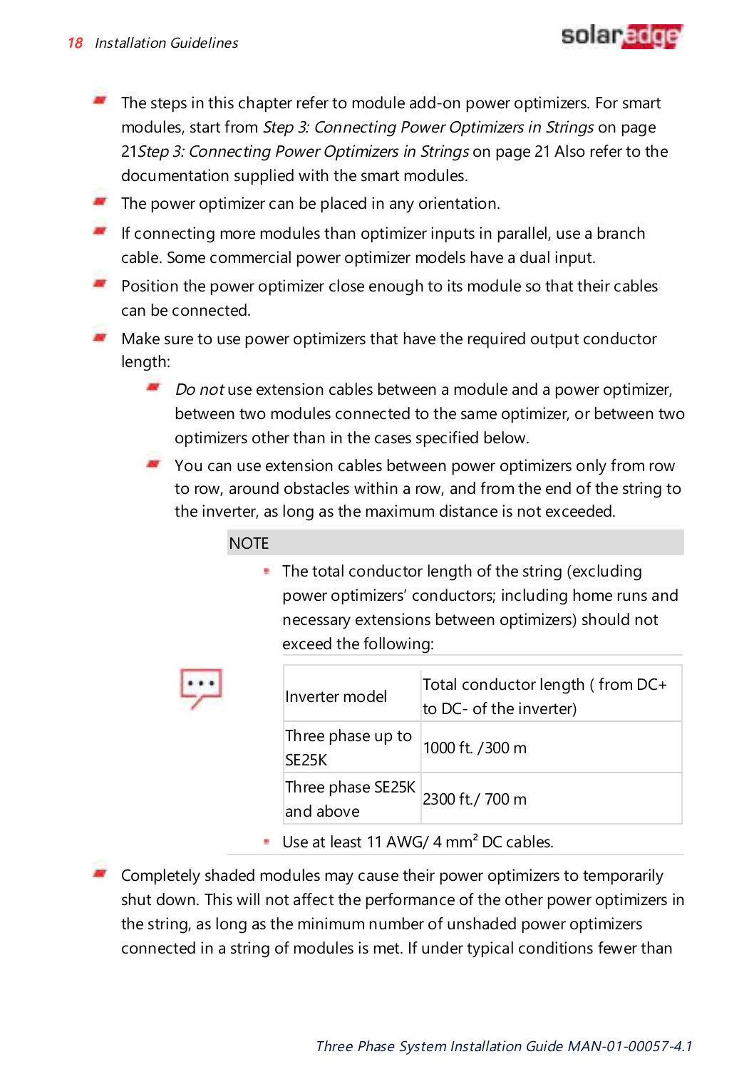- The steps in this chapter refer to module add-on power optimizers. For smart modules, start from *Step 3: Connecting Power Optimizers in Strings* on page 21*Step 3: Connecting Power Optimizers in Strings* on page 21 Also refer to the documentation supplied with the smart modules.
- The power optimizer can be placed in any orientation.
- If connecting more modules than optimizer inputs in parallel, use a branch cable. Some commercial power optimizer models have a dual input.
- Position the power optimizer close enough to its module so that their cables can be connected.
- Make sure to use power optimizers that have the required output conductor length:
  - *Do not* use extension cables between a module and a power optimizer, between two modules connected to the same optimizer, or between two optimizers other than in the cases specified below.
  - You can use extension cables between power optimizers only from row to row, around obstacles within a row, and from the end of the string to the inverter, as long as the maximum distance is not exceeded.

NOTE

- The total conductor length of the string (excluding power optimizers' conductors; including home runs and necessary extensions between optimizers) should not exceed the following:

| Inverter model | Total conductor length ( from DC+ to DC- of the inverter) |
|---|---|
| Three phase up to SE25K | 1000 ft. /300 m |
| Three phase SE25K and above | 2300 ft./ 700 m |

- Use at least 11 AWG/ 4 mm² DC cables.

- Completely shaded modules may cause their power optimizers to temporarily shut down. This will not affect the performance of the other power optimizers in the string, as long as the minimum number of unshaded power optimizers connected in a string of modules is met. If under typical conditions fewer than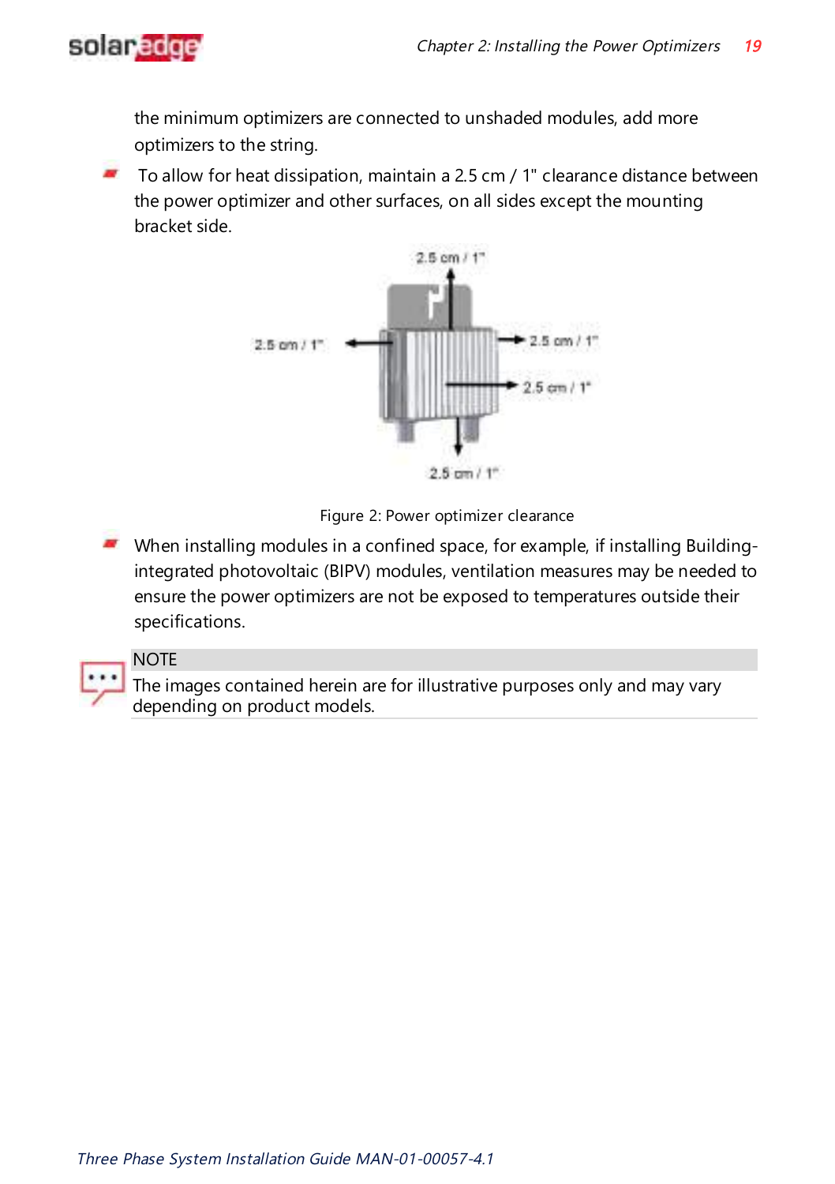the minimum optimizers are connected to unshaded modules, add more optimizers to the string.

- To allow for heat dissipation, maintain a 2.5 cm / 1" clearance distance between the power optimizer and other surfaces, on all sides except the mounting bracket side.

Figure 2: Power optimizer clearance

- When installing modules in a confined space, for example, if installing Building-integrated photovoltaic (BIPV) modules, ventilation measures may be needed to ensure the power optimizers are not be exposed to temperatures outside their specifications.

**NOTE**

The images contained herein are for illustrative purposes only and may vary depending on product models.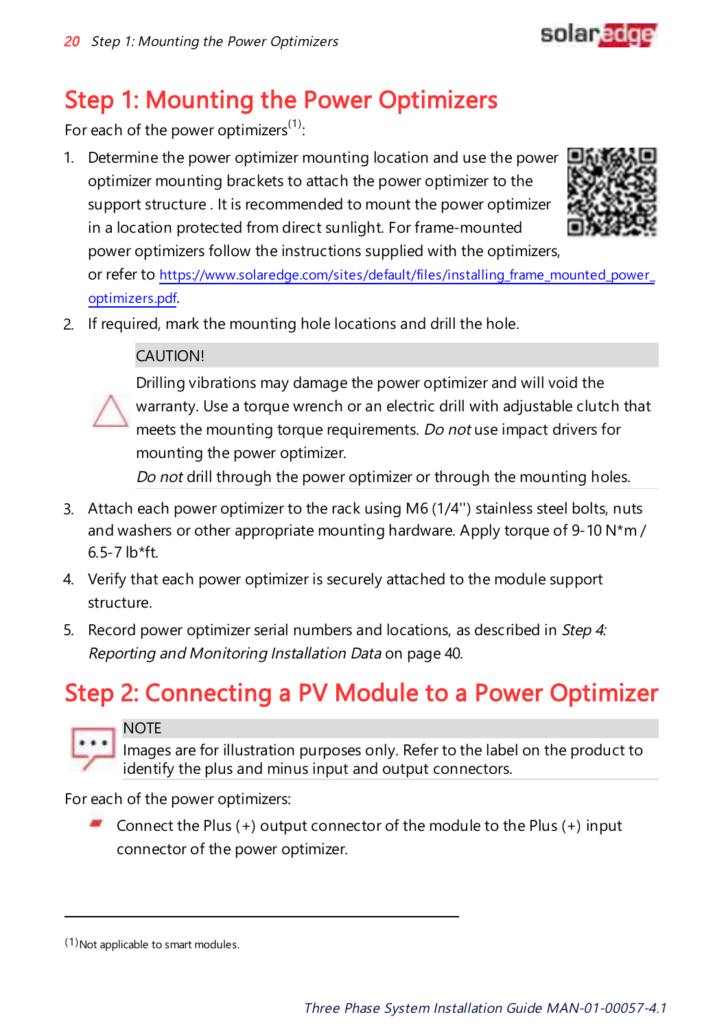# Step 1: Mounting the Power Optimizers

For each of the power optimizers[1]:

1. Determine the power optimizer mounting location and use the power optimizer mounting brackets to attach the power optimizer to the support structure . It is recommended to mount the power optimizer in a location protected from direct sunlight. For frame-mounted power optimizers follow the instructions supplied with the optimizers, or refer to https://www.solaredge.com/sites/default/files/installing_frame_mounted_power_optimizers.pdf.
2. If required, mark the mounting hole locations and drill the hole.

> CAUTION!
>
> Drilling vibrations may damage the power optimizer and will void the warranty. Use a torque wrench or an electric drill with adjustable clutch that meets the mounting torque requirements. *Do not* use impact drivers for mounting the power optimizer.
>
> *Do not* drill through the power optimizer or through the mounting holes.

3. Attach each power optimizer to the rack using M6 (1/4'') stainless steel bolts, nuts and washers or other appropriate mounting hardware. Apply torque of 9-10 N*m / 6.5-7 lb*ft.
4. Verify that each power optimizer is securely attached to the module support structure.
5. Record power optimizer serial numbers and locations, as described in *Step 4: Reporting and Monitoring Installation Data* on page 40.

# Step 2: Connecting a PV Module to a Power Optimizer

> NOTE
>
> Images are for illustration purposes only. Refer to the label on the product to identify the plus and minus input and output connectors.

For each of the power optimizers:

- Connect the Plus (+) output connector of the module to the Plus (+) input connector of the power optimizer.

---

[1] Not applicable to smart modules.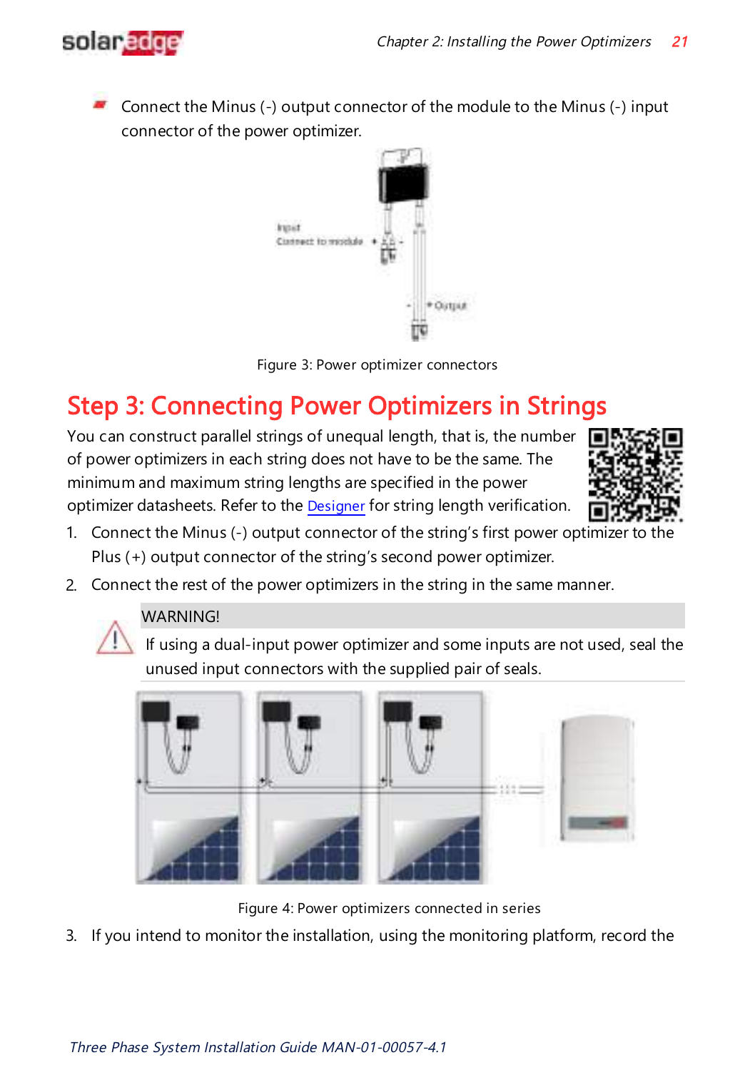- Connect the Minus (-) output connector of the module to the Minus (-) input connector of the power optimizer.

Input
Connect to module
Output

Figure 3: Power optimizer connectors

## Step 3: Connecting Power Optimizers in Strings

You can construct parallel strings of unequal length, that is, the number of power optimizers in each string does not have to be the same. The minimum and maximum string lengths are specified in the power optimizer datasheets. Refer to the Designer for string length verification.

1. Connect the Minus (-) output connector of the string's first power optimizer to the Plus (+) output connector of the string's second power optimizer.
2. Connect the rest of the power optimizers in the string in the same manner.

> **WARNING!**
> If using a dual-input power optimizer and some inputs are not used, seal the unused input connectors with the supplied pair of seals.

Figure 4: Power optimizers connected in series

3. If you intend to monitor the installation, using the monitoring platform, record the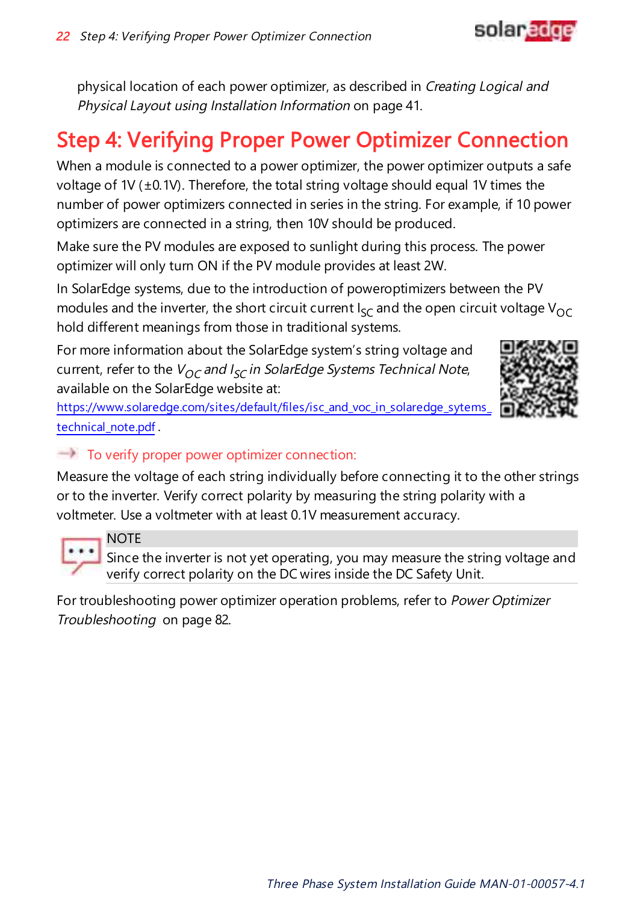physical location of each power optimizer, as described in *Creating Logical and Physical Layout using Installation Information* on page 41.

# Step 4: Verifying Proper Power Optimizer Connection

When a module is connected to a power optimizer, the power optimizer outputs a safe voltage of 1V (±0.1V). Therefore, the total string voltage should equal 1V times the number of power optimizers connected in series in the string. For example, if 10 power optimizers are connected in a string, then 10V should be produced.

Make sure the PV modules are exposed to sunlight during this process. The power optimizer will only turn ON if the PV module provides at least 2W.

In SolarEdge systems, due to the introduction of poweroptimizers between the PV modules and the inverter, the short circuit current $I_{SC}$ and the open circuit voltage $V_{OC}$ hold different meanings from those in traditional systems.

For more information about the SolarEdge system's string voltage and current, refer to the *$V_{OC}$ and $I_{SC}$ in SolarEdge Systems Technical Note*, available on the SolarEdge website at: https://www.solaredge.com/sites/default/files/isc_and_voc_in_solaredge_sytems_technical_note.pdf .

**→ To verify proper power optimizer connection:**

Measure the voltage of each string individually before connecting it to the other strings or to the inverter. Verify correct polarity by measuring the string polarity with a voltmeter. Use a voltmeter with at least 0.1V measurement accuracy.

> **NOTE**
> Since the inverter is not yet operating, you may measure the string voltage and verify correct polarity on the DC wires inside the DC Safety Unit.

For troubleshooting power optimizer operation problems, refer to *Power Optimizer Troubleshooting* on page 82.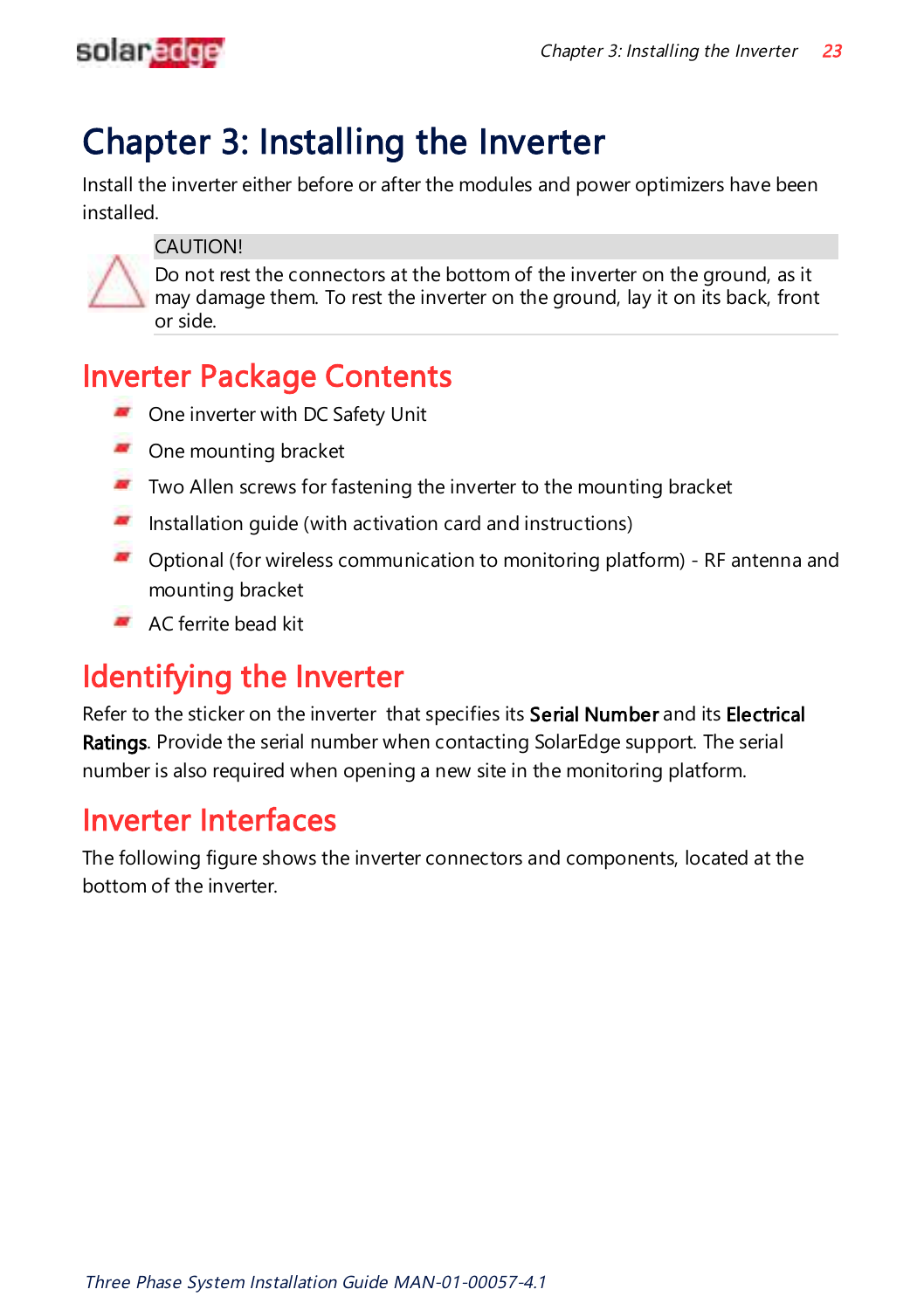# Chapter 3: Installing the Inverter

Install the inverter either before or after the modules and power optimizers have been installed.

> CAUTION!
> Do not rest the connectors at the bottom of the inverter on the ground, as it may damage them. To rest the inverter on the ground, lay it on its back, front or side.

## Inverter Package Contents

- One inverter with DC Safety Unit
- One mounting bracket
- Two Allen screws for fastening the inverter to the mounting bracket
- Installation guide (with activation card and instructions)
- Optional (for wireless communication to monitoring platform) - RF antenna and mounting bracket
- AC ferrite bead kit

## Identifying the Inverter

Refer to the sticker on the inverter that specifies its **Serial Number** and its **Electrical Ratings**. Provide the serial number when contacting SolarEdge support. The serial number is also required when opening a new site in the monitoring platform.

## Inverter Interfaces

The following figure shows the inverter connectors and components, located at the bottom of the inverter.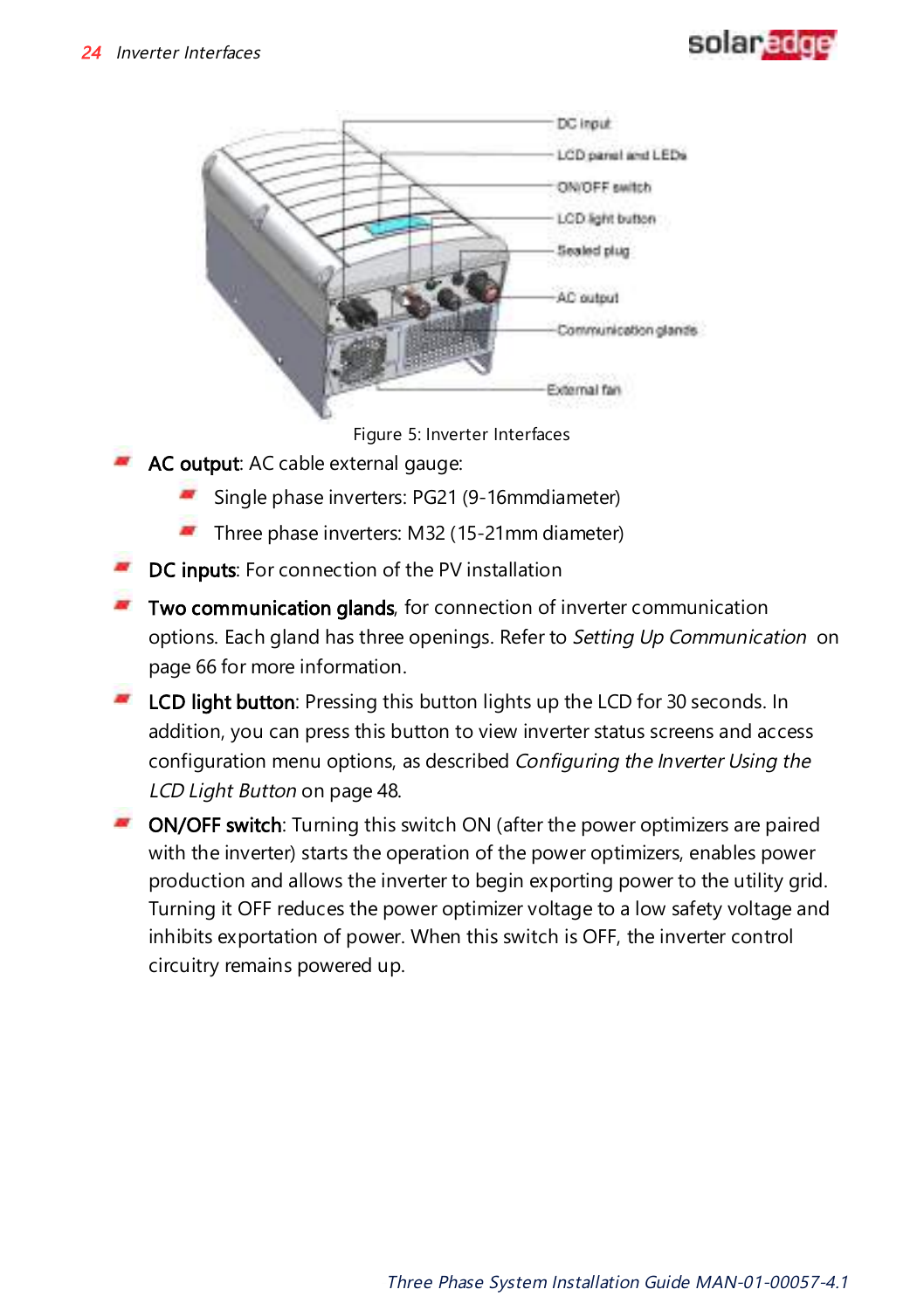Figure 5: Inverter Interfaces

- **AC output**: AC cable external gauge:
  - Single phase inverters: PG21 (9-16mmdiameter)
  - Three phase inverters: M32 (15-21mm diameter)
- **DC inputs**: For connection of the PV installation
- **Two communication glands**, for connection of inverter communication options. Each gland has three openings. Refer to *Setting Up Communication* on page 66 for more information.
- **LCD light button**: Pressing this button lights up the LCD for 30 seconds. In addition, you can press this button to view inverter status screens and access configuration menu options, as described *Configuring the Inverter Using the LCD Light Button* on page 48.
- **ON/OFF switch**: Turning this switch ON (after the power optimizers are paired with the inverter) starts the operation of the power optimizers, enables power production and allows the inverter to begin exporting power to the utility grid. Turning it OFF reduces the power optimizer voltage to a low safety voltage and inhibits exportation of power. When this switch is OFF, the inverter control circuitry remains powered up.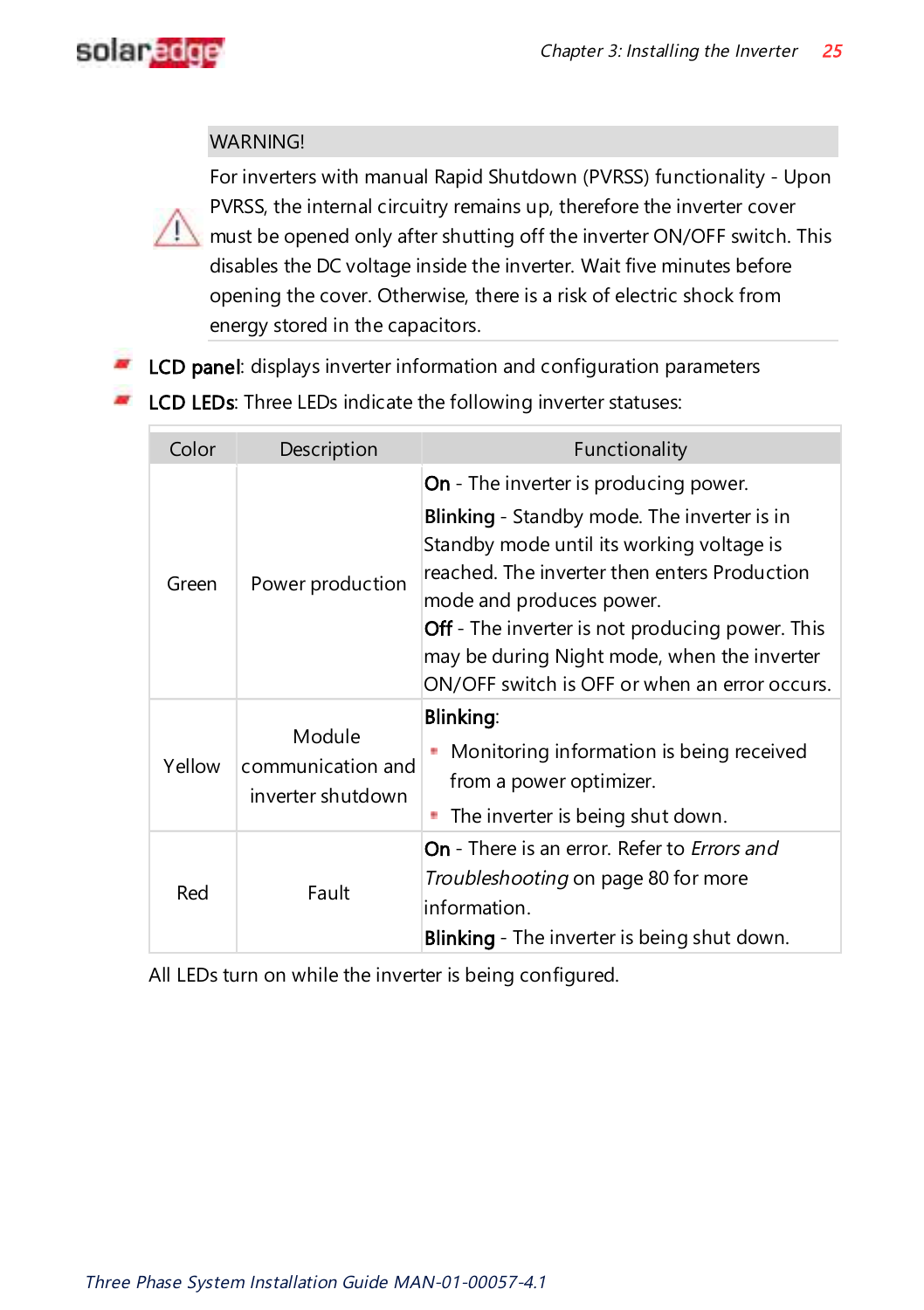WARNING!

For inverters with manual Rapid Shutdown (PVRSS) functionality - Upon PVRSS, the internal circuitry remains up, therefore the inverter cover must be opened only after shutting off the inverter ON/OFF switch. This disables the DC voltage inside the inverter. Wait five minutes before opening the cover. Otherwise, there is a risk of electric shock from energy stored in the capacitors.

- **LCD panel**: displays inverter information and configuration parameters
- **LCD LEDs**: Three LEDs indicate the following inverter statuses:

| Color | Description | Functionality |
|---|---|---|
| Green | Power production | **On** - The inverter is producing power.<br>**Blinking** - Standby mode. The inverter is in Standby mode until its working voltage is reached. The inverter then enters Production mode and produces power.<br>**Off** - The inverter is not producing power. This may be during Night mode, when the inverter ON/OFF switch is OFF or when an error occurs. |
| Yellow | Module communication and inverter shutdown | **Blinking**:<br>• Monitoring information is being received from a power optimizer.<br>• The inverter is being shut down. |
| Red | Fault | **On** - There is an error. Refer to *Errors and Troubleshooting* on page 80 for more information.<br>**Blinking** - The inverter is being shut down. |

All LEDs turn on while the inverter is being configured.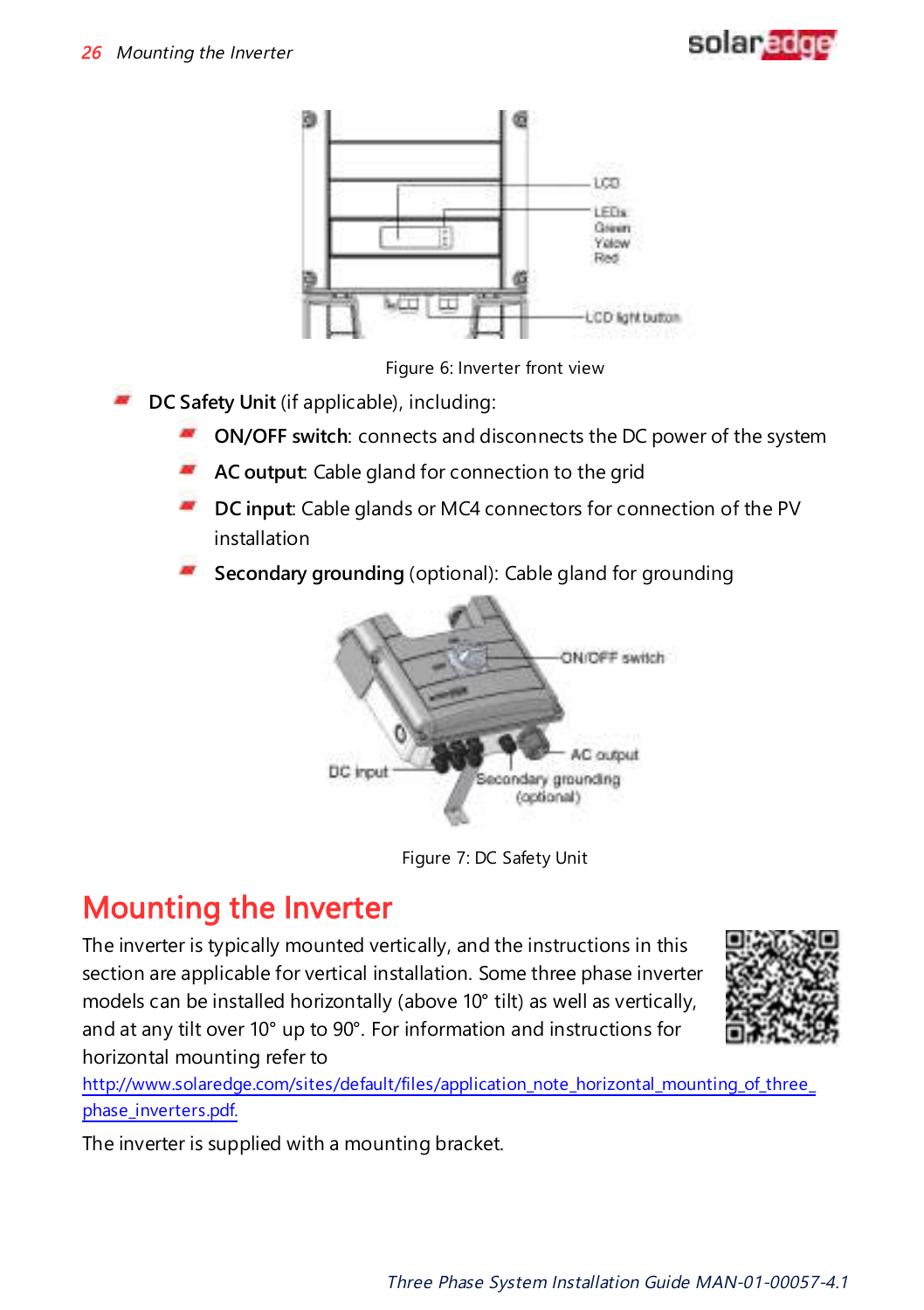LCD

LEDs:
Green
Yellow
Red

LCD light button

Figure 6: Inverter front view

- **DC Safety Unit** (if applicable), including:
  - **ON/OFF switch**: connects and disconnects the DC power of the system
  - **AC output**: Cable gland for connection to the grid
  - **DC input**: Cable glands or MC4 connectors for connection of the PV installation
  - **Secondary grounding** (optional): Cable gland for grounding

ON/OFF switch

AC output

DC input

Secondary grounding (optional)

Figure 7: DC Safety Unit

# Mounting the Inverter

The inverter is typically mounted vertically, and the instructions in this section are applicable for vertical installation. Some three phase inverter models can be installed horizontally (above 10° tilt) as well as vertically, and at any tilt over 10° up to 90°. For information and instructions for horizontal mounting refer to http://www.solaredge.com/sites/default/files/application_note_horizontal_mounting_of_three_phase_inverters.pdf.

The inverter is supplied with a mounting bracket.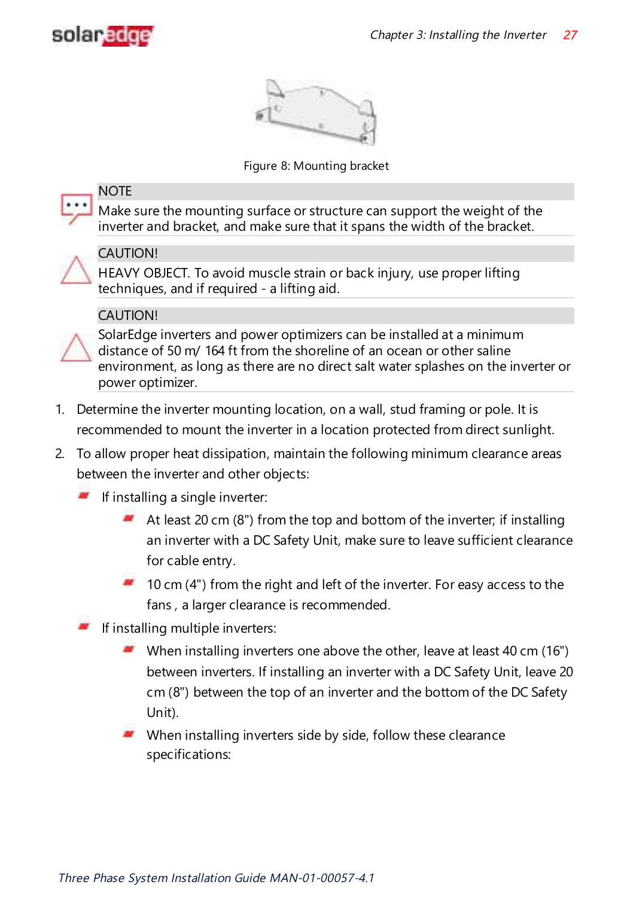Figure 8: Mounting bracket

**NOTE**

Make sure the mounting surface or structure can support the weight of the inverter and bracket, and make sure that it spans the width of the bracket.

**CAUTION!**

HEAVY OBJECT. To avoid muscle strain or back injury, use proper lifting techniques, and if required - a lifting aid.

**CAUTION!**

SolarEdge inverters and power optimizers can be installed at a minimum distance of 50 m/ 164 ft from the shoreline of an ocean or other saline environment, as long as there are no direct salt water splashes on the inverter or power optimizer.

1. Determine the inverter mounting location, on a wall, stud framing or pole. It is recommended to mount the inverter in a location protected from direct sunlight.
2. To allow proper heat dissipation, maintain the following minimum clearance areas between the inverter and other objects:
   - If installing a single inverter:
     - At least 20 cm (8") from the top and bottom of the inverter; if installing an inverter with a DC Safety Unit, make sure to leave sufficient clearance for cable entry.
     - 10 cm (4") from the right and left of the inverter. For easy access to the fans , a larger clearance is recommended.
   - If installing multiple inverters:
     - When installing inverters one above the other, leave at least 40 cm (16") between inverters. If installing an inverter with a DC Safety Unit, leave 20 cm (8") between the top of an inverter and the bottom of the DC Safety Unit).
     - When installing inverters side by side, follow these clearance specifications: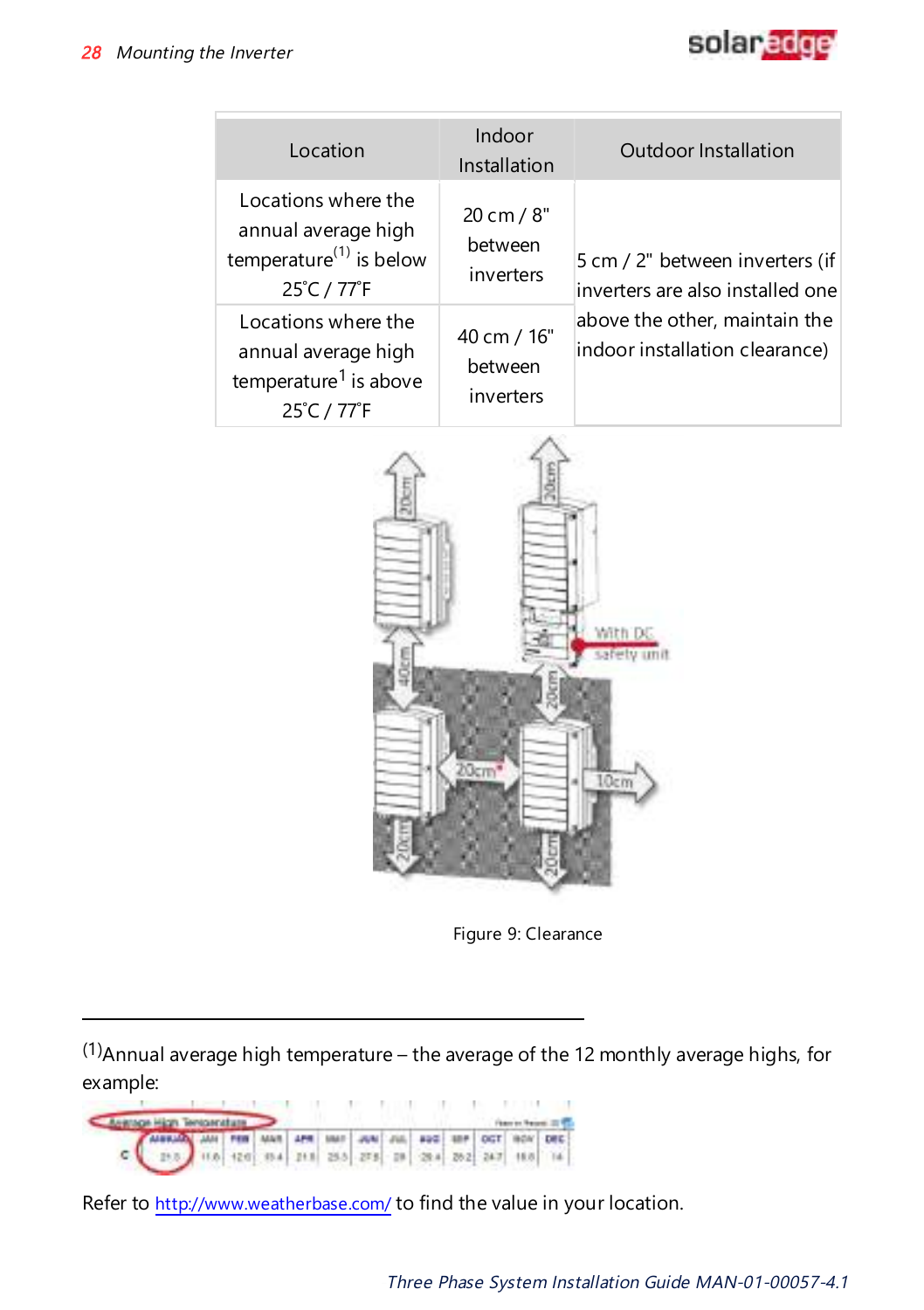| Location | Indoor Installation | Outdoor Installation |
|---|---|---|
| Locations where the annual average high temperature[(1)] is below 25˚C / 77˚F | 20 cm / 8" between inverters | 5 cm / 2" between inverters (if inverters are also installed one above the other, maintain the indoor installation clearance) |
| Locations where the annual average high temperature[1] is above 25˚C / 77˚F | 40 cm / 16" between inverters | |

20cm
20cm
40cm
With DC safety unit
20cm
20cm*
10cm
20cm
20cm

Figure 9: Clearance

---

[(1)]Annual average high temperature – the average of the 12 monthly average highs, for example:

Average High Temperature
ANNUAL JAN FEB MAR APR MAY JUN JUL AUG SEP OCT NOV DEC
C 21.5 11.6 12.6 15.4 21.8 25.5 27.8 28 28.4 26.2 24.7 18.8 14

Refer to http://www.weatherbase.com/ to find the value in your location.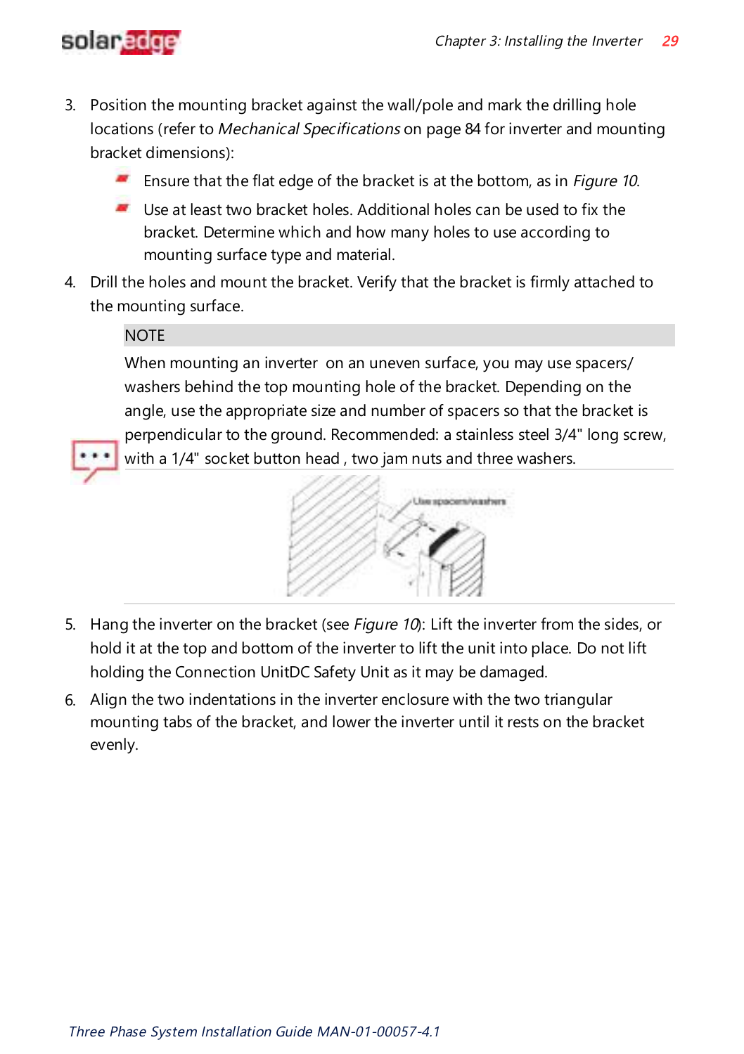3. Position the mounting bracket against the wall/pole and mark the drilling hole locations (refer to *Mechanical Specifications* on page 84 for inverter and mounting bracket dimensions):
   - Ensure that the flat edge of the bracket is at the bottom, as in *Figure 10*.
   - Use at least two bracket holes. Additional holes can be used to fix the bracket. Determine which and how many holes to use according to mounting surface type and material.
4. Drill the holes and mount the bracket. Verify that the bracket is firmly attached to the mounting surface.

   NOTE

   When mounting an inverter  on an uneven surface, you may use spacers/ washers behind the top mounting hole of the bracket. Depending on the angle, use the appropriate size and number of spacers so that the bracket is perpendicular to the ground. Recommended: a stainless steel 3/4" long screw, with a 1/4" socket button head , two jam nuts and three washers.

   Use spacers/washers

5. Hang the inverter on the bracket (see *Figure 10*): Lift the inverter from the sides, or hold it at the top and bottom of the inverter to lift the unit into place. Do not lift holding the Connection UnitDC Safety Unit as it may be damaged.
6. Align the two indentations in the inverter enclosure with the two triangular mounting tabs of the bracket, and lower the inverter until it rests on the bracket evenly.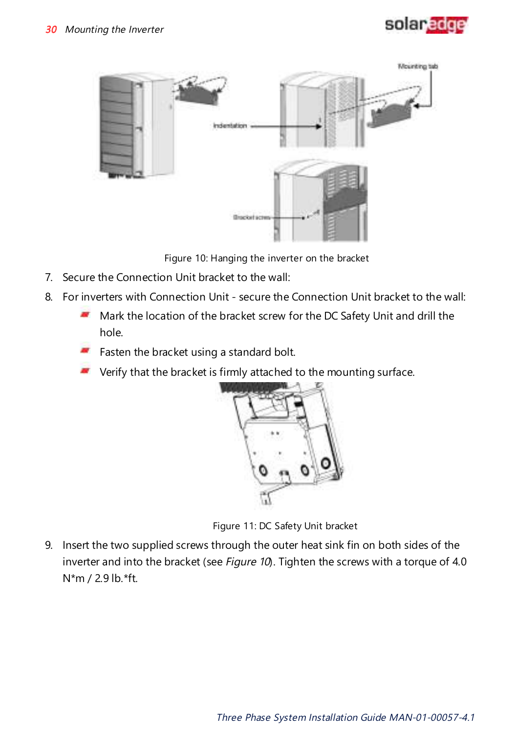Figure 10: Hanging the inverter on the bracket

7. Secure the Connection Unit bracket to the wall:
8. For inverters with Connection Unit - secure the Connection Unit bracket to the wall:
   - Mark the location of the bracket screw for the DC Safety Unit and drill the hole.
   - Fasten the bracket using a standard bolt.
   - Verify that the bracket is firmly attached to the mounting surface.

Figure 11: DC Safety Unit bracket

9. Insert the two supplied screws through the outer heat sink fin on both sides of the inverter and into the bracket (see *Figure 10*). Tighten the screws with a torque of 4.0 N*m / 2.9 lb.*ft.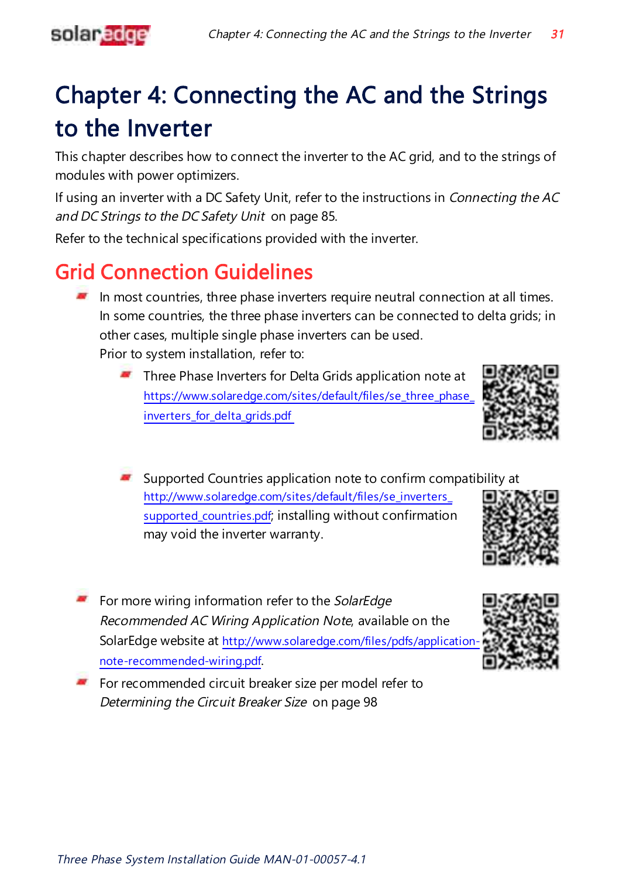# Chapter 4: Connecting the AC and the Strings to the Inverter

This chapter describes how to connect the inverter to the AC grid, and to the strings of modules with power optimizers.

If using an inverter with a DC Safety Unit, refer to the instructions in *Connecting the AC and DC Strings to the DC Safety Unit* on page 85.

Refer to the technical specifications provided with the inverter.

## Grid Connection Guidelines

- In most countries, three phase inverters require neutral connection at all times. In some countries, the three phase inverters can be connected to delta grids; in other cases, multiple single phase inverters can be used.
  Prior to system installation, refer to:
  - Three Phase Inverters for Delta Grids application note at https://www.solaredge.com/sites/default/files/se_three_phase_inverters_for_delta_grids.pdf
  - Supported Countries application note to confirm compatibility at http://www.solaredge.com/sites/default/files/se_inverters_supported_countries.pdf; installing without confirmation may void the inverter warranty.
- For more wiring information refer to the *SolarEdge Recommended AC Wiring Application Note*, available on the SolarEdge website at http://www.solaredge.com/files/pdfs/application-note-recommended-wiring.pdf.
- For recommended circuit breaker size per model refer to *Determining the Circuit Breaker Size* on page 98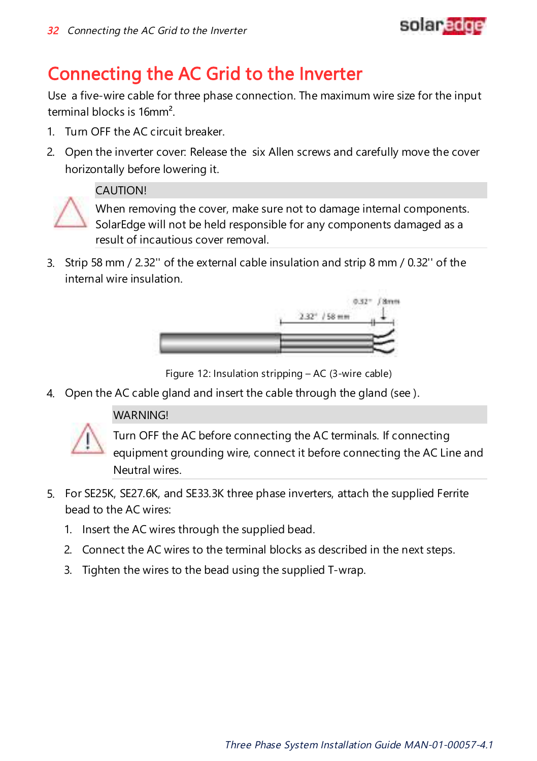# Connecting the AC Grid to the Inverter

Use a five-wire cable for three phase connection. The maximum wire size for the input terminal blocks is 16mm$^2$.

1. Turn OFF the AC circuit breaker.
2. Open the inverter cover: Release the six Allen screws and carefully move the cover horizontally before lowering it.

CAUTION!

When removing the cover, make sure not to damage internal components. SolarEdge will not be held responsible for any components damaged as a result of incautious cover removal.

3. Strip 58 mm / 2.32'' of the external cable insulation and strip 8 mm / 0.32'' of the internal wire insulation.

0.32'' / 8mm

2.32'' / 58 mm

Figure 12: Insulation stripping – AC (3-wire cable)

4. Open the AC cable gland and insert the cable through the gland (see ).

WARNING!

Turn OFF the AC before connecting the AC terminals. If connecting equipment grounding wire, connect it before connecting the AC Line and Neutral wires.

5. For SE25K, SE27.6K, and SE33.3K three phase inverters, attach the supplied Ferrite bead to the AC wires:
   1. Insert the AC wires through the supplied bead.
   2. Connect the AC wires to the terminal blocks as described in the next steps.
   3. Tighten the wires to the bead using the supplied T-wrap.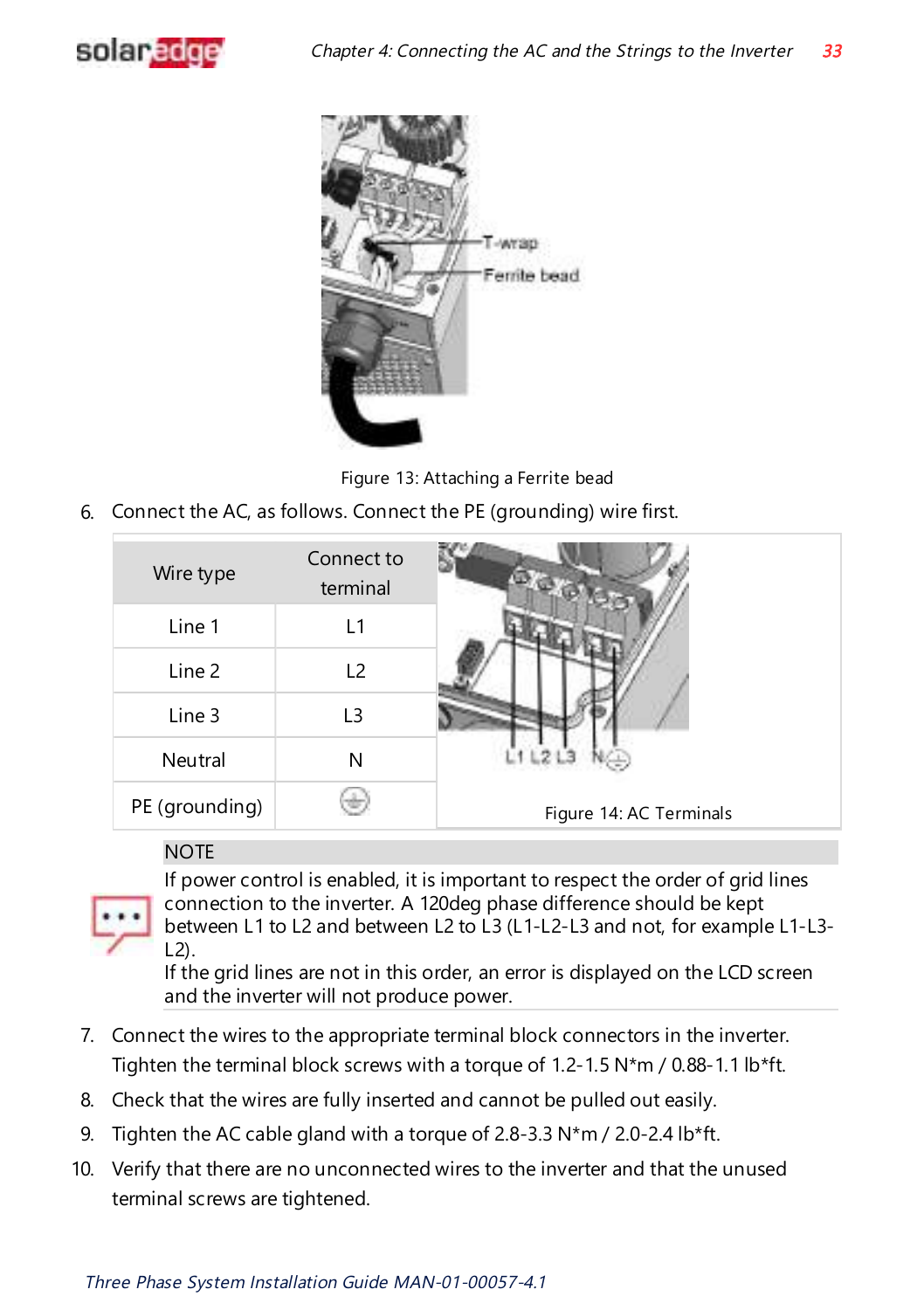T-wrap

Ferrite bead

Figure 13: Attaching a Ferrite bead

6. Connect the AC, as follows. Connect the PE (grounding) wire first.

| Wire type | Connect to terminal |
|---|---|
| Line 1 | L1 |
| Line 2 | L2 |
| Line 3 | L3 |
| Neutral | N |
| PE (grounding) | ⏚ |

L1 L2 L3 N ⏚

Figure 14: AC Terminals

NOTE

If power control is enabled, it is important to respect the order of grid lines connection to the inverter. A 120deg phase difference should be kept between L1 to L2 and between L2 to L3 (L1-L2-L3 and not, for example L1-L3-L2).
If the grid lines are not in this order, an error is displayed on the LCD screen and the inverter will not produce power.

7. Connect the wires to the appropriate terminal block connectors in the inverter. Tighten the terminal block screws with a torque of 1.2-1.5 N*m / 0.88-1.1 lb*ft.
8. Check that the wires are fully inserted and cannot be pulled out easily.
9. Tighten the AC cable gland with a torque of 2.8-3.3 N*m / 2.0-2.4 lb*ft.
10. Verify that there are no unconnected wires to the inverter and that the unused terminal screws are tightened.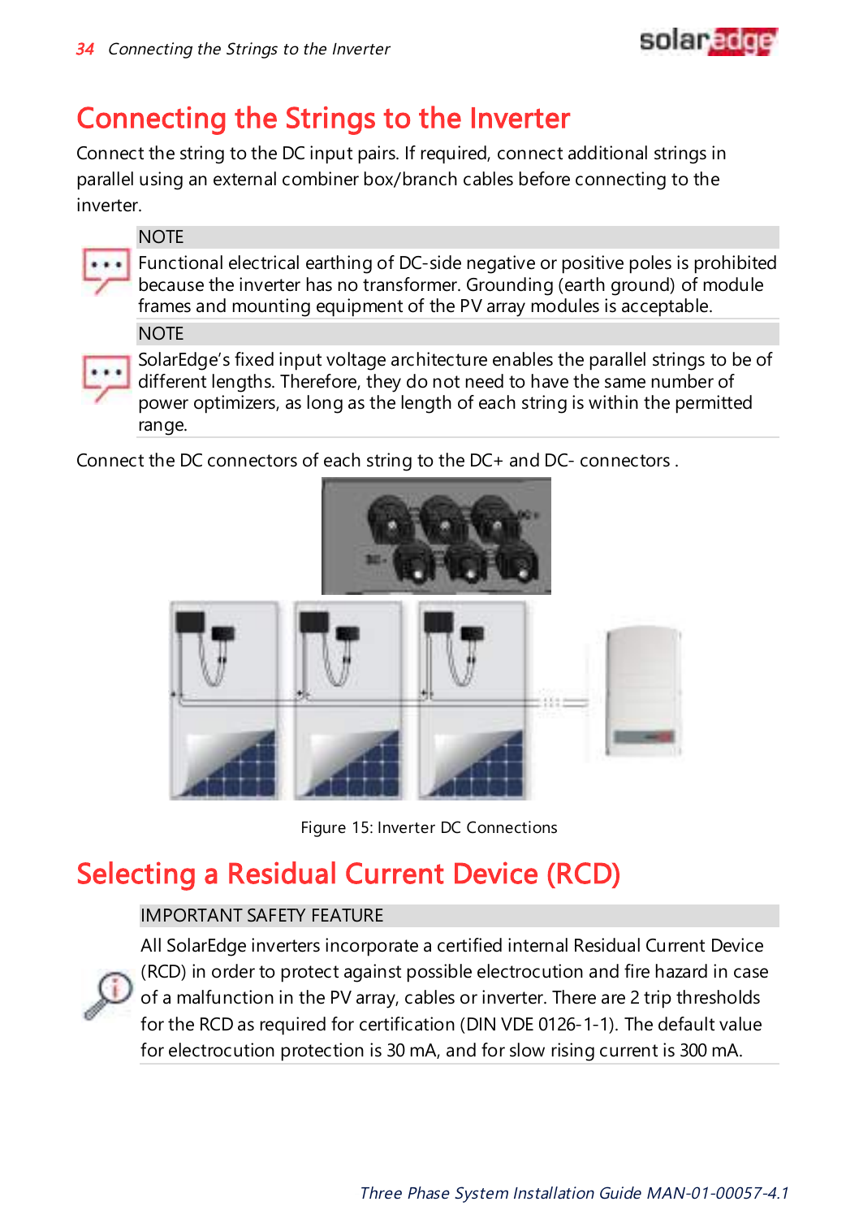# Connecting the Strings to the Inverter

Connect the string to the DC input pairs. If required, connect additional strings in parallel using an external combiner box/branch cables before connecting to the inverter.

NOTE

Functional electrical earthing of DC-side negative or positive poles is prohibited because the inverter has no transformer. Grounding (earth ground) of module frames and mounting equipment of the PV array modules is acceptable.

NOTE

SolarEdge's fixed input voltage architecture enables the parallel strings to be of different lengths. Therefore, they do not need to have the same number of power optimizers, as long as the length of each string is within the permitted range.

Connect the DC connectors of each string to the DC+ and DC- connectors .

Figure 15: Inverter DC Connections

# Selecting a Residual Current Device (RCD)

IMPORTANT SAFETY FEATURE

All SolarEdge inverters incorporate a certified internal Residual Current Device (RCD) in order to protect against possible electrocution and fire hazard in case of a malfunction in the PV array, cables or inverter. There are 2 trip thresholds for the RCD as required for certification (DIN VDE 0126-1-1). The default value for electrocution protection is 30 mA, and for slow rising current is 300 mA.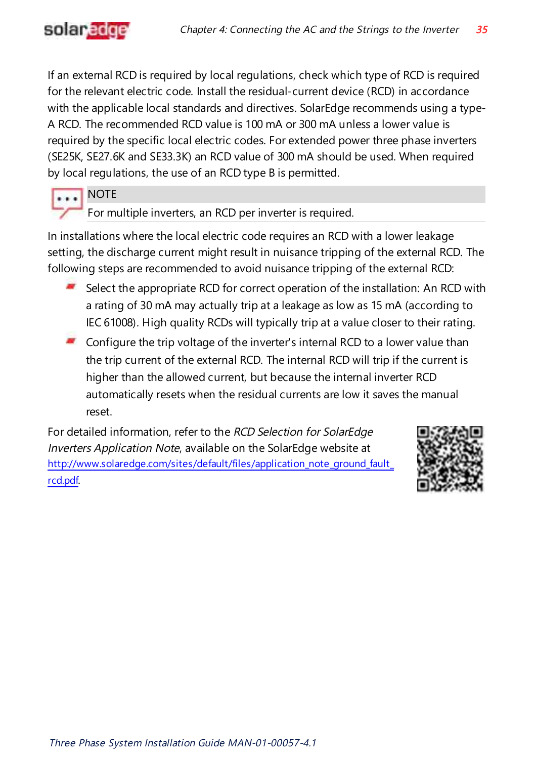If an external RCD is required by local regulations, check which type of RCD is required for the relevant electric code. Install the residual-current device (RCD) in accordance with the applicable local standards and directives. SolarEdge recommends using a type-A RCD. The recommended RCD value is 100 mA or 300 mA unless a lower value is required by the specific local electric codes. For extended power three phase inverters (SE25K, SE27.6K and SE33.3K) an RCD value of 300 mA should be used. When required by local regulations, the use of an RCD type B is permitted.

NOTE

For multiple inverters, an RCD per inverter is required.

In installations where the local electric code requires an RCD with a lower leakage setting, the discharge current might result in nuisance tripping of the external RCD. The following steps are recommended to avoid nuisance tripping of the external RCD:

- Select the appropriate RCD for correct operation of the installation: An RCD with a rating of 30 mA may actually trip at a leakage as low as 15 mA (according to IEC 61008). High quality RCDs will typically trip at a value closer to their rating.
- Configure the trip voltage of the inverter's internal RCD to a lower value than the trip current of the external RCD. The internal RCD will trip if the current is higher than the allowed current, but because the internal inverter RCD automatically resets when the residual currents are low it saves the manual reset.

For detailed information, refer to the *RCD Selection for SolarEdge Inverters Application Note*, available on the SolarEdge website at http://www.solaredge.com/sites/default/files/application_note_ground_fault_rcd.pdf.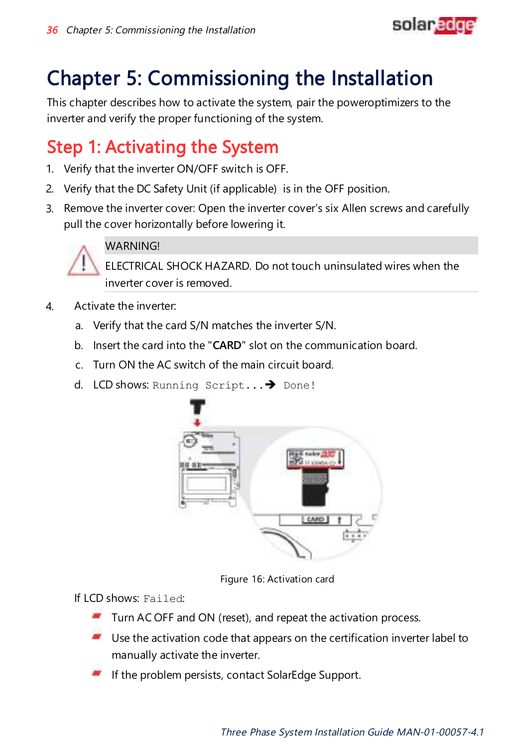# Chapter 5: Commissioning the Installation

This chapter describes how to activate the system, pair the poweroptimizers to the inverter and verify the proper functioning of the system.

## Step 1: Activating the System

1. Verify that the inverter ON/OFF switch is OFF.
2. Verify that the DC Safety Unit (if applicable) is in the OFF position.
3. Remove the inverter cover: Open the inverter cover's six Allen screws and carefully pull the cover horizontally before lowering it.

> WARNING!
>
> ELECTRICAL SHOCK HAZARD. Do not touch uninsulated wires when the inverter cover is removed.

4. Activate the inverter:
   a. Verify that the card S/N matches the inverter S/N.
   b. Insert the card into the "**CARD**" slot on the communication board.
   c. Turn ON the AC switch of the main circuit board.
   d. LCD shows: `Running Script...` → `Done!`

Figure 16: Activation card

If LCD shows: `Failed`:

- Turn AC OFF and ON (reset), and repeat the activation process.
- Use the activation code that appears on the certification inverter label to manually activate the inverter.
- If the problem persists, contact SolarEdge Support.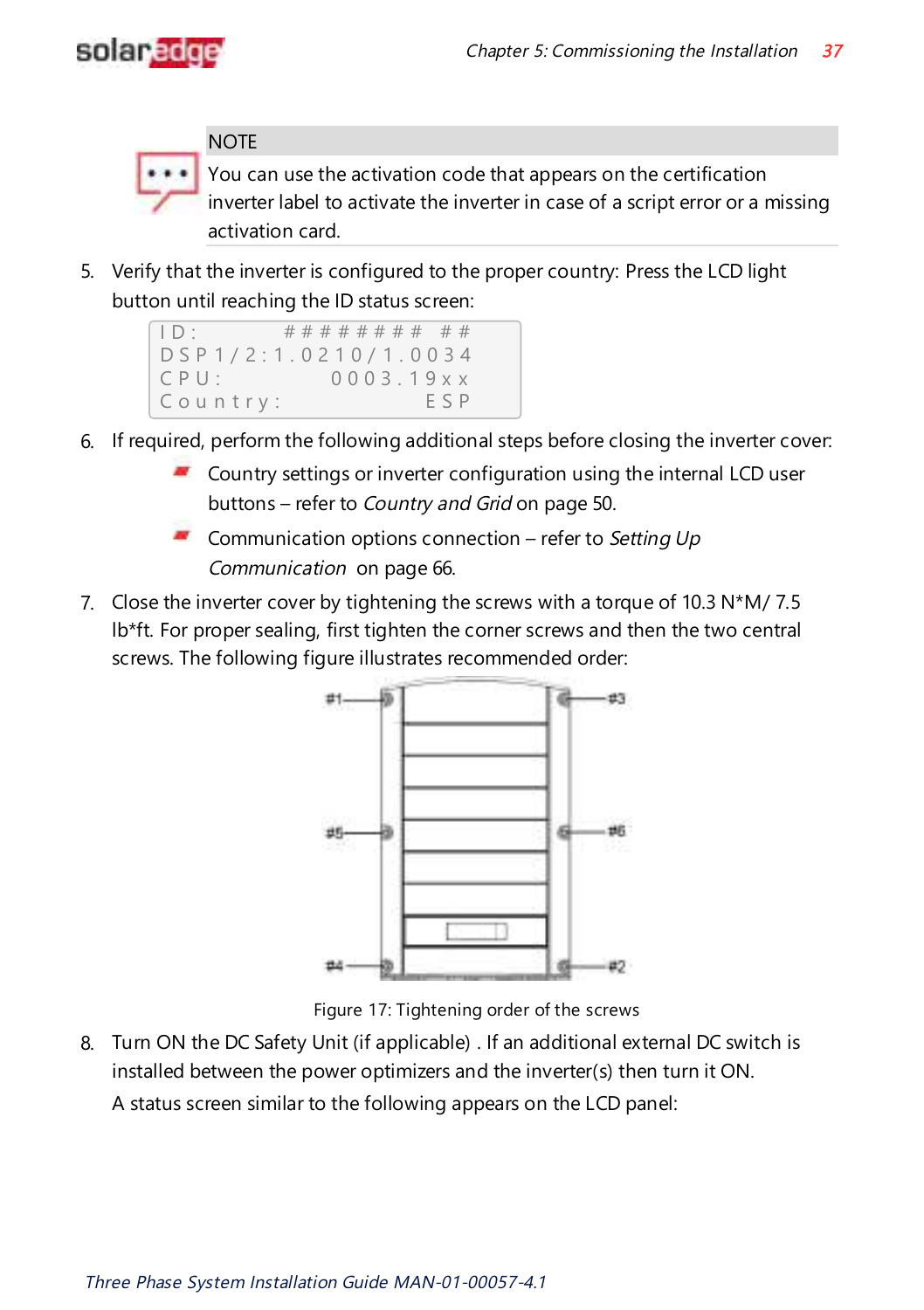NOTE

You can use the activation code that appears on the certification inverter label to activate the inverter in case of a script error or a missing activation card.

5. Verify that the inverter is configured to the proper country: Press the LCD light button until reaching the ID status screen:

```
ID:          ######## ##
DSP1/2:1.0210/1.0034
CPU:           0003.19xx
Country:             ESP
```

6. If required, perform the following additional steps before closing the inverter cover:
   - Country settings or inverter configuration using the internal LCD user buttons – refer to *Country and Grid* on page 50.
   - Communication options connection – refer to *Setting Up Communication* on page 66.
7. Close the inverter cover by tightening the screws with a torque of 10.3 N*M/ 7.5 lb*ft. For proper sealing, first tighten the corner screws and then the two central screws. The following figure illustrates recommended order:

#1
#3
#5
#6
#4
#2

Figure 17: Tightening order of the screws

8. Turn ON the DC Safety Unit (if applicable) . If an additional external DC switch is installed between the power optimizers and the inverter(s) then turn it ON.

   A status screen similar to the following appears on the LCD panel: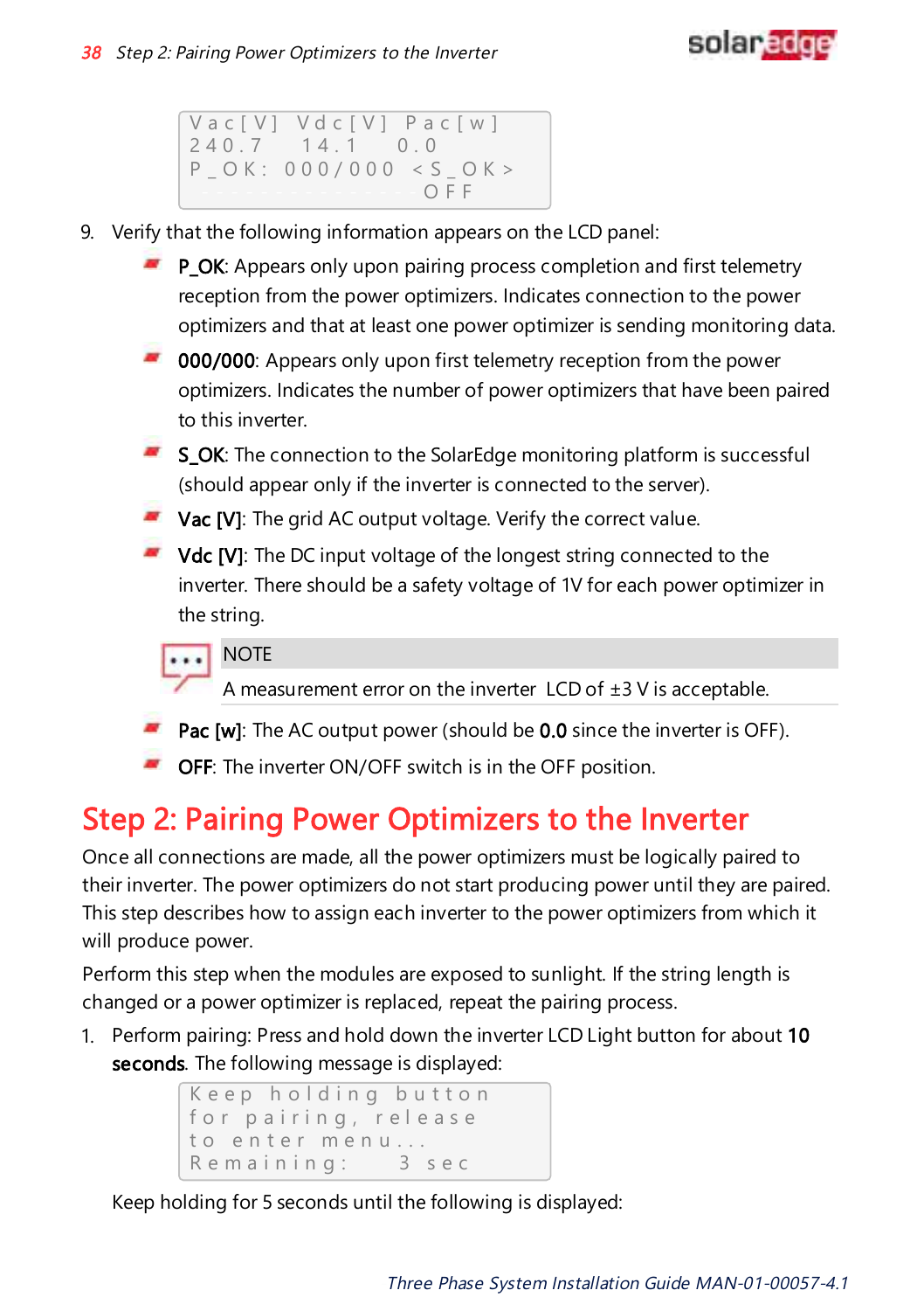```
Vac[V]  Vdc[V]  Pac[w]
240.7    14.1    0.0
P_OK: 000/000 <S_OK>
---------------  OFF
```

9. Verify that the following information appears on the LCD panel:
   - **P_OK**: Appears only upon pairing process completion and first telemetry reception from the power optimizers. Indicates connection to the power optimizers and that at least one power optimizer is sending monitoring data.
   - **000/000**: Appears only upon first telemetry reception from the power optimizers. Indicates the number of power optimizers that have been paired to this inverter.
   - **S_OK**: The connection to the SolarEdge monitoring platform is successful (should appear only if the inverter is connected to the server).
   - **Vac [V]**: The grid AC output voltage. Verify the correct value.
   - **Vdc [V]**: The DC input voltage of the longest string connected to the inverter. There should be a safety voltage of 1V for each power optimizer in the string.

     > **NOTE**
     > A measurement error on the inverter LCD of ±3 V is acceptable.

   - **Pac [w]**: The AC output power (should be **0.0** since the inverter is OFF).
   - **OFF**: The inverter ON/OFF switch is in the OFF position.

# Step 2: Pairing Power Optimizers to the Inverter

Once all connections are made, all the power optimizers must be logically paired to their inverter. The power optimizers do not start producing power until they are paired. This step describes how to assign each inverter to the power optimizers from which it will produce power.

Perform this step when the modules are exposed to sunlight. If the string length is changed or a power optimizer is replaced, repeat the pairing process.

1. Perform pairing: Press and hold down the inverter LCD Light button for about **10 seconds**. The following message is displayed:

```
Keep holding button
for pairing, release
to enter menu...
Remaining:    3 sec
```

   Keep holding for 5 seconds until the following is displayed: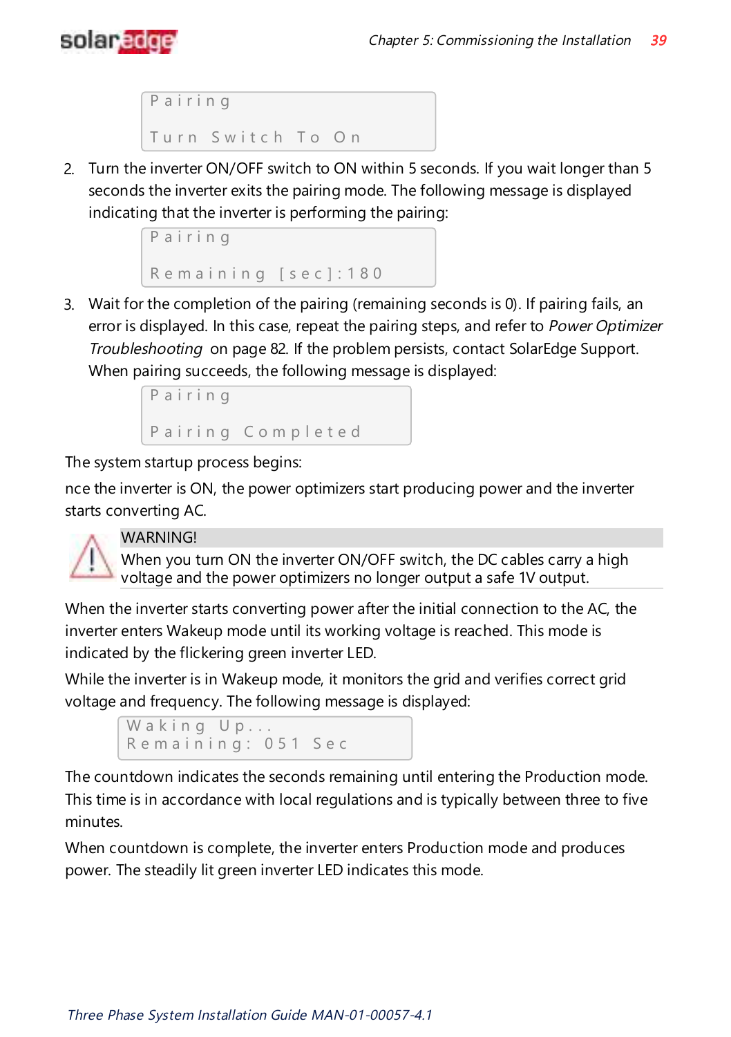```
Pairing
Turn Switch To On
```

2. Turn the inverter ON/OFF switch to ON within 5 seconds. If you wait longer than 5 seconds the inverter exits the pairing mode. The following message is displayed indicating that the inverter is performing the pairing:

```
Pairing
Remaining [sec]:180
```

3. Wait for the completion of the pairing (remaining seconds is 0). If pairing fails, an error is displayed. In this case, repeat the pairing steps, and refer to *Power Optimizer Troubleshooting* on page 82. If the problem persists, contact SolarEdge Support. When pairing succeeds, the following message is displayed:

```
Pairing
Pairing Completed
```

The system startup process begins:

nce the inverter is ON, the power optimizers start producing power and the inverter starts converting AC.

> **WARNING!**
> When you turn ON the inverter ON/OFF switch, the DC cables carry a high voltage and the power optimizers no longer output a safe 1V output.

When the inverter starts converting power after the initial connection to the AC, the inverter enters Wakeup mode until its working voltage is reached. This mode is indicated by the flickering green inverter LED.

While the inverter is in Wakeup mode, it monitors the grid and verifies correct grid voltage and frequency. The following message is displayed:

```
Waking Up...
Remaining: 051 Sec
```

The countdown indicates the seconds remaining until entering the Production mode. This time is in accordance with local regulations and is typically between three to five minutes.

When countdown is complete, the inverter enters Production mode and produces power. The steadily lit green inverter LED indicates this mode.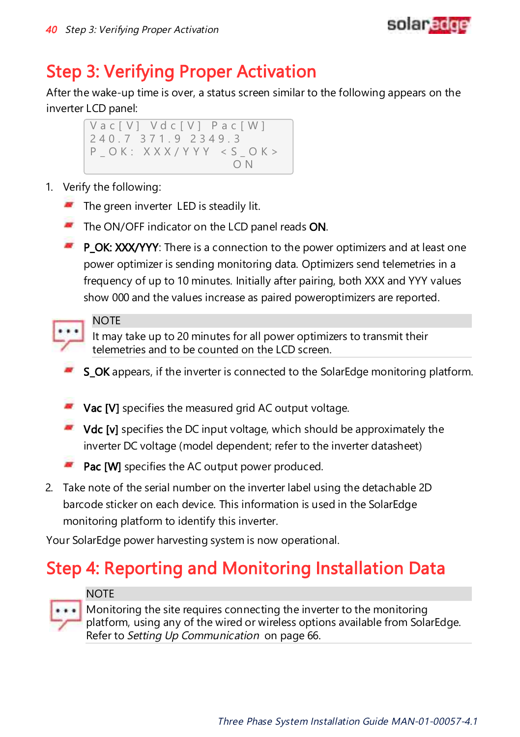# Step 3: Verifying Proper Activation

After the wake-up time is over, a status screen similar to the following appears on the inverter LCD panel:

```
Vac[V] Vdc[V] Pac[W]
240.7 371.9 2349.3
P_OK: XXX/YYY <S_OK>
               ON
```

1. Verify the following:
   - The green inverter LED is steadily lit.
   - The ON/OFF indicator on the LCD panel reads **ON**.
   - **P_OK: XXX/YYY**: There is a connection to the power optimizers and at least one power optimizer is sending monitoring data. Optimizers send telemetries in a frequency of up to 10 minutes. Initially after pairing, both XXX and YYY values show 000 and the values increase as paired poweroptimizers are reported.

> NOTE
> It may take up to 20 minutes for all power optimizers to transmit their telemetries and to be counted on the LCD screen.

   - **S_OK** appears, if the inverter is connected to the SolarEdge monitoring platform.
   - **Vac [V]** specifies the measured grid AC output voltage.
   - **Vdc [v]** specifies the DC input voltage, which should be approximately the inverter DC voltage (model dependent; refer to the inverter datasheet)
   - **Pac [W]** specifies the AC output power produced.

2. Take note of the serial number on the inverter label using the detachable 2D barcode sticker on each device. This information is used in the SolarEdge monitoring platform to identify this inverter.

Your SolarEdge power harvesting system is now operational.

# Step 4: Reporting and Monitoring Installation Data

> NOTE
> Monitoring the site requires connecting the inverter to the monitoring platform, using any of the wired or wireless options available from SolarEdge. Refer to *Setting Up Communication* on page 66.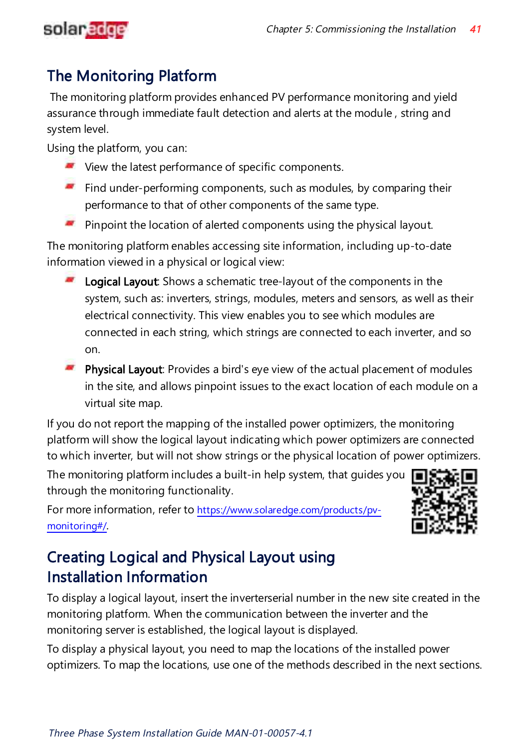## The Monitoring Platform

The monitoring platform provides enhanced PV performance monitoring and yield assurance through immediate fault detection and alerts at the module , string and system level.

Using the platform, you can:

- View the latest performance of specific components.
- Find under-performing components, such as modules, by comparing their performance to that of other components of the same type.
- Pinpoint the location of alerted components using the physical layout.

The monitoring platform enables accessing site information, including up-to-date information viewed in a physical or logical view:

- **Logical Layout**: Shows a schematic tree-layout of the components in the system, such as: inverters, strings, modules, meters and sensors, as well as their electrical connectivity. This view enables you to see which modules are connected in each string, which strings are connected to each inverter, and so on.
- **Physical Layout**: Provides a bird's eye view of the actual placement of modules in the site, and allows pinpoint issues to the exact location of each module on a virtual site map.

If you do not report the mapping of the installed power optimizers, the monitoring platform will show the logical layout indicating which power optimizers are connected to which inverter, but will not show strings or the physical location of power optimizers.

The monitoring platform includes a built-in help system, that guides you through the monitoring functionality.

For more information, refer to https://www.solaredge.com/products/pv-monitoring#/.

## Creating Logical and Physical Layout using Installation Information

To display a logical layout, insert the inverterserial number in the new site created in the monitoring platform. When the communication between the inverter and the monitoring server is established, the logical layout is displayed.

To display a physical layout, you need to map the locations of the installed power optimizers. To map the locations, use one of the methods described in the next sections.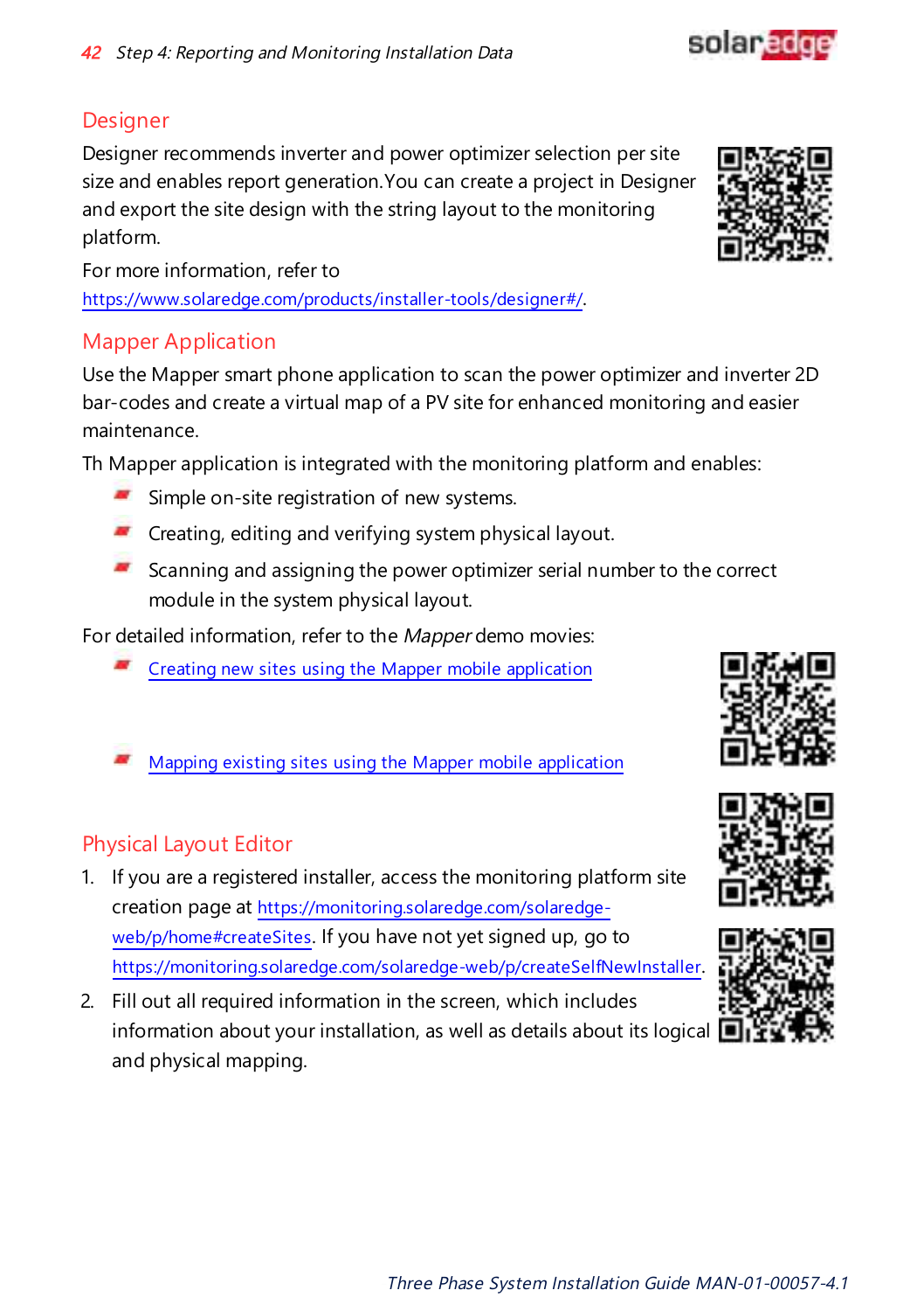## Designer

Designer recommends inverter and power optimizer selection per site size and enables report generation.You can create a project in Designer and export the site design with the string layout to the monitoring platform.

For more information, refer to https://www.solaredge.com/products/installer-tools/designer#/.

## Mapper Application

Use the Mapper smart phone application to scan the power optimizer and inverter 2D bar-codes and create a virtual map of a PV site for enhanced monitoring and easier maintenance.

Th Mapper application is integrated with the monitoring platform and enables:

- Simple on-site registration of new systems.
- Creating, editing and verifying system physical layout.
- Scanning and assigning the power optimizer serial number to the correct module in the system physical layout.

For detailed information, refer to the *Mapper* demo movies:

- Creating new sites using the Mapper mobile application
- Mapping existing sites using the Mapper mobile application

## Physical Layout Editor

1. If you are a registered installer, access the monitoring platform site creation page at https://monitoring.solaredge.com/solaredge-web/p/home#createSites. If you have not yet signed up, go to https://monitoring.solaredge.com/solaredge-web/p/createSelfNewInstaller.
2. Fill out all required information in the screen, which includes information about your installation, as well as details about its logical and physical mapping.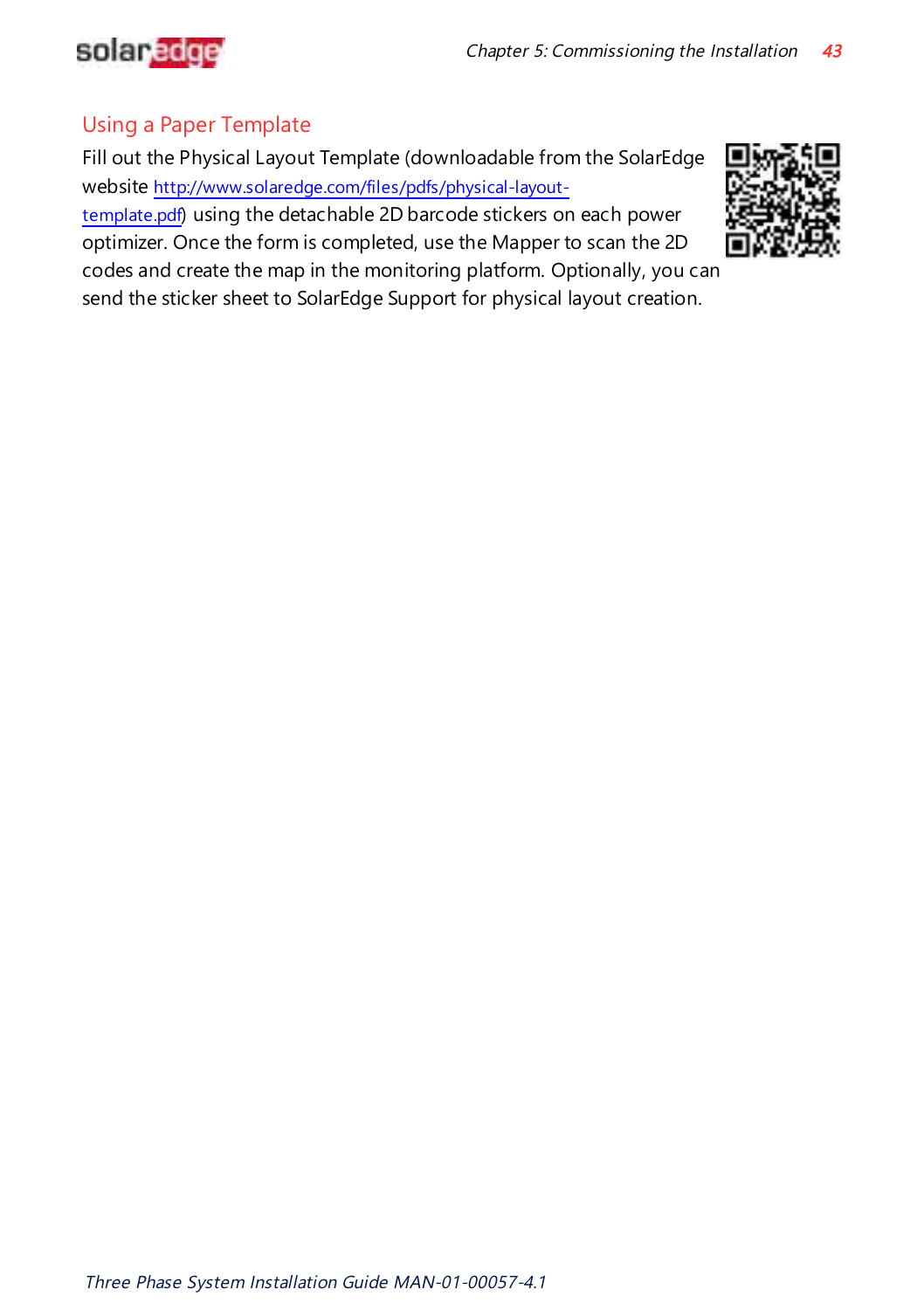## Using a Paper Template

Fill out the Physical Layout Template (downloadable from the SolarEdge website http://www.solaredge.com/files/pdfs/physical-layout-template.pdf) using the detachable 2D barcode stickers on each power optimizer. Once the form is completed, use the Mapper to scan the 2D codes and create the map in the monitoring platform. Optionally, you can send the sticker sheet to SolarEdge Support for physical layout creation.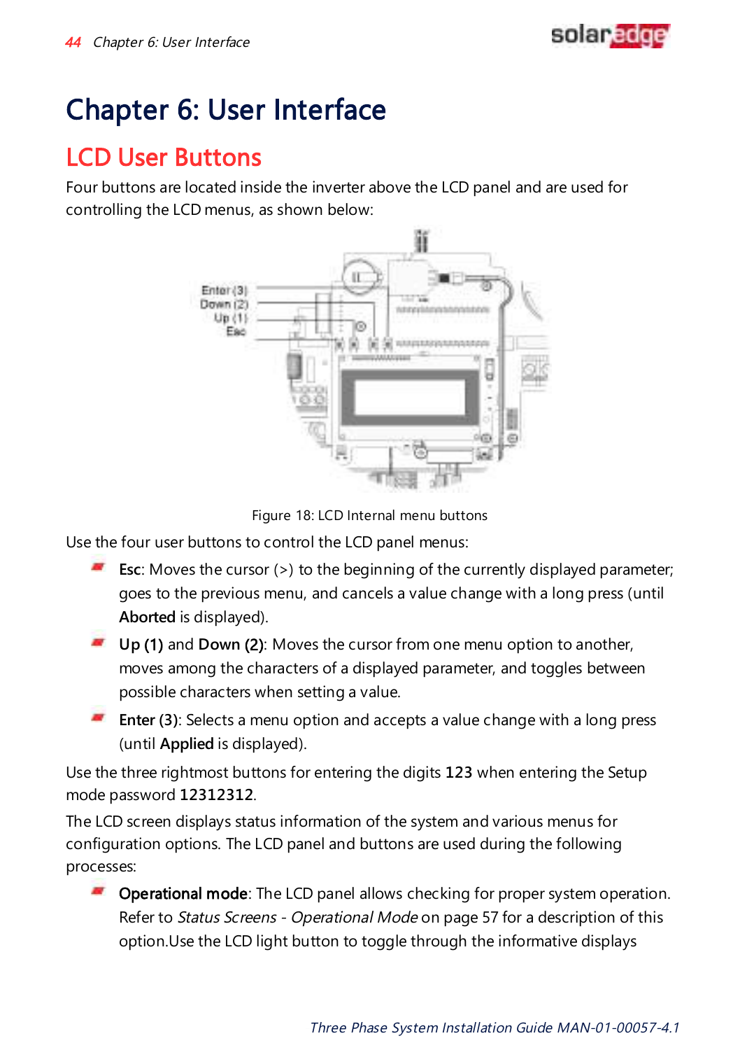# Chapter 6: User Interface

## LCD User Buttons

Four buttons are located inside the inverter above the LCD panel and are used for controlling the LCD menus, as shown below:

Enter (3)
Down (2)
Up (1)
Esc

Figure 18: LCD Internal menu buttons

Use the four user buttons to control the LCD panel menus:

- **Esc**: Moves the cursor (>) to the beginning of the currently displayed parameter; goes to the previous menu, and cancels a value change with a long press (until **Aborted** is displayed).
- **Up (1)** and **Down (2)**: Moves the cursor from one menu option to another, moves among the characters of a displayed parameter, and toggles between possible characters when setting a value.
- **Enter (3)**: Selects a menu option and accepts a value change with a long press (until **Applied** is displayed).

Use the three rightmost buttons for entering the digits **123** when entering the Setup mode password **12312312**.

The LCD screen displays status information of the system and various menus for configuration options. The LCD panel and buttons are used during the following processes:

- **Operational mode**: The LCD panel allows checking for proper system operation. Refer to *Status Screens - Operational Mode* on page 57 for a description of this option.Use the LCD light button to toggle through the informative displays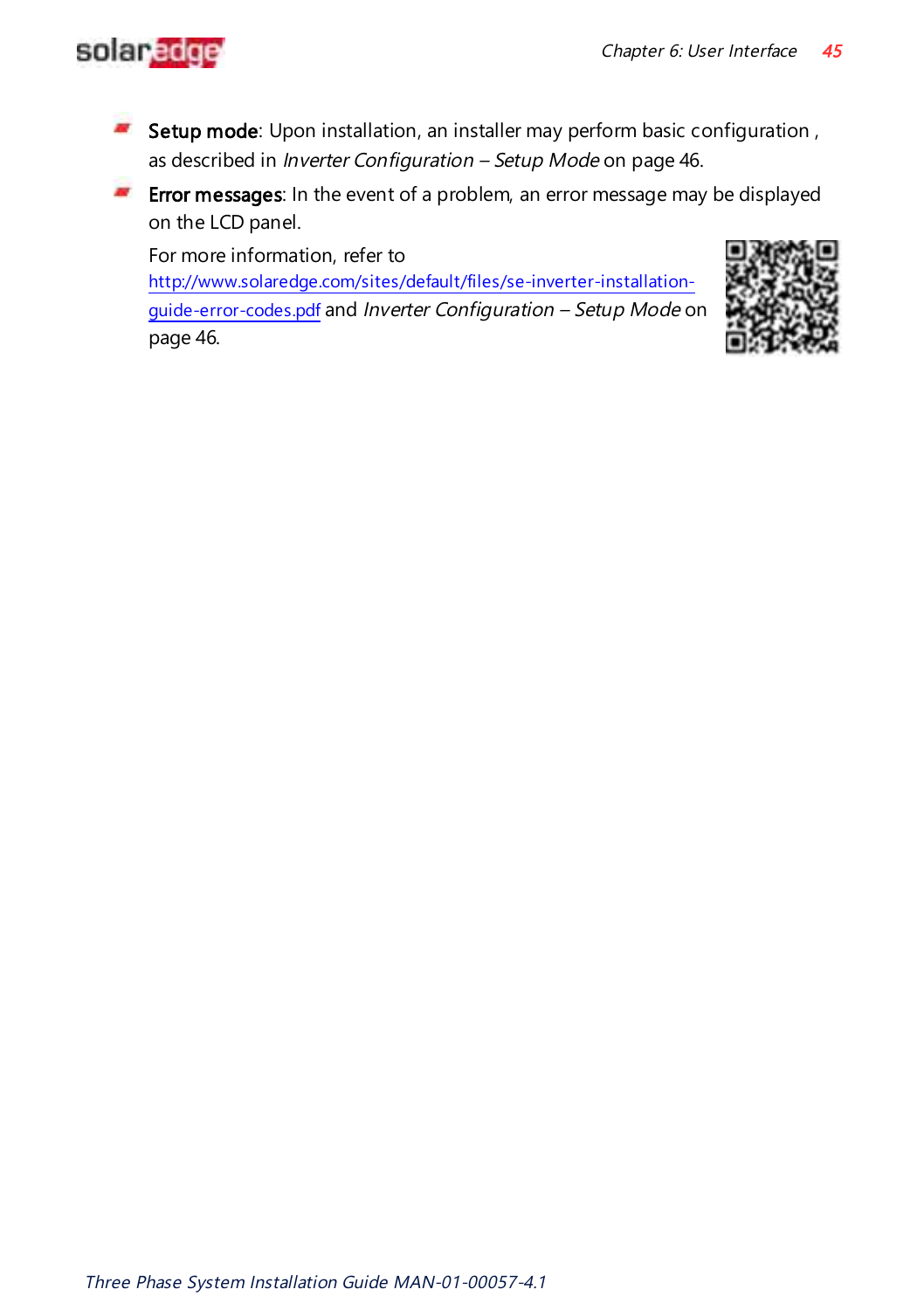- **Setup mode**: Upon installation, an installer may perform basic configuration , as described in *Inverter Configuration – Setup Mode* on page 46.
- **Error messages**: In the event of a problem, an error message may be displayed on the LCD panel.

  For more information, refer to [http://www.solaredge.com/sites/default/files/se-inverter-installation-guide-error-codes.pdf](http://www.solaredge.com/sites/default/files/se-inverter-installation-guide-error-codes.pdf) and *Inverter Configuration – Setup Mode* on page 46.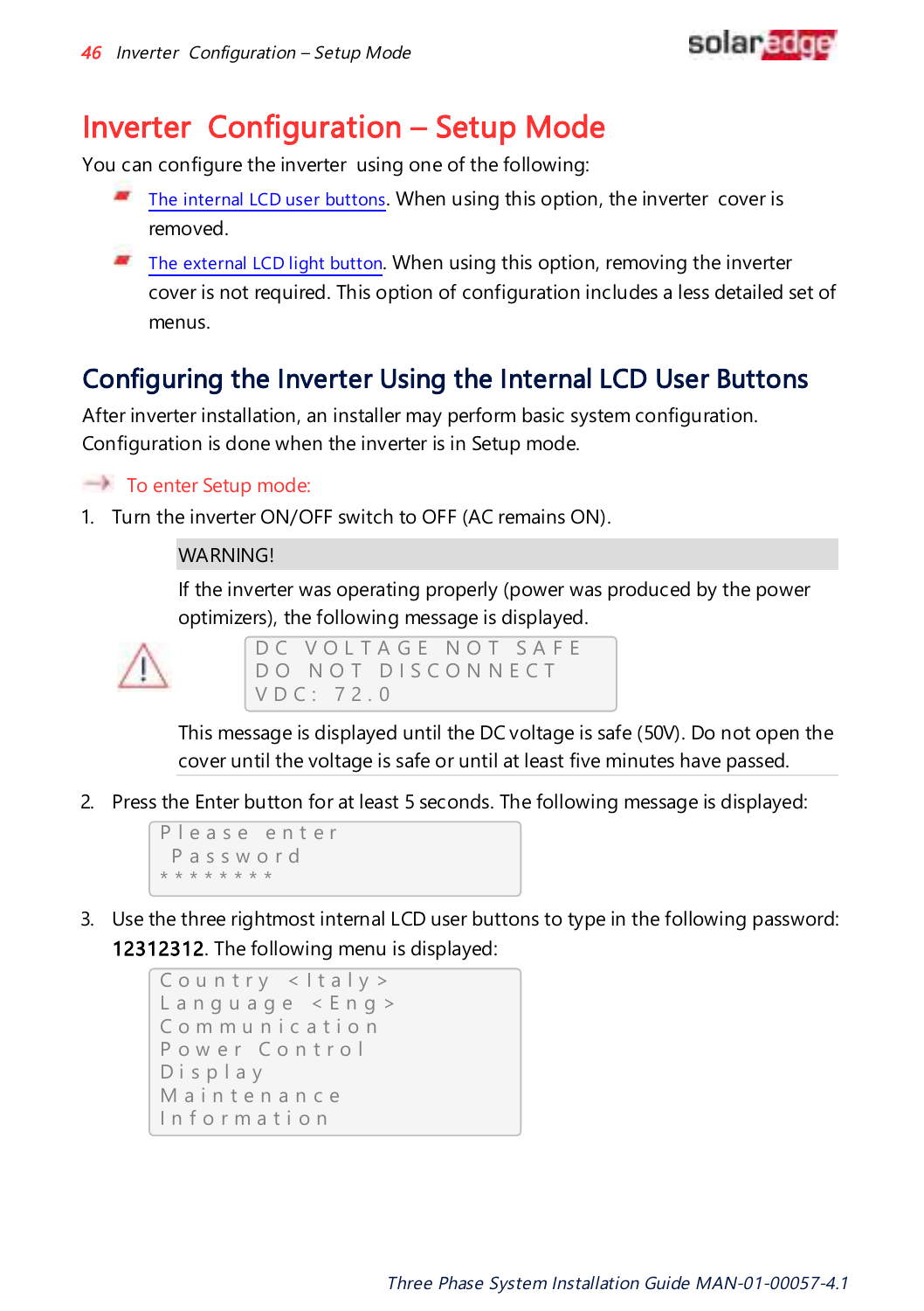# Inverter Configuration – Setup Mode

You can configure the inverter using one of the following:

- The internal LCD user buttons. When using this option, the inverter cover is removed.
- The external LCD light button. When using this option, removing the inverter cover is not required. This option of configuration includes a less detailed set of menus.

## Configuring the Inverter Using the Internal LCD User Buttons

After inverter installation, an installer may perform basic system configuration. Configuration is done when the inverter is in Setup mode.

→ To enter Setup mode:

1. Turn the inverter ON/OFF switch to OFF (AC remains ON).

   **WARNING!**

   If the inverter was operating properly (power was produced by the power optimizers), the following message is displayed.

   ```
   DC VOLTAGE NOT SAFE
   DO NOT DISCONNECT
   VDC: 72.0
   ```

   This message is displayed until the DC voltage is safe (50V). Do not open the cover until the voltage is safe or until at least five minutes have passed.

2. Press the Enter button for at least 5 seconds. The following message is displayed:

   ```
   Please enter
    Password
   ********
   ```

3. Use the three rightmost internal LCD user buttons to type in the following password: **12312312**. The following menu is displayed:

   ```
   Country <Italy>
   Language <Eng>
   Communication
   Power Control
   Display
   Maintenance
   Information
   ```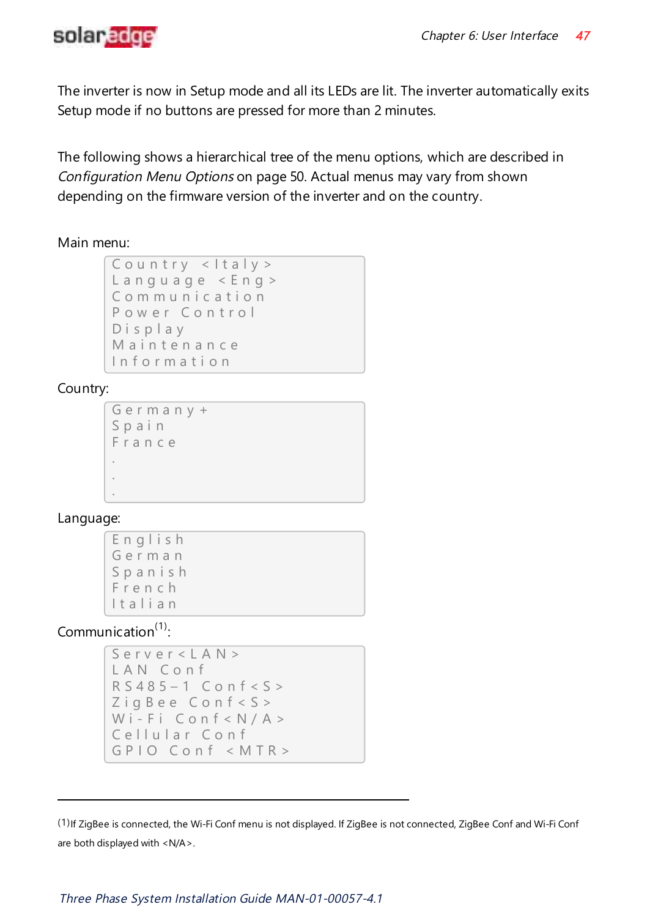The inverter is now in Setup mode and all its LEDs are lit. The inverter automatically exits Setup mode if no buttons are pressed for more than 2 minutes.

The following shows a hierarchical tree of the menu options, which are described in *Configuration Menu Options* on page 50. Actual menus may vary from shown depending on the firmware version of the inverter and on the country.

Main menu:

```
Country <Italy>
Language <Eng>
Communication
Power Control
Display
Maintenance
Information
```

Country:

```
Germany+
Spain
France
.
.
.
```

Language:

```
English
German
Spanish
French
Italian
```

Communication[1]:

```
Server<LAN>
LAN Conf
RS485-1 Conf<S>
ZigBee Conf<S>
Wi-Fi Conf<N/A>
Cellular Conf
GPIO Conf <MTR>
```

---

(1)If ZigBee is connected, the Wi-Fi Conf menu is not displayed. If ZigBee is not connected, ZigBee Conf and Wi-Fi Conf are both displayed with <N/A>.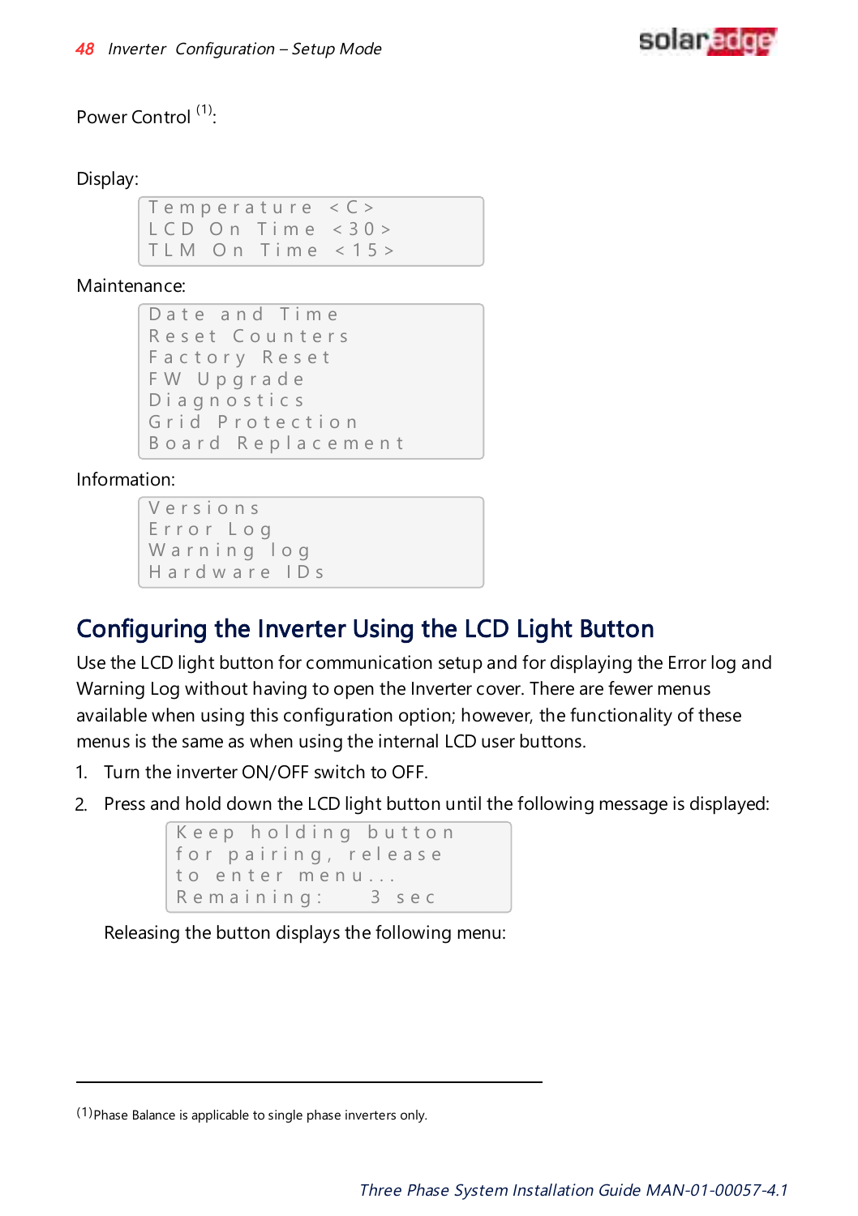Power Control [(1)]:

Display:

```
Temperature <C>
LCD On Time <30>
TLM On Time <15>
```

Maintenance:

```
Date and Time
Reset Counters
Factory Reset
FW Upgrade
Diagnostics
Grid Protection
Board Replacement
```

Information:

```
Versions
Error Log
Warning log
Hardware IDs
```

## Configuring the Inverter Using the LCD Light Button

Use the LCD light button for communication setup and for displaying the Error log and Warning Log without having to open the Inverter cover. There are fewer menus available when using this configuration option; however, the functionality of these menus is the same as when using the internal LCD user buttons.

1. Turn the inverter ON/OFF switch to OFF.
2. Press and hold down the LCD light button until the following message is displayed:

```
Keep holding button
for pairing, release
to enter menu...
Remaining:    3 sec
```

Releasing the button displays the following menu:

(1) Phase Balance is applicable to single phase inverters only.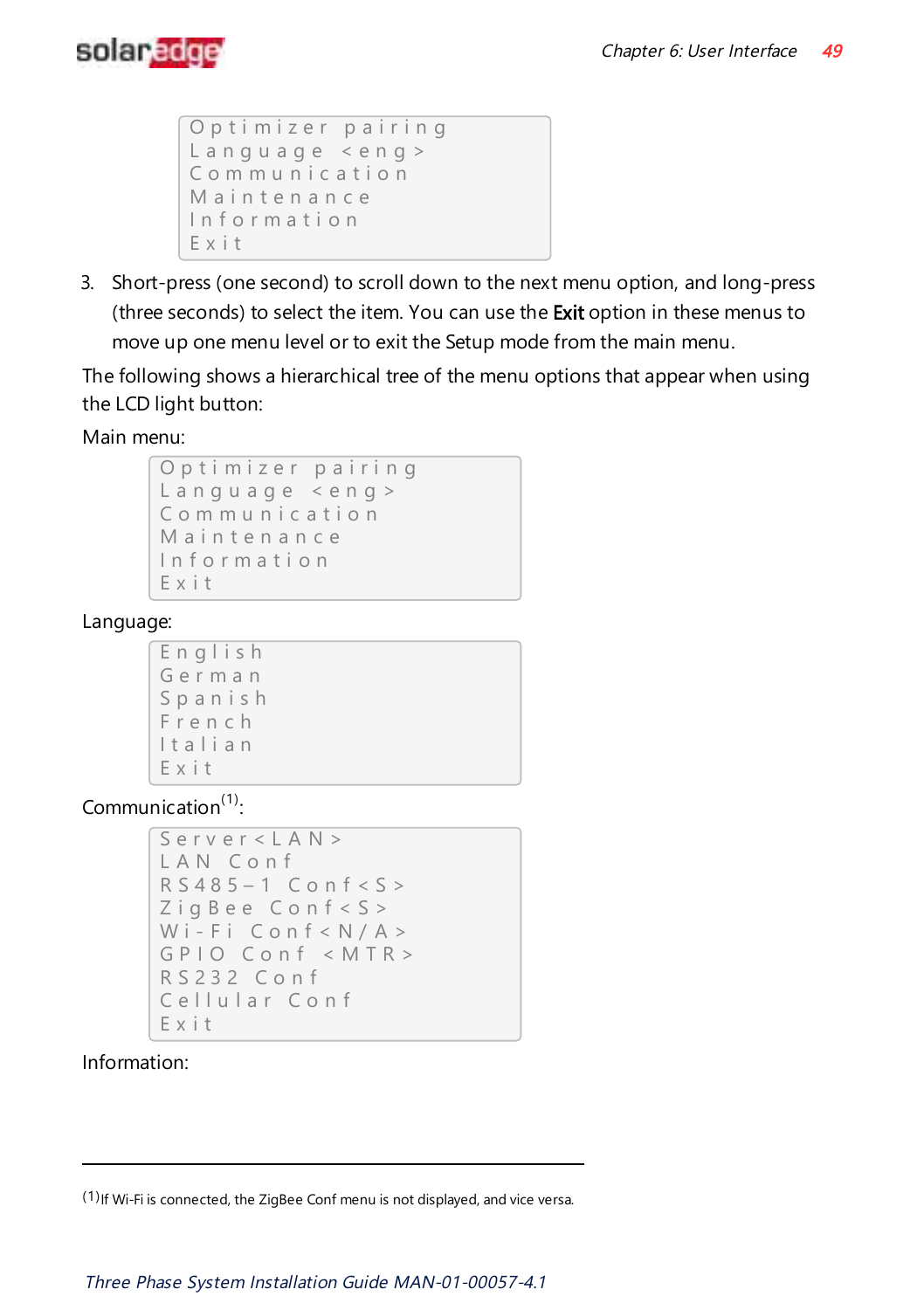```
Optimizer pairing
Language <eng>
Communication
Maintenance
Information
Exit
```

3. Short-press (one second) to scroll down to the next menu option, and long-press (three seconds) to select the item. You can use the **Exit** option in these menus to move up one menu level or to exit the Setup mode from the main menu.

The following shows a hierarchical tree of the menu options that appear when using the LCD light button:

Main menu:

```
Optimizer pairing
Language <eng>
Communication
Maintenance
Information
Exit
```

Language:

```
English
German
Spanish
French
Italian
Exit
```

Communication[(1)]:

```
Server<LAN>
LAN Conf
RS485-1 Conf<S>
ZigBee Conf<S>
Wi-Fi Conf<N/A>
GPIO Conf <MTR>
RS232 Conf
Cellular Conf
Exit
```

Information:

---

(1)If Wi-Fi is connected, the ZigBee Conf menu is not displayed, and vice versa.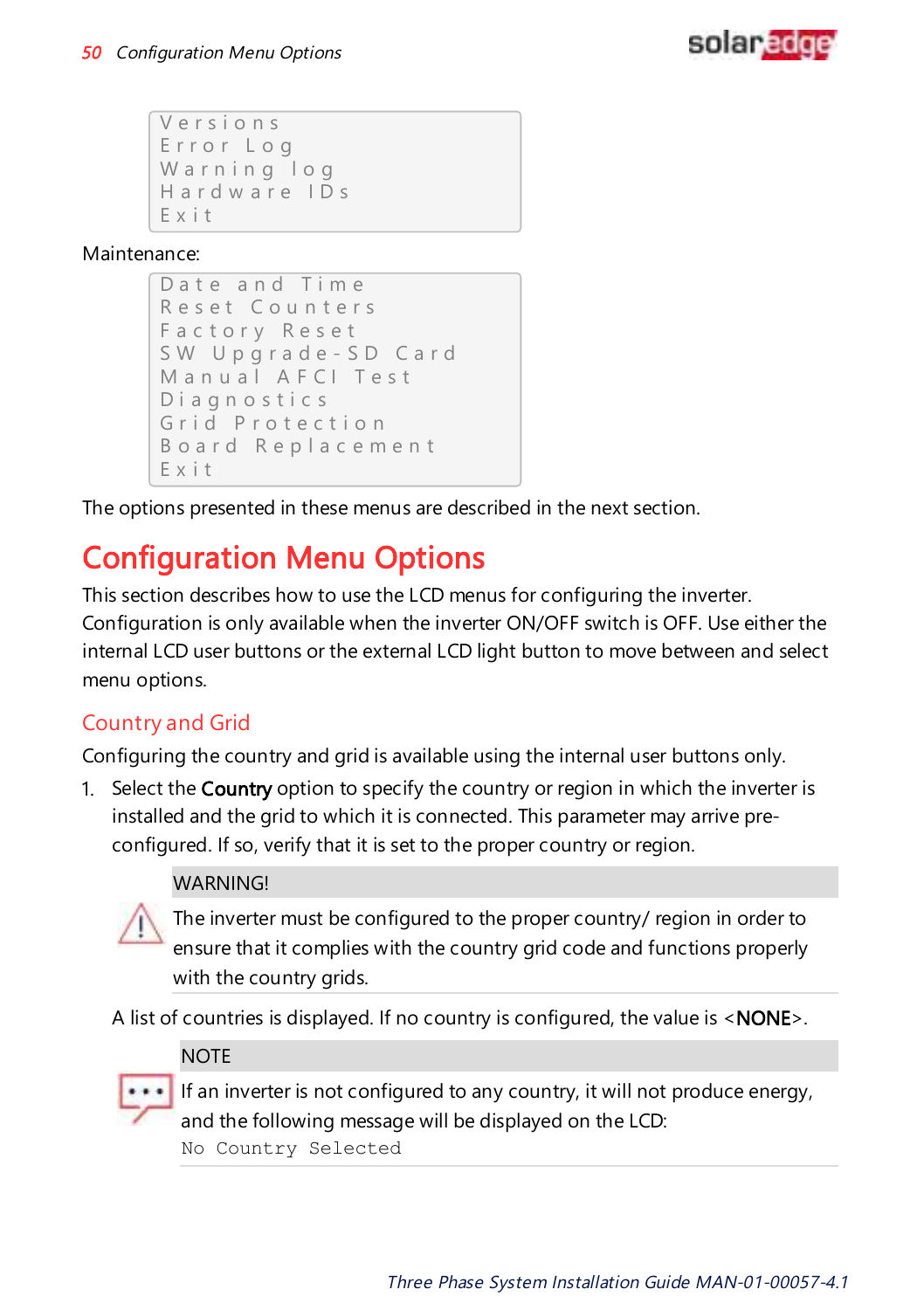```
Versions
Error Log
Warning log
Hardware IDs
Exit
```

Maintenance:

```
Date and Time
Reset Counters
Factory Reset
SW Upgrade-SD Card
Manual AFCI Test
Diagnostics
Grid Protection
Board Replacement
Exit
```

The options presented in these menus are described in the next section.

# Configuration Menu Options

This section describes how to use the LCD menus for configuring the inverter. Configuration is only available when the inverter ON/OFF switch is OFF. Use either the internal LCD user buttons or the external LCD light button to move between and select menu options.

## Country and Grid

Configuring the country and grid is available using the internal user buttons only.

1. Select the **Country** option to specify the country or region in which the inverter is installed and the grid to which it is connected. This parameter may arrive pre-configured. If so, verify that it is set to the proper country or region.

   > WARNING!
   >
   > The inverter must be configured to the proper country/ region in order to ensure that it complies with the country grid code and functions properly with the country grids.

   A list of countries is displayed. If no country is configured, the value is <**NONE**>.

   > NOTE
   >
   > If an inverter is not configured to any country, it will not produce energy, and the following message will be displayed on the LCD:
   >
   > `No Country Selected`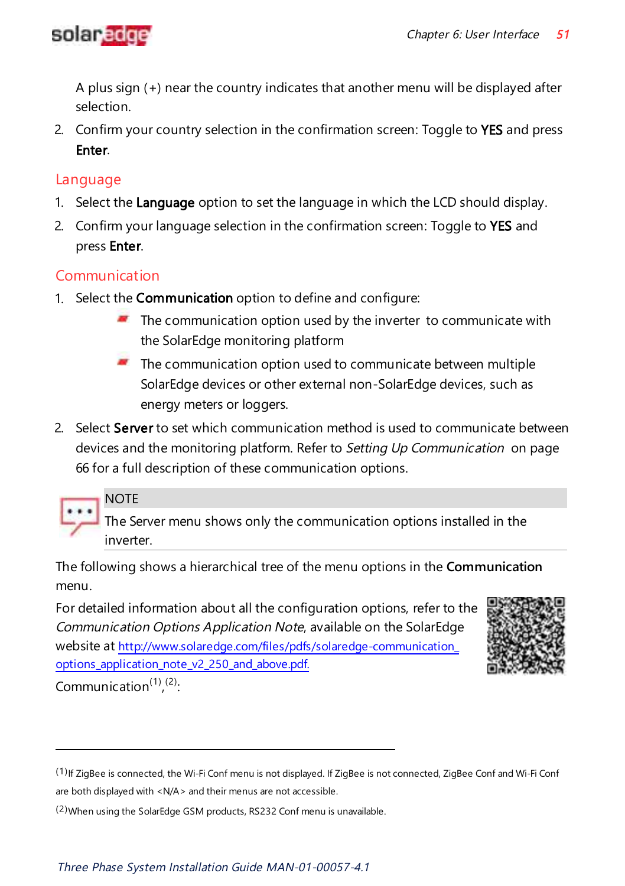A plus sign (+) near the country indicates that another menu will be displayed after selection.

2. Confirm your country selection in the confirmation screen: Toggle to **YES** and press **Enter**.

## Language

1. Select the **Language** option to set the language in which the LCD should display.
2. Confirm your language selection in the confirmation screen: Toggle to **YES** and press **Enter**.

## Communication

1. Select the **Communication** option to define and configure:
   - The communication option used by the inverter to communicate with the SolarEdge monitoring platform
   - The communication option used to communicate between multiple SolarEdge devices or other external non-SolarEdge devices, such as energy meters or loggers.
2. Select **Server** to set which communication method is used to communicate between devices and the monitoring platform. Refer to *Setting Up Communication* on page 66 for a full description of these communication options.

> **NOTE**
> The Server menu shows only the communication options installed in the inverter.

The following shows a hierarchical tree of the menu options in the **Communication** menu.

For detailed information about all the configuration options, refer to the *Communication Options Application Note*, available on the SolarEdge website at http://www.solaredge.com/files/pdfs/solaredge-communication_options_application_note_v2_250_and_above.pdf.

Communication[(1)],[(2)]:

---

(1) If ZigBee is connected, the Wi-Fi Conf menu is not displayed. If ZigBee is not connected, ZigBee Conf and Wi-Fi Conf are both displayed with <N/A> and their menus are not accessible.

(2) When using the SolarEdge GSM products, RS232 Conf menu is unavailable.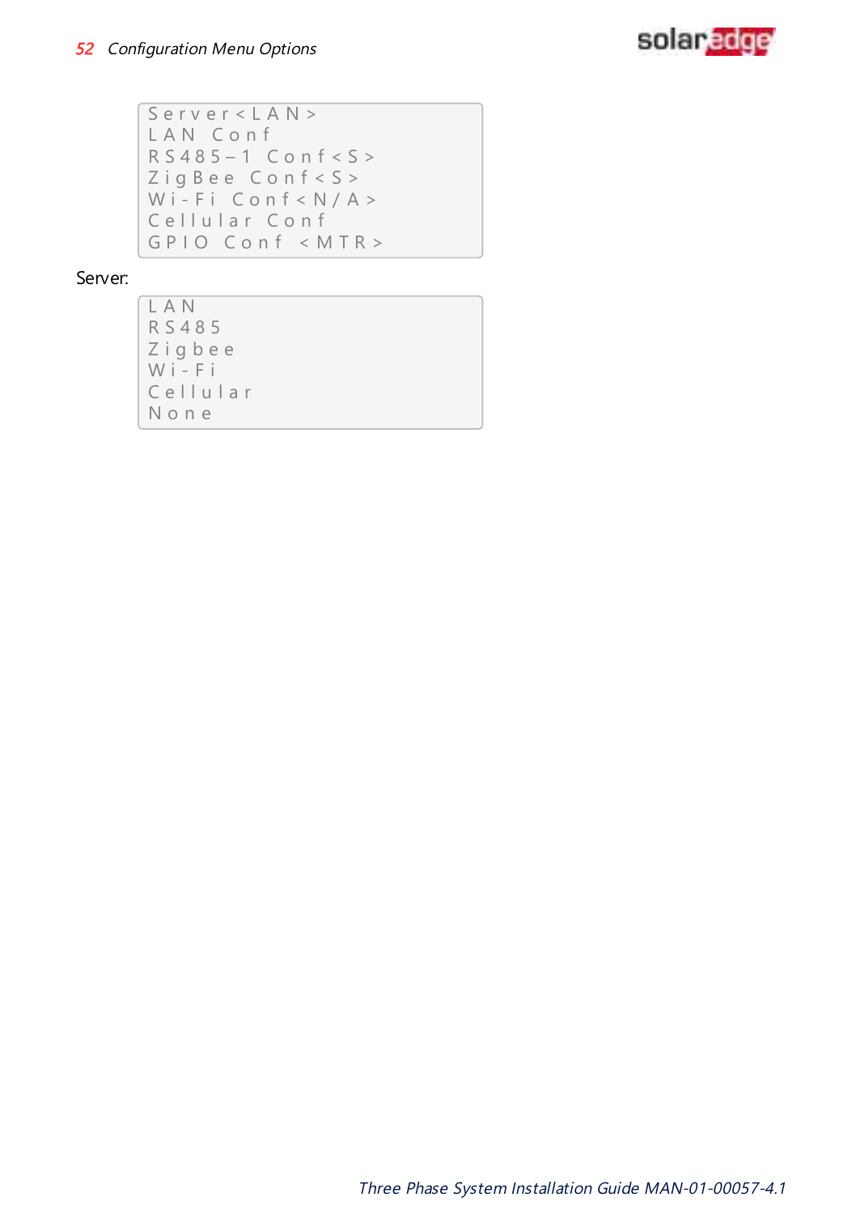```
Server<LAN>
LAN Conf
RS485-1 Conf<S>
ZigBee Conf<S>
Wi-Fi Conf<N/A>
Cellular Conf
GPIO Conf <MTR>
```

Server:

```
LAN
RS485
Zigbee
Wi-Fi
Cellular
None
```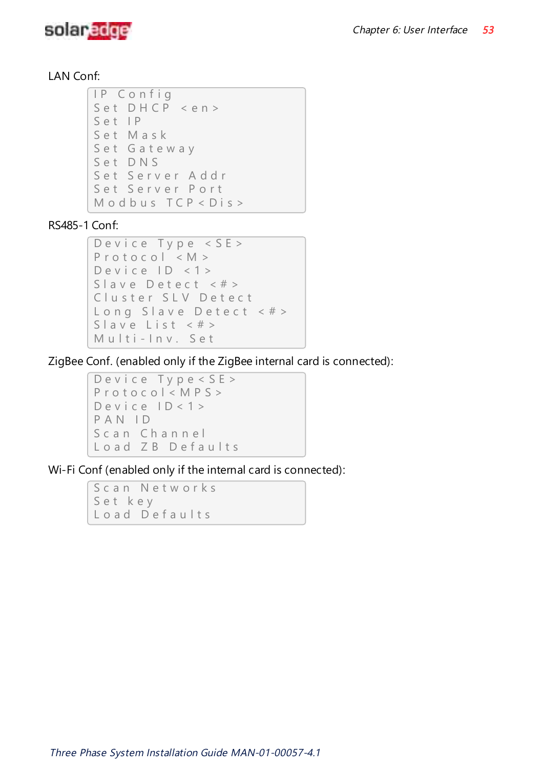LAN Conf:

```
IP Config
Set DHCP <en>
Set IP
Set Mask
Set Gateway
Set DNS
Set Server Addr
Set Server Port
Modbus TCP<Dis>
```

RS485-1 Conf:

```
Device Type <SE>
Protocol <M>
Device ID <1>
Slave Detect <#>
Cluster SLV Detect
Long Slave Detect <#>
Slave List <#>
Multi-Inv. Set
```

ZigBee Conf. (enabled only if the ZigBee internal card is connected):

```
Device Type<SE>
Protocol<MPS>
Device ID<1>
PAN ID
Scan Channel
Load ZB Defaults
```

Wi-Fi Conf (enabled only if the internal card is connected):

```
Scan Networks
Set key
Load Defaults
```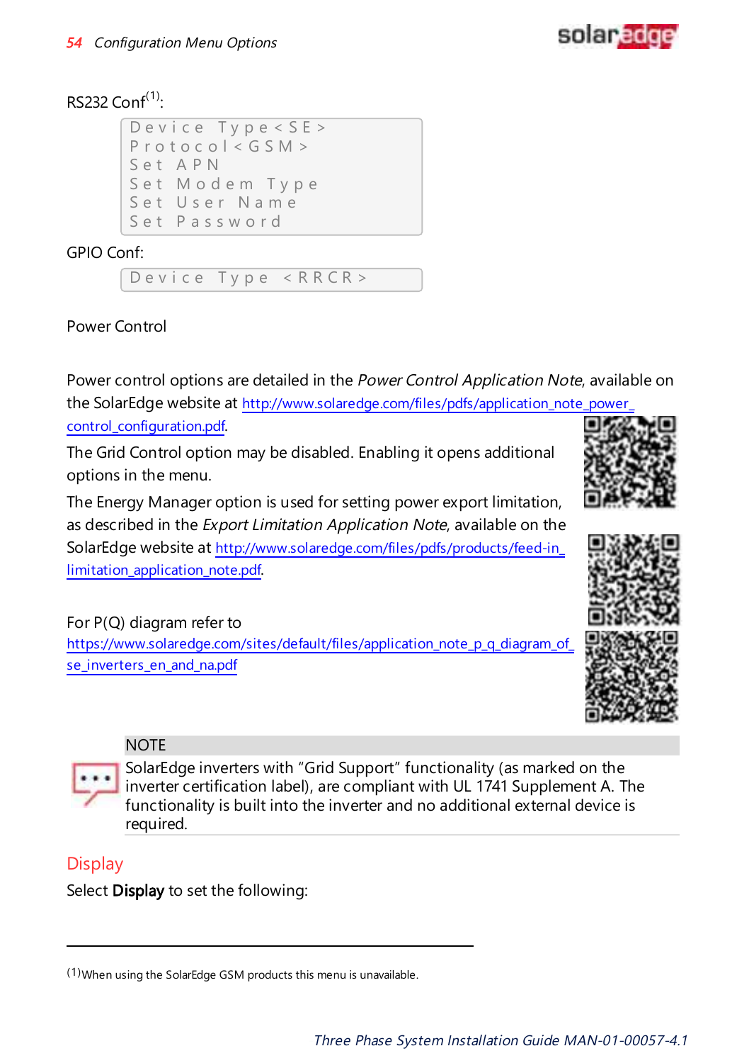RS232 Conf[1]:

```
Device Type<SE>
Protocol<GSM>
Set APN
Set Modem Type
Set User Name
Set Password
```

GPIO Conf:

```
Device Type <RRCR>
```

Power Control

Power control options are detailed in the *Power Control Application Note*, available on the SolarEdge website at http://www.solaredge.com/files/pdfs/application_note_power_control_configuration.pdf.

The Grid Control option may be disabled. Enabling it opens additional options in the menu.

The Energy Manager option is used for setting power export limitation, as described in the *Export Limitation Application Note*, available on the SolarEdge website at http://www.solaredge.com/files/pdfs/products/feed-in_limitation_application_note.pdf.

For P(Q) diagram refer to https://www.solaredge.com/sites/default/files/application_note_p_q_diagram_of_se_inverters_en_and_na.pdf

NOTE

SolarEdge inverters with “Grid Support” functionality (as marked on the inverter certification label), are compliant with UL 1741 Supplement A. The functionality is built into the inverter and no additional external device is required.

## Display

Select **Display** to set the following:

---

[1] When using the SolarEdge GSM products this menu is unavailable.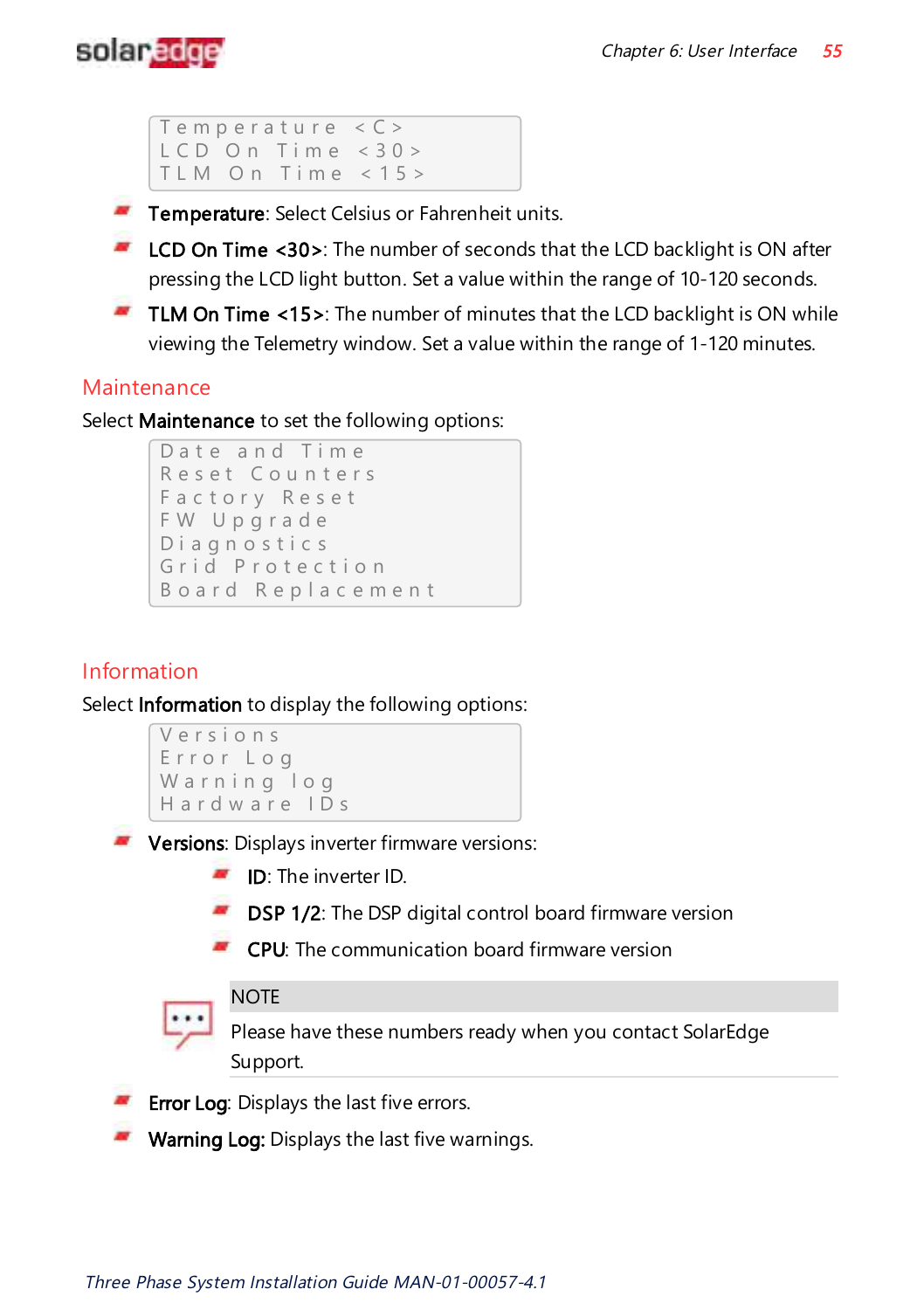```
Temperature <C>
LCD On Time <30>
TLM On Time <15>
```

- **Temperature**: Select Celsius or Fahrenheit units.
- **LCD On Time <30>**: The number of seconds that the LCD backlight is ON after pressing the LCD light button. Set a value within the range of 10-120 seconds.
- **TLM On Time <15>**: The number of minutes that the LCD backlight is ON while viewing the Telemetry window. Set a value within the range of 1-120 minutes.

## Maintenance

Select **Maintenance** to set the following options:

```
Date and Time
Reset Counters
Factory Reset
FW Upgrade
Diagnostics
Grid Protection
Board Replacement
```

## Information

Select **Information** to display the following options:

```
Versions
Error Log
Warning log
Hardware IDs
```

- **Versions**: Displays inverter firmware versions:
  - **ID**: The inverter ID.
  - **DSP 1/2**: The DSP digital control board firmware version
  - **CPU**: The communication board firmware version

> **NOTE**
>
> Please have these numbers ready when you contact SolarEdge Support.

- **Error Log**: Displays the last five errors.
- **Warning Log:** Displays the last five warnings.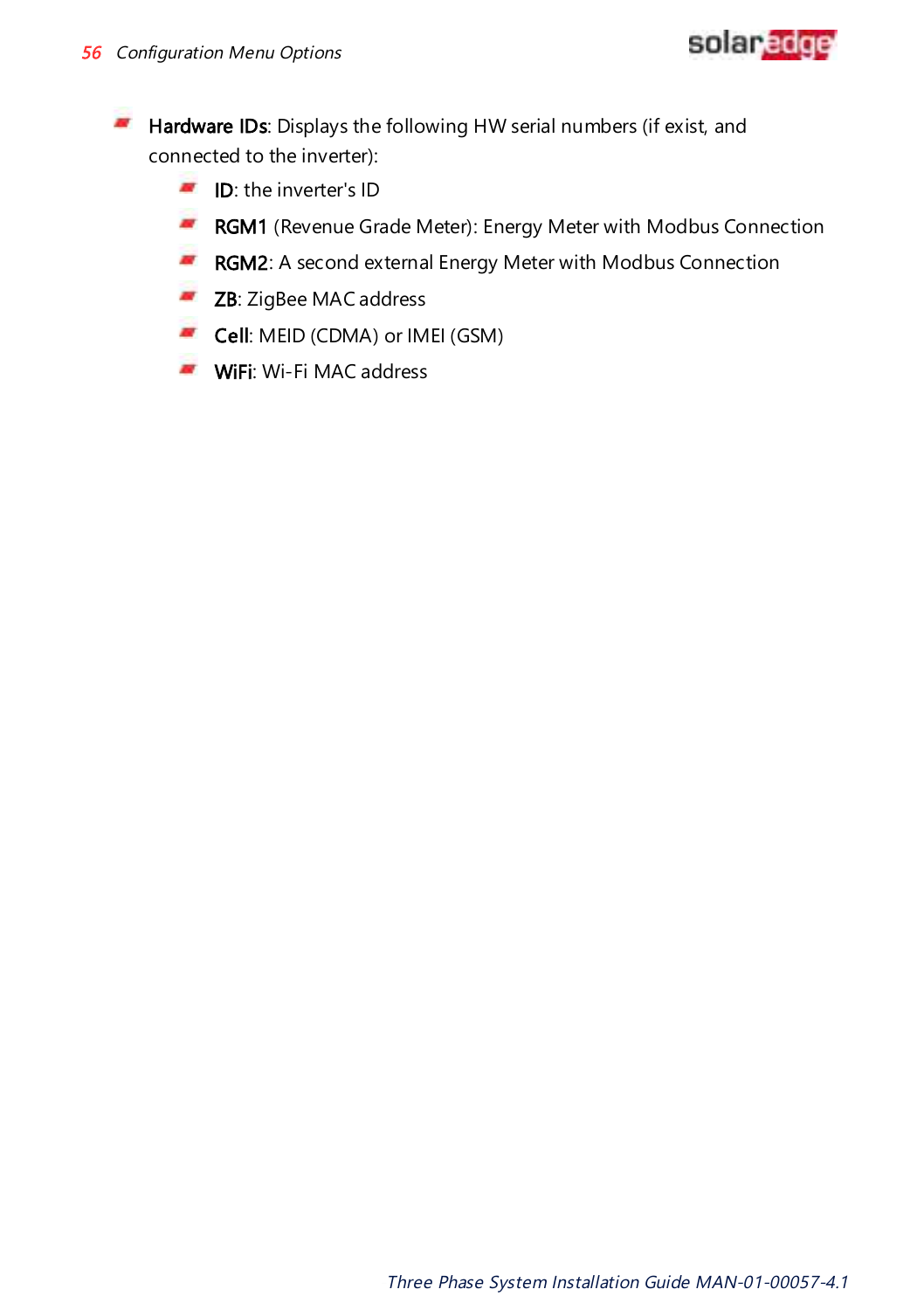- **Hardware IDs**: Displays the following HW serial numbers (if exist, and connected to the inverter):
  - **ID**: the inverter's ID
  - **RGM1** (Revenue Grade Meter): Energy Meter with Modbus Connection
  - **RGM2**: A second external Energy Meter with Modbus Connection
  - **ZB**: ZigBee MAC address
  - **Cell**: MEID (CDMA) or IMEI (GSM)
  - **WiFi**: Wi-Fi MAC address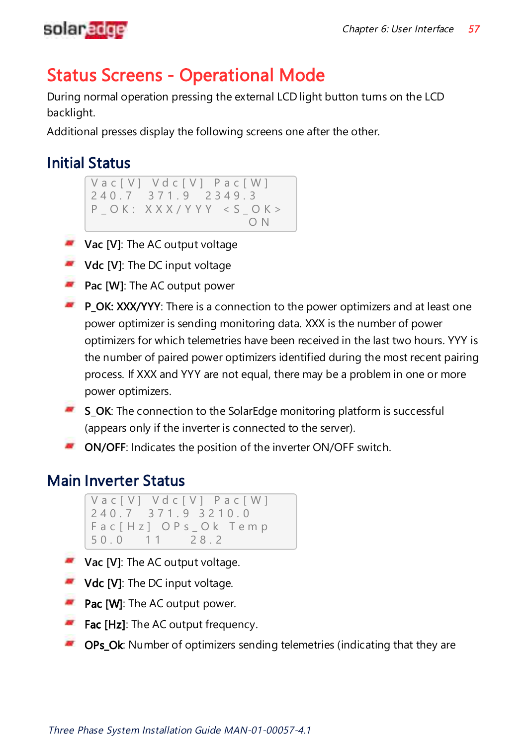# Status Screens - Operational Mode

During normal operation pressing the external LCD light button turns on the LCD backlight.

Additional presses display the following screens one after the other.

## Initial Status

```
Vac[V]  Vdc[V]  Pac[W]
240.7   371.9   2349.3
P_OK: XXX/YYY  <S_OK>
                  ON
```

- **Vac [V]**: The AC output voltage
- **Vdc [V]**: The DC input voltage
- **Pac [W]**: The AC output power
- **P_OK: XXX/YYY**: There is a connection to the power optimizers and at least one power optimizer is sending monitoring data. XXX is the number of power optimizers for which telemetries have been received in the last two hours. YYY is the number of paired power optimizers identified during the most recent pairing process. If XXX and YYY are not equal, there may be a problem in one or more power optimizers.
- **S_OK**: The connection to the SolarEdge monitoring platform is successful (appears only if the inverter is connected to the server).
- **ON/OFF**: Indicates the position of the inverter ON/OFF switch.

## Main Inverter Status

```
Vac[V]  Vdc[V]  Pac[W]
240.7   371.9  3210.0
Fac[Hz]  OPs_Ok  Temp
50.0     11     28.2
```

- **Vac [V]**: The AC output voltage.
- **Vdc [V]**: The DC input voltage.
- **Pac [W]**: The AC output power.
- **Fac [Hz]**: The AC output frequency.
- **OPs_Ok**: Number of optimizers sending telemetries (indicating that they are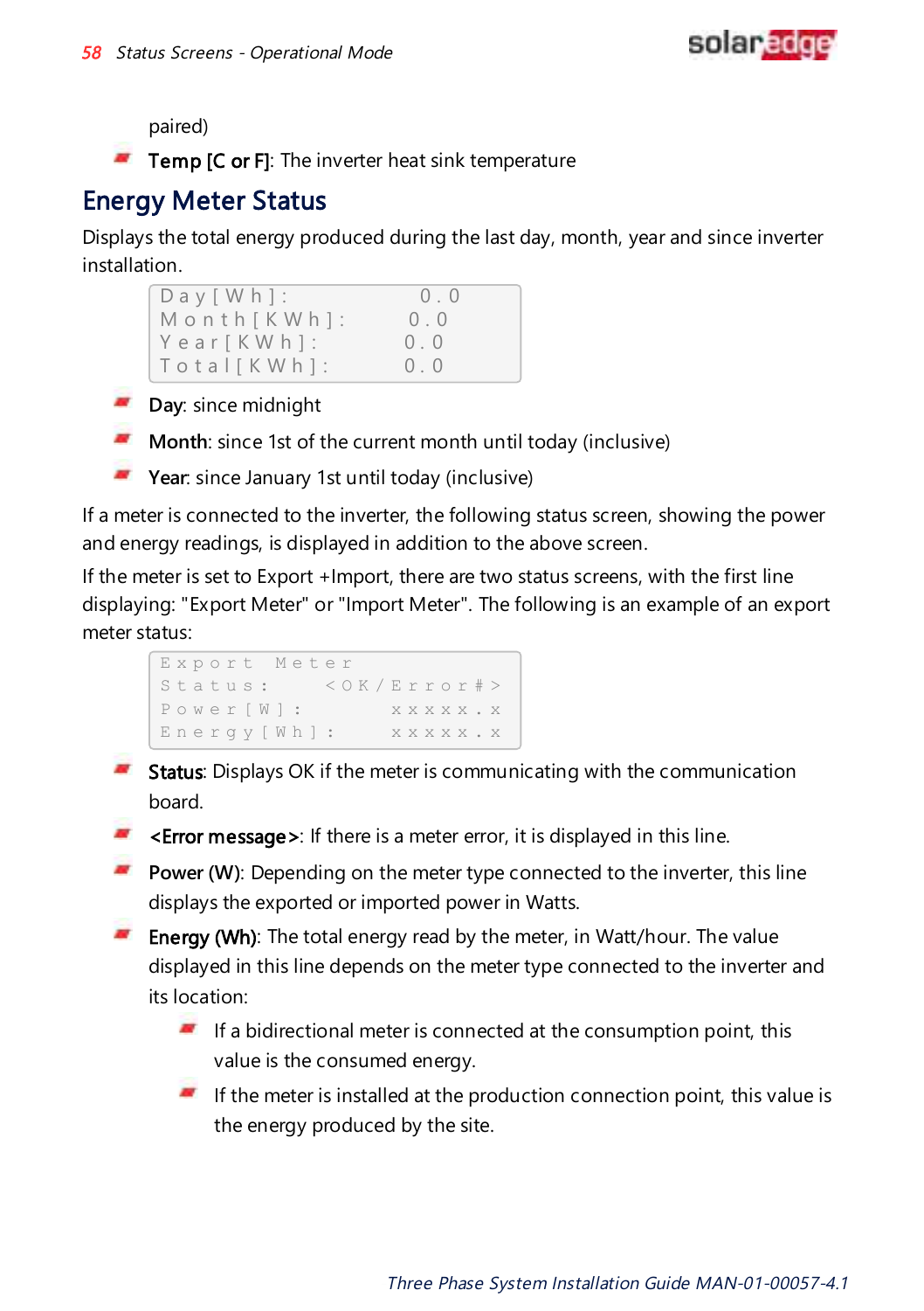paired)

- **Temp [C or F]**: The inverter heat sink temperature

## Energy Meter Status

Displays the total energy produced during the last day, month, year and since inverter installation.

```
Day[Wh]:          0.0
Month[KWh]:       0.0
Year[KWh]:        0.0
Total[KWh]:       0.0
```

- **Day**: since midnight
- **Month**: since 1st of the current month until today (inclusive)
- **Year**: since January 1st until today (inclusive)

If a meter is connected to the inverter, the following status screen, showing the power and energy readings, is displayed in addition to the above screen.

If the meter is set to Export +Import, there are two status screens, with the first line displaying: "Export Meter" or "Import Meter". The following is an example of an export meter status:

```
Export Meter
Status:     <OK/Error#>
Power[W]:       xxxxx.x
Energy[Wh]:     xxxxx.x
```

- **Status**: Displays OK if the meter is communicating with the communication board.
- **<Error message>**: If there is a meter error, it is displayed in this line.
- **Power (W)**: Depending on the meter type connected to the inverter, this line displays the exported or imported power in Watts.
- **Energy (Wh)**: The total energy read by the meter, in Watt/hour. The value displayed in this line depends on the meter type connected to the inverter and its location:
  - If a bidirectional meter is connected at the consumption point, this value is the consumed energy.
  - If the meter is installed at the production connection point, this value is the energy produced by the site.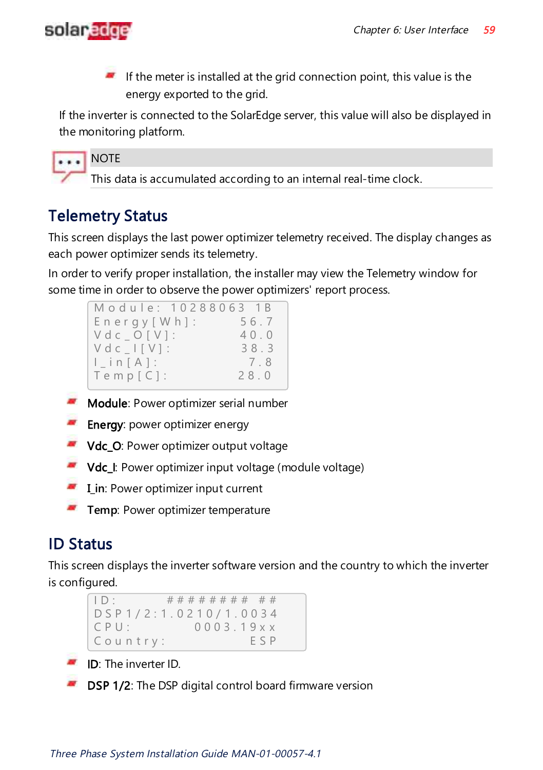- If the meter is installed at the grid connection point, this value is the energy exported to the grid.

If the inverter is connected to the SolarEdge server, this value will also be displayed in the monitoring platform.

NOTE
This data is accumulated according to an internal real-time clock.

## Telemetry Status

This screen displays the last power optimizer telemetry received. The display changes as each power optimizer sends its telemetry.

In order to verify proper installation, the installer may view the Telemetry window for some time in order to observe the power optimizers' report process.

```
Module: 10288063 1B
Energy[Wh]:     56.7
Vdc_O[V]:       40.0
Vdc_I[V]:       38.3
I_in[A]:         7.8
Temp[C]:        28.0
```

- **Module**: Power optimizer serial number
- **Energy**: power optimizer energy
- **Vdc_O**: Power optimizer output voltage
- **Vdc_I**: Power optimizer input voltage (module voltage)
- **I_in**: Power optimizer input current
- **Temp**: Power optimizer temperature

## ID Status

This screen displays the inverter software version and the country to which the inverter is configured.

```
ID:       ######## ##
DSP1/2:1.0210/1.0034
CPU:         0003.19xx
Country:           ESP
```

- **ID**: The inverter ID.
- **DSP 1/2**: The DSP digital control board firmware version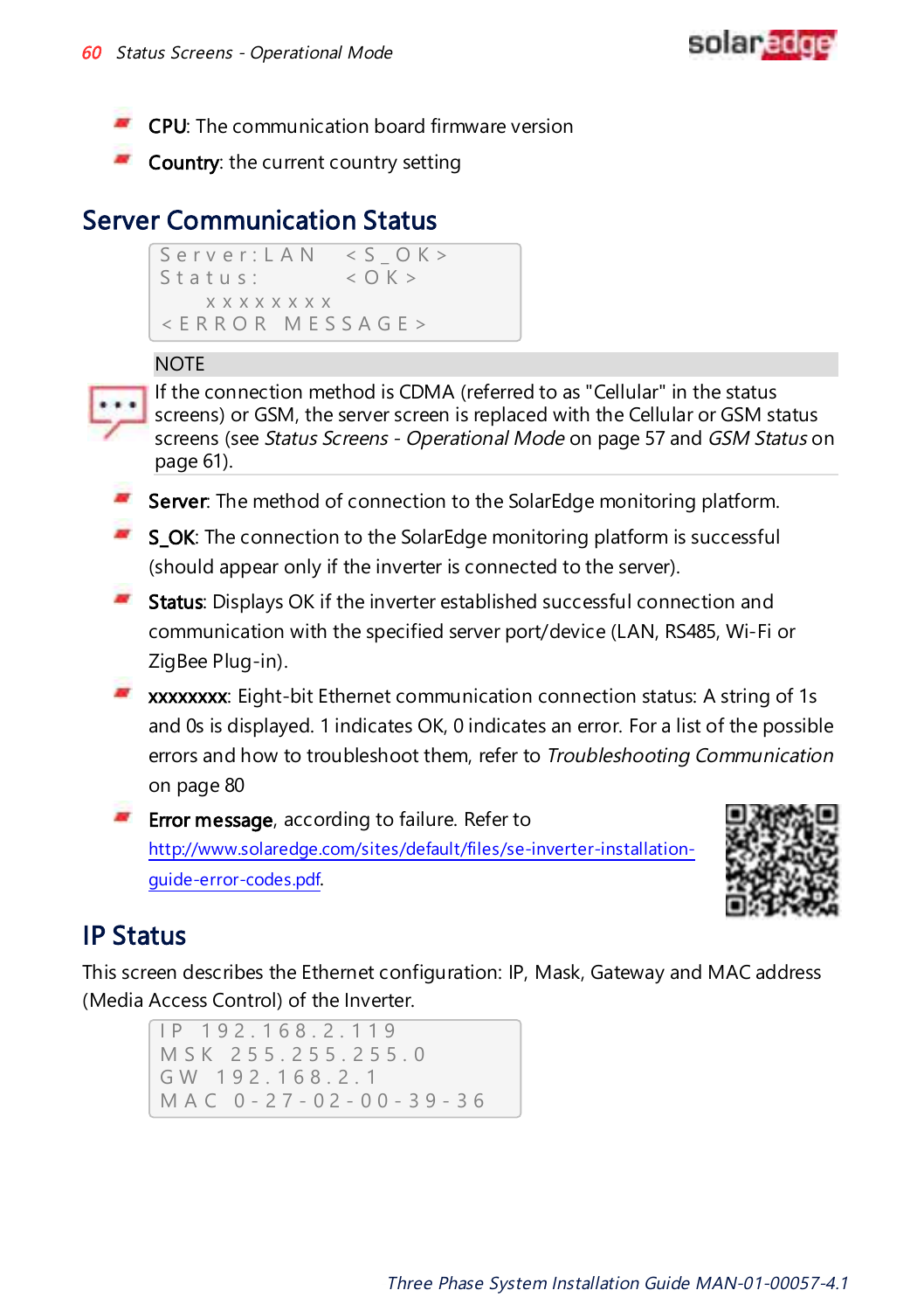- **CPU**: The communication board firmware version
- **Country**: the current country setting

## Server Communication Status

```
Server:LAN    <S_OK>
Status:       <OK>
   xxxxxxxx
<ERROR MESSAGE>
```

NOTE

If the connection method is CDMA (referred to as "Cellular" in the status screens) or GSM, the server screen is replaced with the Cellular or GSM status screens (see *Status Screens - Operational Mode* on page 57 and *GSM Status* on page 61).

- **Server**: The method of connection to the SolarEdge monitoring platform.
- **S_OK**: The connection to the SolarEdge monitoring platform is successful (should appear only if the inverter is connected to the server).
- **Status**: Displays OK if the inverter established successful connection and communication with the specified server port/device (LAN, RS485, Wi-Fi or ZigBee Plug-in).
- **xxxxxxxx**: Eight-bit Ethernet communication connection status: A string of 1s and 0s is displayed. 1 indicates OK, 0 indicates an error. For a list of the possible errors and how to troubleshoot them, refer to *Troubleshooting Communication* on page 80
- **Error message**, according to failure. Refer to http://www.solaredge.com/sites/default/files/se-inverter-installation-guide-error-codes.pdf.

## IP Status

This screen describes the Ethernet configuration: IP, Mask, Gateway and MAC address (Media Access Control) of the Inverter.

```
IP  192.168.2.119
MSK 255.255.255.0
GW  192.168.2.1
MAC 0-27-02-00-39-36
```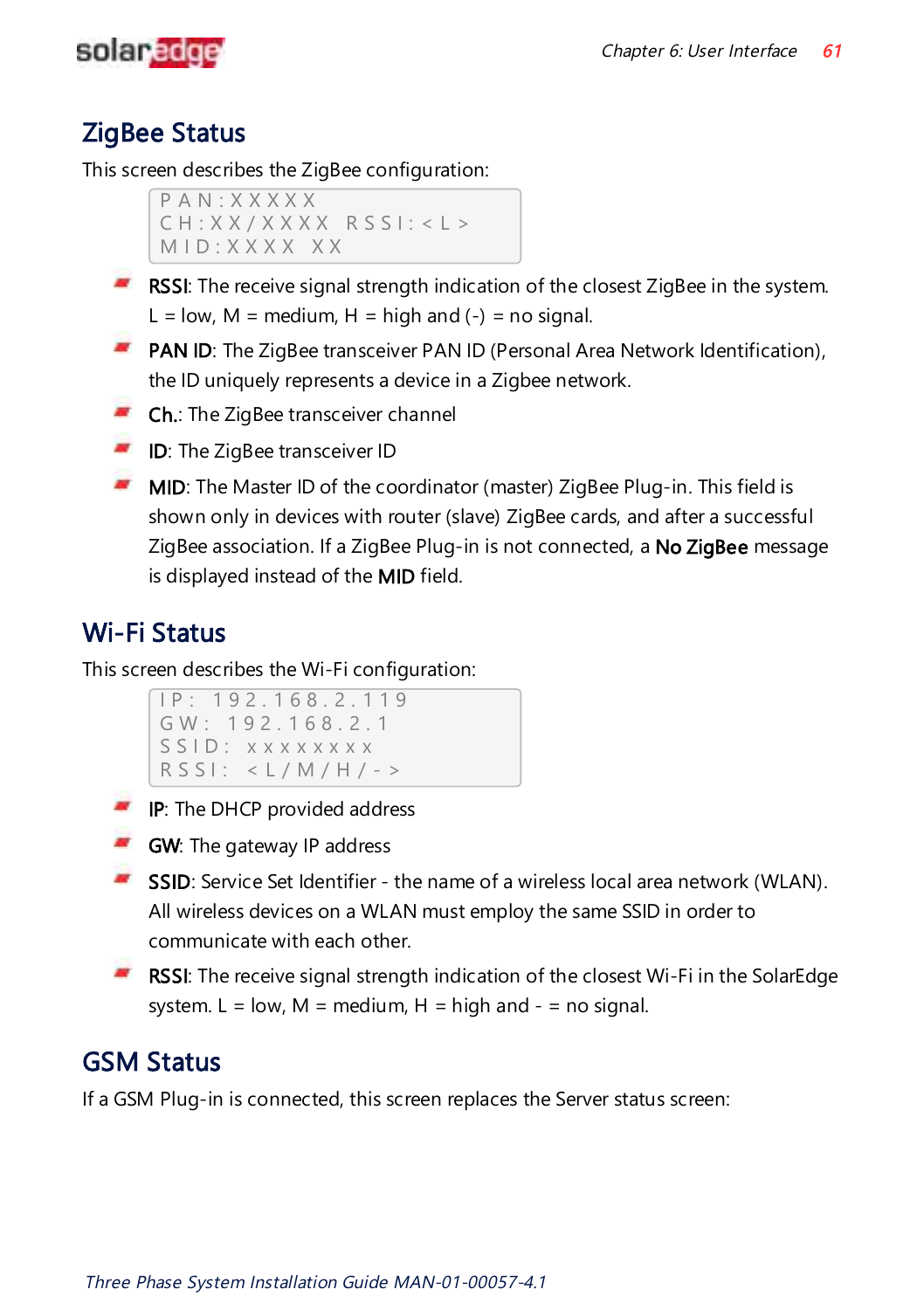## ZigBee Status

This screen describes the ZigBee configuration:

```
PAN:XXXXX
CH:XX/XXXX RSSI:<L>
MID:XXXX XX
```

- **RSSI**: The receive signal strength indication of the closest ZigBee in the system. L = low, M = medium, H = high and (-) = no signal.
- **PAN ID**: The ZigBee transceiver PAN ID (Personal Area Network Identification), the ID uniquely represents a device in a Zigbee network.
- **Ch.**: The ZigBee transceiver channel
- **ID**: The ZigBee transceiver ID
- **MID**: The Master ID of the coordinator (master) ZigBee Plug-in. This field is shown only in devices with router (slave) ZigBee cards, and after a successful ZigBee association. If a ZigBee Plug-in is not connected, a **No ZigBee** message is displayed instead of the **MID** field.

## Wi-Fi Status

This screen describes the Wi-Fi configuration:

```
IP: 192.168.2.119
GW: 192.168.2.1
SSID: xxxxxxxx
RSSI: <L/M/H/->
```

- **IP**: The DHCP provided address
- **GW**: The gateway IP address
- **SSID**: Service Set Identifier - the name of a wireless local area network (WLAN). All wireless devices on a WLAN must employ the same SSID in order to communicate with each other.
- **RSSI**: The receive signal strength indication of the closest Wi-Fi in the SolarEdge system. L = low, M = medium, H = high and - = no signal.

## GSM Status

If a GSM Plug-in is connected, this screen replaces the Server status screen: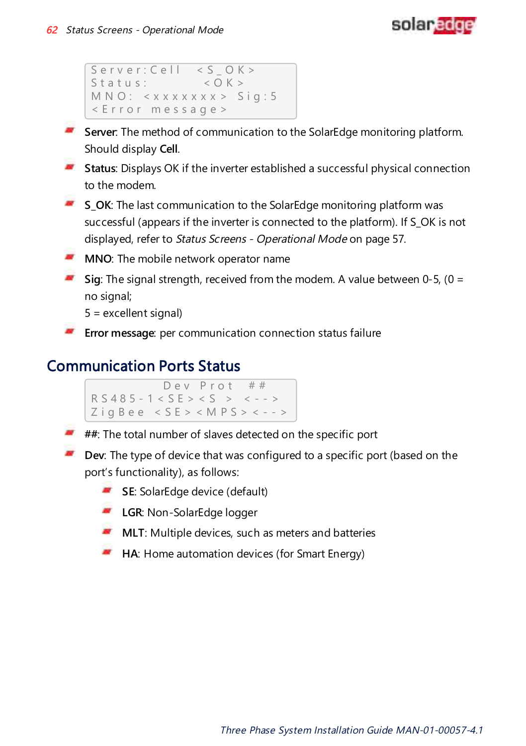```
Server:Cell  <S_OK>
Status:        <OK>
MNO: <xxxxxxxx> Sig:5
<Error message>
```

- **Server**: The method of communication to the SolarEdge monitoring platform. Should display **Cell**.
- **Status**: Displays OK if the inverter established a successful physical connection to the modem.
- **S_OK**: The last communication to the SolarEdge monitoring platform was successful (appears if the inverter is connected to the platform). If S_OK is not displayed, refer to *Status Screens - Operational Mode* on page 57.
- **MNO**: The mobile network operator name
- **Sig**: The signal strength, received from the modem. A value between 0-5, (0 = no signal;
  5 = excellent signal)
- **Error message**: per communication connection status failure

## Communication Ports Status

```
          Dev  Prot  ##
RS485-1<SE><S  > <--->
ZigBee <SE><MPS><--->
```

- **##**: The total number of slaves detected on the specific port
- **Dev**: The type of device that was configured to a specific port (based on the port's functionality), as follows:
  - **SE**: SolarEdge device (default)
  - **LGR**: Non-SolarEdge logger
  - **MLT**: Multiple devices, such as meters and batteries
  - **HA**: Home automation devices (for Smart Energy)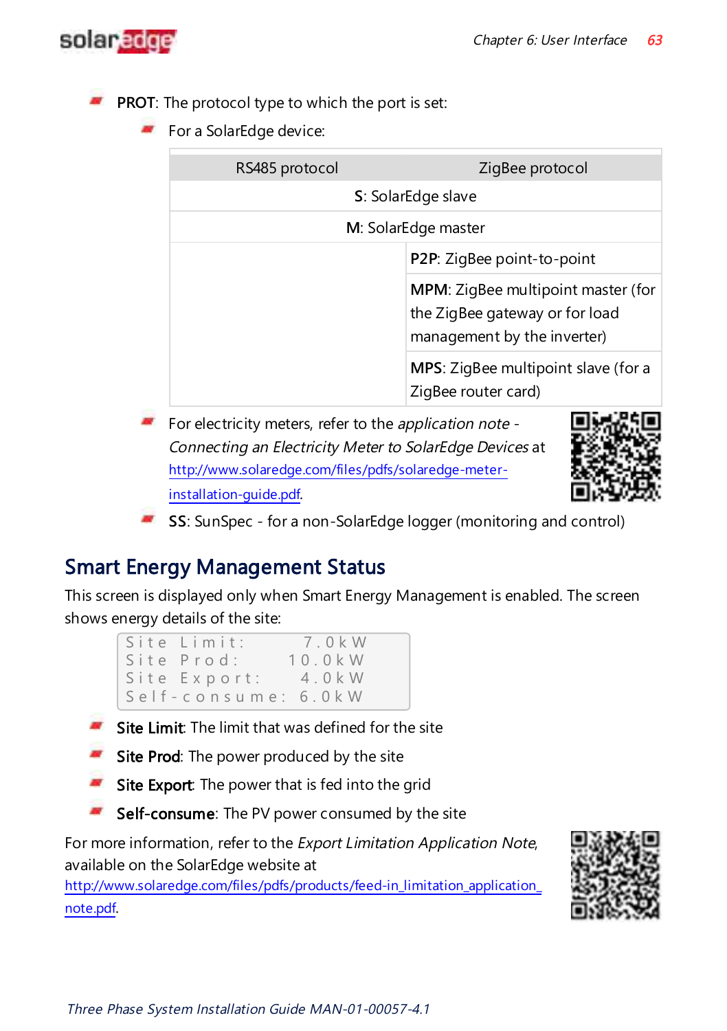- **PROT**: The protocol type to which the port is set:
  - For a SolarEdge device:

| RS485 protocol | ZigBee protocol |
|---|---|
| **S**: SolarEdge slave | |
| **M**: SolarEdge master | |
| | **P2P**: ZigBee point-to-point |
| | **MPM**: ZigBee multipoint master (for the ZigBee gateway or for load management by the inverter) |
| | **MPS**: ZigBee multipoint slave (for a ZigBee router card) |

  - For electricity meters, refer to the *application note - Connecting an Electricity Meter to SolarEdge Devices* at http://www.solaredge.com/files/pdfs/solaredge-meter-installation-guide.pdf.
  - **SS**: SunSpec - for a non-SolarEdge logger (monitoring and control)

## Smart Energy Management Status

This screen is displayed only when Smart Energy Management is enabled. The screen shows energy details of the site:

```
Site Limit:       7.0kW
Site Prod:       10.0kW
Site Export:      4.0kW
Self-consume:     6.0kW
```

- **Site Limit**: The limit that was defined for the site
- **Site Prod**: The power produced by the site
- **Site Export**: The power that is fed into the grid
- **Self-consume**: The PV power consumed by the site

For more information, refer to the *Export Limitation Application Note*, available on the SolarEdge website at http://www.solaredge.com/files/pdfs/products/feed-in_limitation_application_note.pdf.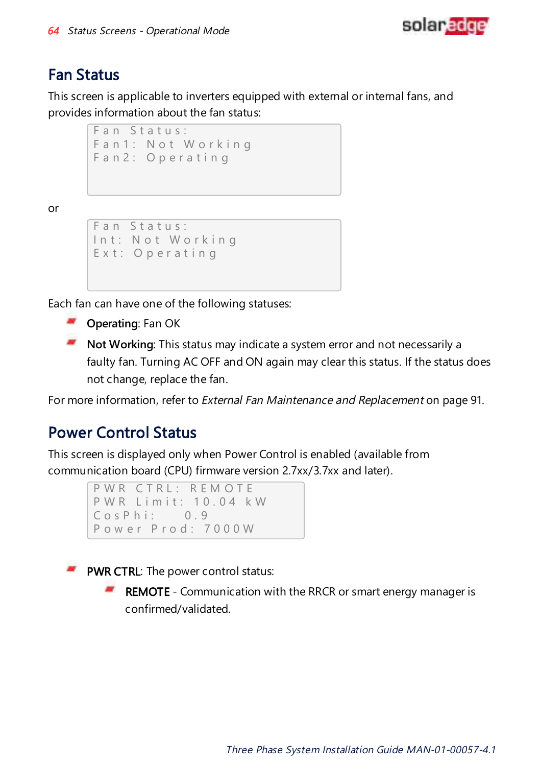## Fan Status

This screen is applicable to inverters equipped with external or internal fans, and provides information about the fan status:

```
Fan Status:
Fan1: Not Working
Fan2: Operating
```

or

```
Fan Status:
Int: Not Working
Ext: Operating
```

Each fan can have one of the following statuses:

- **Operating**: Fan OK
- **Not Working**: This status may indicate a system error and not necessarily a faulty fan. Turning AC OFF and ON again may clear this status. If the status does not change, replace the fan.

For more information, refer to *External Fan Maintenance and Replacement* on page 91.

## Power Control Status

This screen is displayed only when Power Control is enabled (available from communication board (CPU) firmware version 2.7xx/3.7xx and later).

```
PWR CTRL: REMOTE
PWR Limit: 10.04 kW
CosPhi:    0.9
Power Prod: 7000W
```

- **PWR CTRL**: The power control status:
  - **REMOTE** - Communication with the RRCR or smart energy manager is confirmed/validated.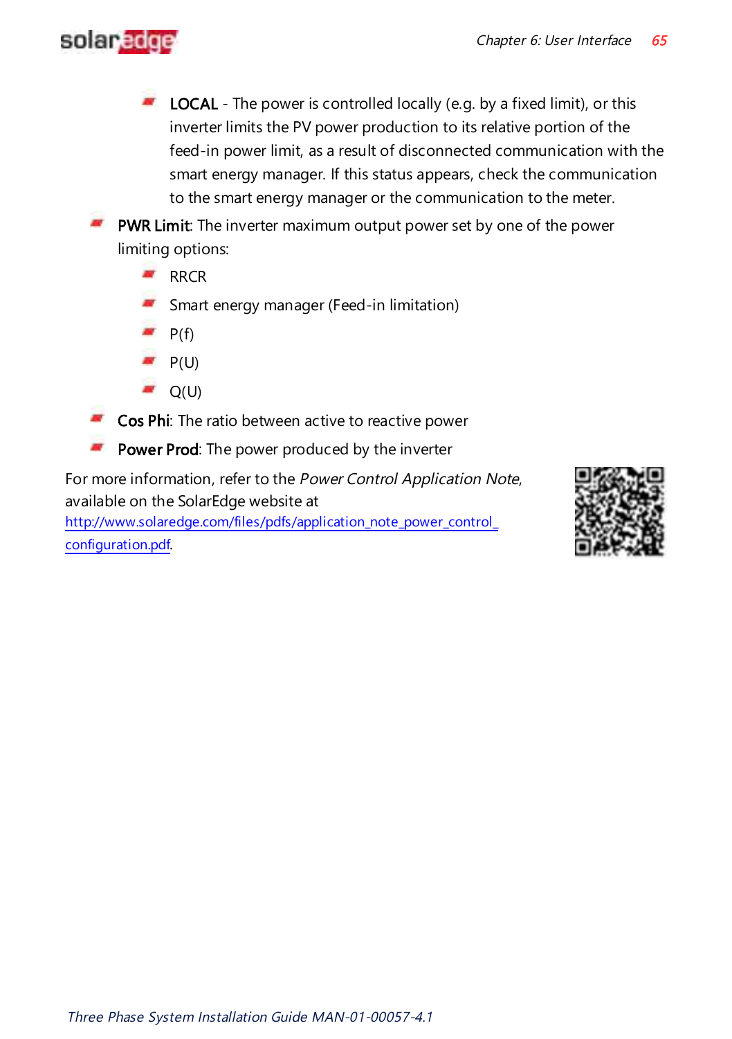- **LOCAL** - The power is controlled locally (e.g. by a fixed limit), or this inverter limits the PV power production to its relative portion of the feed-in power limit, as a result of disconnected communication with the smart energy manager. If this status appears, check the communication to the smart energy manager or the communication to the meter.
- **PWR Limit**: The inverter maximum output power set by one of the power limiting options:
  - RRCR
  - Smart energy manager (Feed-in limitation)
  - P(f)
  - P(U)
  - Q(U)
- **Cos Phi**: The ratio between active to reactive power
- **Power Prod**: The power produced by the inverter

For more information, refer to the *Power Control Application Note*, available on the SolarEdge website at [http://www.solaredge.com/files/pdfs/application_note_power_control_configuration.pdf](http://www.solaredge.com/files/pdfs/application_note_power_control_configuration.pdf).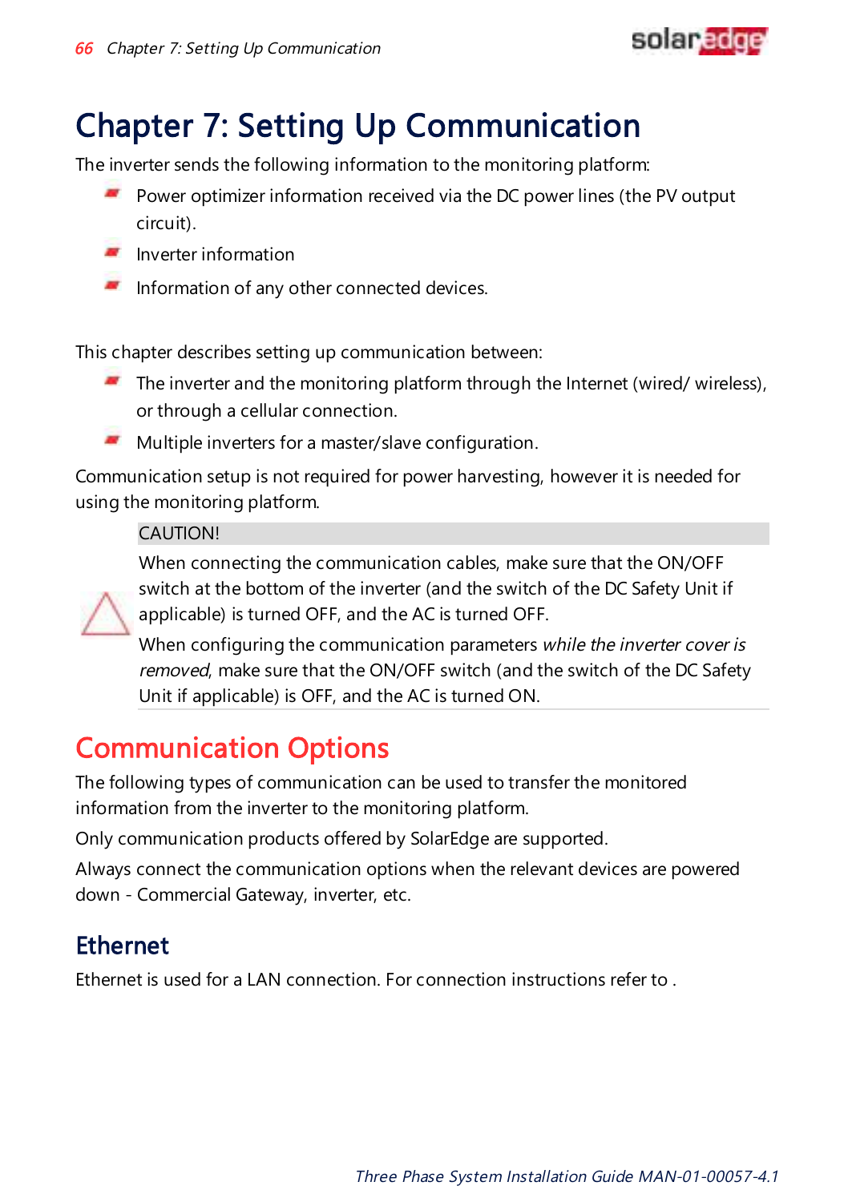# Chapter 7: Setting Up Communication

The inverter sends the following information to the monitoring platform:

- Power optimizer information received via the DC power lines (the PV output circuit).
- Inverter information
- Information of any other connected devices.

This chapter describes setting up communication between:

- The inverter and the monitoring platform through the Internet (wired/ wireless), or through a cellular connection.
- Multiple inverters for a master/slave configuration.

Communication setup is not required for power harvesting, however it is needed for using the monitoring platform.

> CAUTION!
>
> When connecting the communication cables, make sure that the ON/OFF switch at the bottom of the inverter (and the switch of the DC Safety Unit if applicable) is turned OFF, and the AC is turned OFF.
>
> When configuring the communication parameters *while the inverter cover is removed*, make sure that the ON/OFF switch (and the switch of the DC Safety Unit if applicable) is OFF, and the AC is turned ON.

## Communication Options

The following types of communication can be used to transfer the monitored information from the inverter to the monitoring platform.

Only communication products offered by SolarEdge are supported.

Always connect the communication options when the relevant devices are powered down - Commercial Gateway, inverter, etc.

### Ethernet

Ethernet is used for a LAN connection. For connection instructions refer to .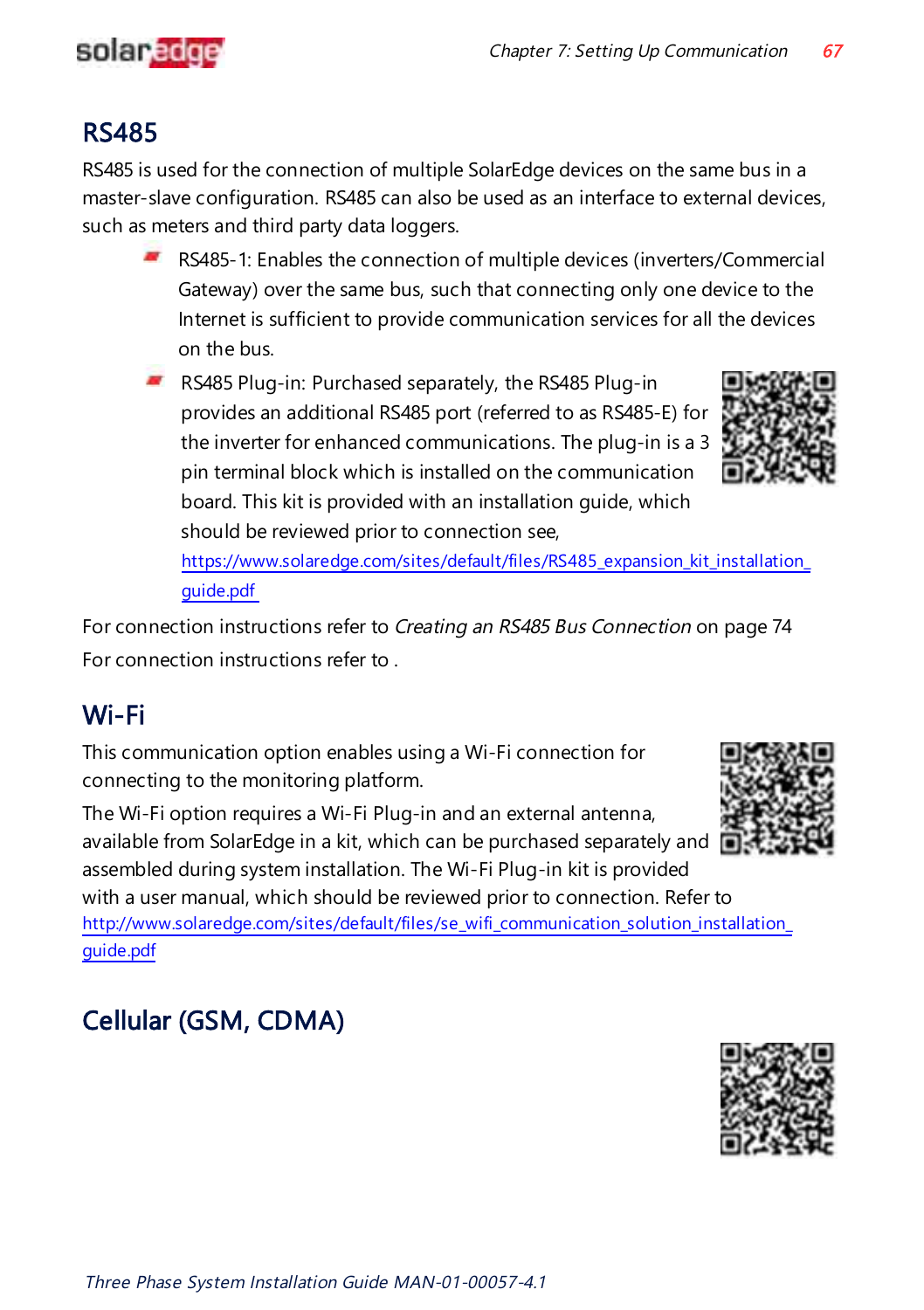## RS485

RS485 is used for the connection of multiple SolarEdge devices on the same bus in a master-slave configuration. RS485 can also be used as an interface to external devices, such as meters and third party data loggers.

- RS485-1: Enables the connection of multiple devices (inverters/Commercial Gateway) over the same bus, such that connecting only one device to the Internet is sufficient to provide communication services for all the devices on the bus.
- RS485 Plug-in: Purchased separately, the RS485 Plug-in provides an additional RS485 port (referred to as RS485-E) for the inverter for enhanced communications. The plug-in is a 3 pin terminal block which is installed on the communication board. This kit is provided with an installation guide, which should be reviewed prior to connection see, https://www.solaredge.com/sites/default/files/RS485_expansion_kit_installation_guide.pdf

For connection instructions refer to *Creating an RS485 Bus Connection* on page 74

For connection instructions refer to .

## Wi-Fi

This communication option enables using a Wi-Fi connection for connecting to the monitoring platform.

The Wi-Fi option requires a Wi-Fi Plug-in and an external antenna, available from SolarEdge in a kit, which can be purchased separately and assembled during system installation. The Wi-Fi Plug-in kit is provided with a user manual, which should be reviewed prior to connection. Refer to http://www.solaredge.com/sites/default/files/se_wifi_communication_solution_installation_guide.pdf

## Cellular (GSM, CDMA)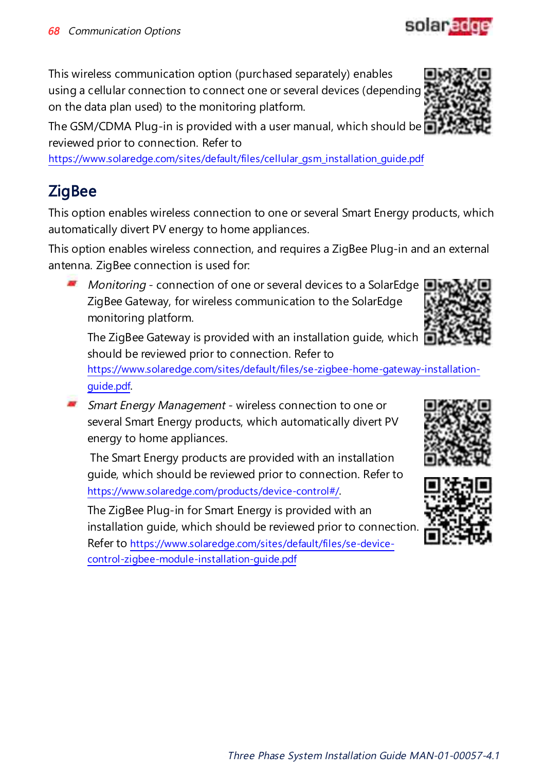This wireless communication option (purchased separately) enables using a cellular connection to connect one or several devices (depending on the data plan used) to the monitoring platform.

The GSM/CDMA Plug-in is provided with a user manual, which should be reviewed prior to connection. Refer to https://www.solaredge.com/sites/default/files/cellular_gsm_installation_guide.pdf

## ZigBee

This option enables wireless connection to one or several Smart Energy products, which automatically divert PV energy to home appliances.

This option enables wireless connection, and requires a ZigBee Plug-in and an external antenna. ZigBee connection is used for:

- *Monitoring* - connection of one or several devices to a SolarEdge ZigBee Gateway, for wireless communication to the SolarEdge monitoring platform.

  The ZigBee Gateway is provided with an installation guide, which should be reviewed prior to connection. Refer to https://www.solaredge.com/sites/default/files/se-zigbee-home-gateway-installation-guide.pdf.

- *Smart Energy Management* - wireless connection to one or several Smart Energy products, which automatically divert PV energy to home appliances.

  The Smart Energy products are provided with an installation guide, which should be reviewed prior to connection. Refer to https://www.solaredge.com/products/device-control#/.

  The ZigBee Plug-in for Smart Energy is provided with an installation guide, which should be reviewed prior to connection. Refer to https://www.solaredge.com/sites/default/files/se-device-control-zigbee-module-installation-guide.pdf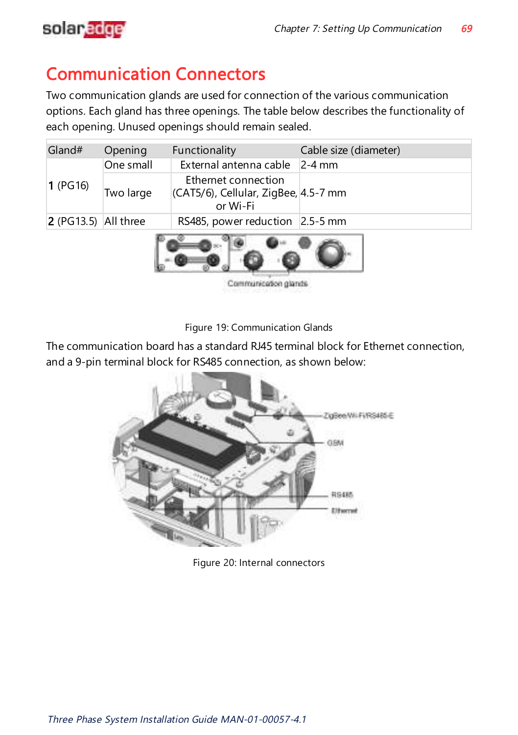# Communication Connectors

Two communication glands are used for connection of the various communication options. Each gland has three openings. The table below describes the functionality of each opening. Unused openings should remain sealed.

| Gland# | Opening | Functionality | Cable size (diameter) |
|---|---|---|---|
| **1** (PG16) | One small | External antenna cable | 2-4 mm |
| | Two large | Ethernet connection (CAT5/6), Cellular, ZigBee, or Wi-Fi | 4.5-7 mm |
| **2** (PG13.5) | All three | RS485, power reduction | 2.5-5 mm |

Communication glands

Figure 19: Communication Glands

The communication board has a standard RJ45 terminal block for Ethernet connection, and a 9-pin terminal block for RS485 connection, as shown below:

ZigBee/Wi-Fi/RS485-E

GSM

RS485

Ethernet

Figure 20: Internal connectors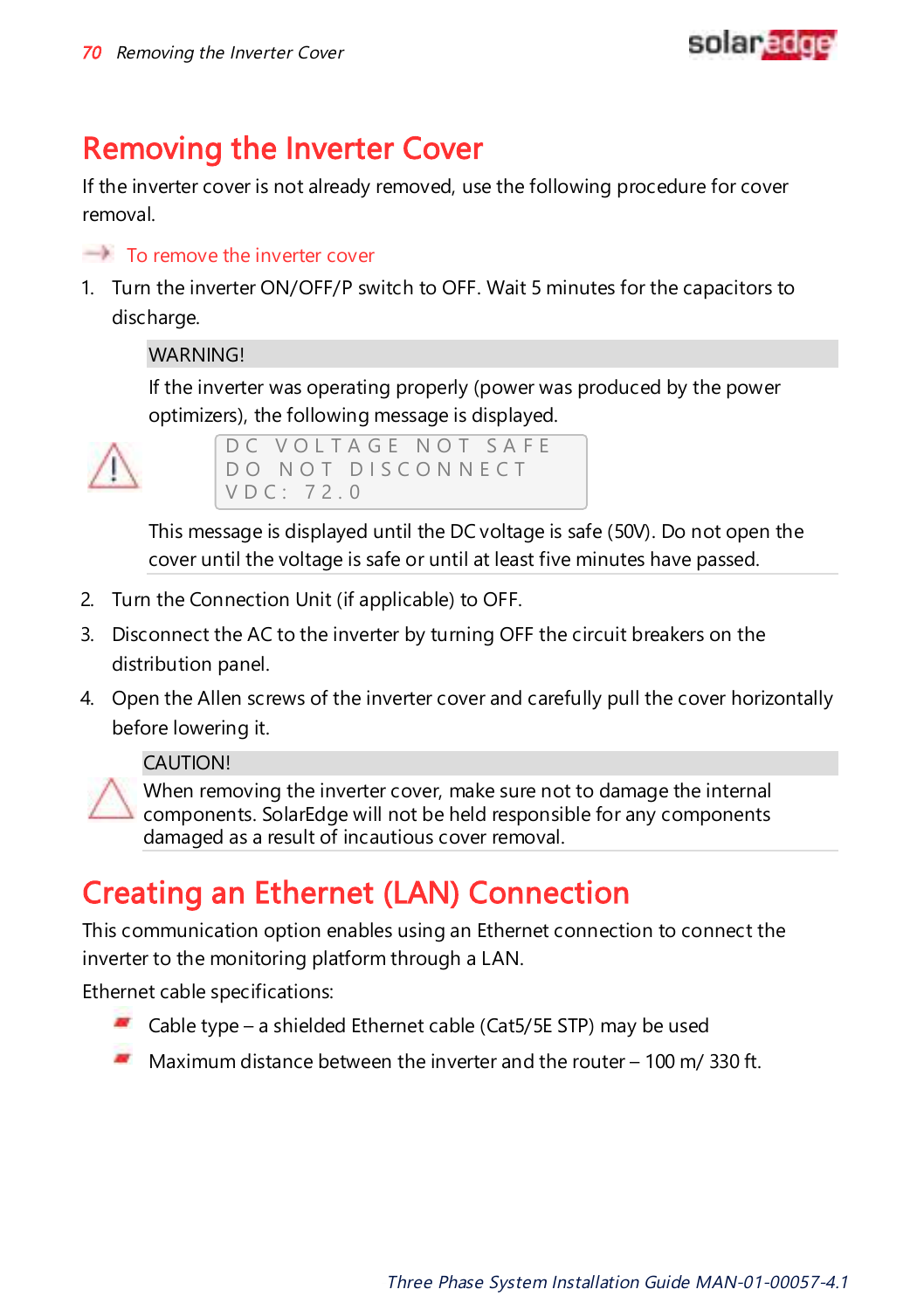# Removing the Inverter Cover

If the inverter cover is not already removed, use the following procedure for cover removal.

→ To remove the inverter cover

1. Turn the inverter ON/OFF/P switch to OFF. Wait 5 minutes for the capacitors to discharge.

   WARNING!

   If the inverter was operating properly (power was produced by the power optimizers), the following message is displayed.

   ```
   DC VOLTAGE NOT SAFE
   DO NOT DISCONNECT
   VDC: 72.0
   ```

   This message is displayed until the DC voltage is safe (50V). Do not open the cover until the voltage is safe or until at least five minutes have passed.

2. Turn the Connection Unit (if applicable) to OFF.
3. Disconnect the AC to the inverter by turning OFF the circuit breakers on the distribution panel.
4. Open the Allen screws of the inverter cover and carefully pull the cover horizontally before lowering it.

   CAUTION!

   When removing the inverter cover, make sure not to damage the internal components. SolarEdge will not be held responsible for any components damaged as a result of incautious cover removal.

# Creating an Ethernet (LAN) Connection

This communication option enables using an Ethernet connection to connect the inverter to the monitoring platform through a LAN.

Ethernet cable specifications:

- Cable type – a shielded Ethernet cable (Cat5/5E STP) may be used
- Maximum distance between the inverter and the router – 100 m/ 330 ft.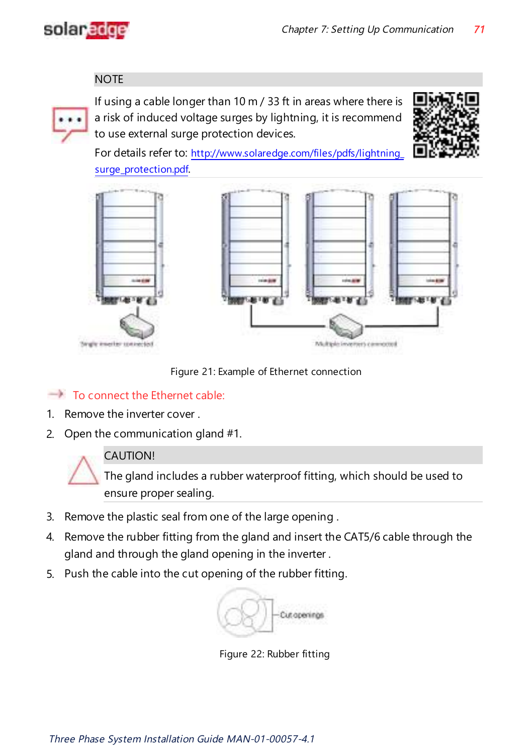NOTE

If using a cable longer than 10 m / 33 ft in areas where there is a risk of induced voltage surges by lightning, it is recommend to use external surge protection devices.

For details refer to: http://www.solaredge.com/files/pdfs/lightning_surge_protection.pdf.

Single inverter connected

Multiple inverters connected

Figure 21: Example of Ethernet connection

→ To connect the Ethernet cable:

1. Remove the inverter cover .
2. Open the communication gland #1.

CAUTION!

The gland includes a rubber waterproof fitting, which should be used to ensure proper sealing.

3. Remove the plastic seal from one of the large opening .
4. Remove the rubber fitting from the gland and insert the CAT5/6 cable through the gland and through the gland opening in the inverter .
5. Push the cable into the cut opening of the rubber fitting.

Cut openings

Figure 22: Rubber fitting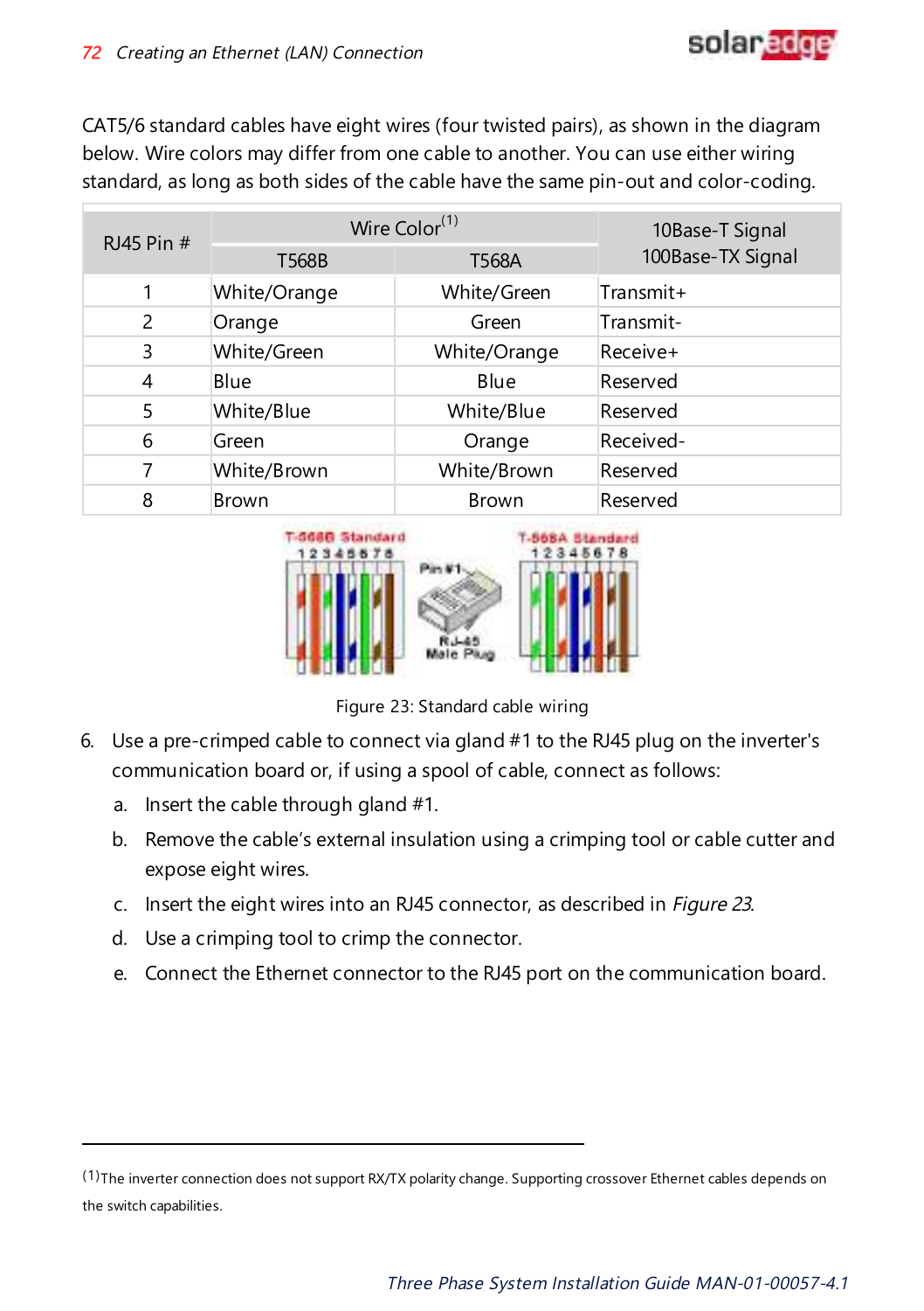CAT5/6 standard cables have eight wires (four twisted pairs), as shown in the diagram below. Wire colors may differ from one cable to another. You can use either wiring standard, as long as both sides of the cable have the same pin-out and color-coding.

| RJ45 Pin # | Wire Color[1] | | 10Base-T Signal 100Base-TX Signal |
|---|---|---|---|
| | T568B | T568A | |
| 1 | White/Orange | White/Green | Transmit+ |
| 2 | Orange | Green | Transmit- |
| 3 | White/Green | White/Orange | Receive+ |
| 4 | Blue | Blue | Reserved |
| 5 | White/Blue | White/Blue | Reserved |
| 6 | Green | Orange | Received- |
| 7 | White/Brown | White/Brown | Reserved |
| 8 | Brown | Brown | Reserved |

T-568B Standard
1 2 3 4 5 6 7 8
Pin #1
RJ-45 Male Plug
T-568A Standard
1 2 3 4 5 6 7 8

Figure 23: Standard cable wiring

6. Use a pre-crimped cable to connect via gland #1 to the RJ45 plug on the inverter's communication board or, if using a spool of cable, connect as follows:
   a. Insert the cable through gland #1.
   b. Remove the cable's external insulation using a crimping tool or cable cutter and expose eight wires.
   c. Insert the eight wires into an RJ45 connector, as described in *Figure 23*.
   d. Use a crimping tool to crimp the connector.
   e. Connect the Ethernet connector to the RJ45 port on the communication board.

---

[1] The inverter connection does not support RX/TX polarity change. Supporting crossover Ethernet cables depends on the switch capabilities.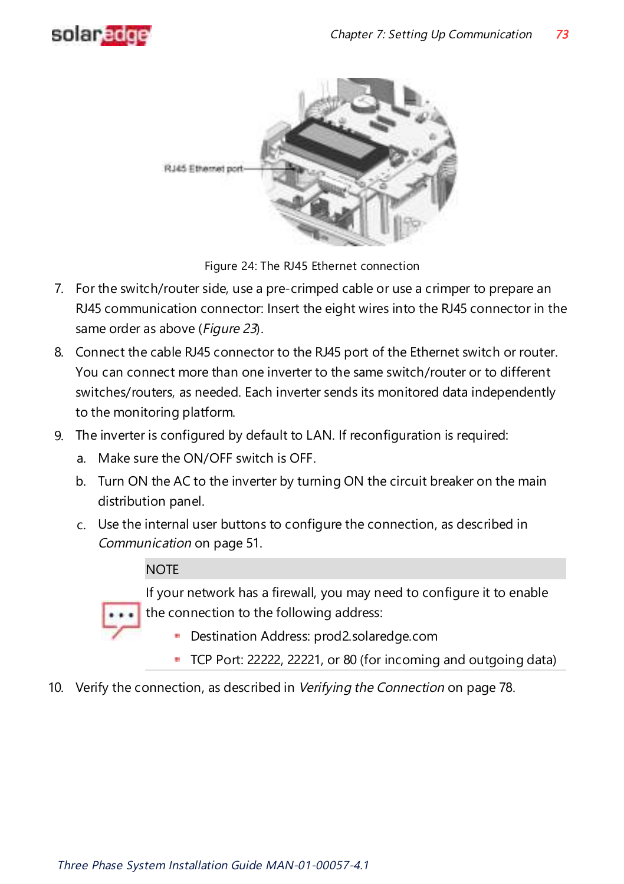RJ45 Ethernet port

Figure 24: The RJ45 Ethernet connection

7. For the switch/router side, use a pre-crimped cable or use a crimper to prepare an RJ45 communication connector: Insert the eight wires into the RJ45 connector in the same order as above (*Figure 23*).
8. Connect the cable RJ45 connector to the RJ45 port of the Ethernet switch or router. You can connect more than one inverter to the same switch/router or to different switches/routers, as needed. Each inverter sends its monitored data independently to the monitoring platform.
9. The inverter is configured by default to LAN. If reconfiguration is required:
   a. Make sure the ON/OFF switch is OFF.
   b. Turn ON the AC to the inverter by turning ON the circuit breaker on the main distribution panel.
   c. Use the internal user buttons to configure the connection, as described in *Communication* on page 51.

   NOTE

   If your network has a firewall, you may need to configure it to enable the connection to the following address:

   - Destination Address: prod2.solaredge.com
   - TCP Port: 22222, 22221, or 80 (for incoming and outgoing data)

10. Verify the connection, as described in *Verifying the Connection* on page 78.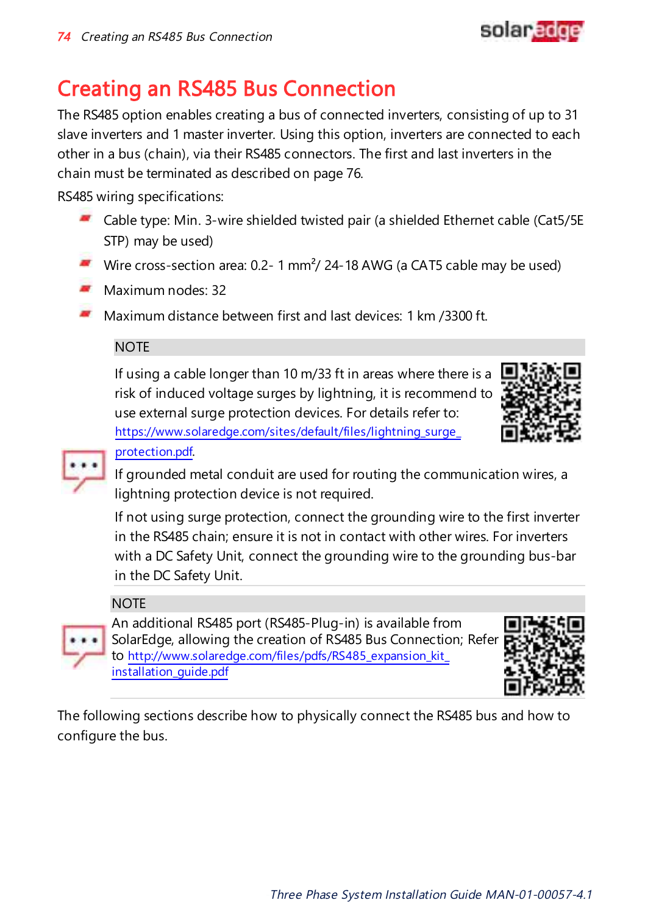# Creating an RS485 Bus Connection

The RS485 option enables creating a bus of connected inverters, consisting of up to 31 slave inverters and 1 master inverter. Using this option, inverters are connected to each other in a bus (chain), via their RS485 connectors. The first and last inverters in the chain must be terminated as described on page 76.

RS485 wiring specifications:

- Cable type: Min. 3-wire shielded twisted pair (a shielded Ethernet cable (Cat5/5E STP) may be used)
- Wire cross-section area: 0.2- 1 $mm^2$/ 24-18 AWG (a CAT5 cable may be used)
- Maximum nodes: 32
- Maximum distance between first and last devices: 1 km /3300 ft.

> **NOTE**
>
> If using a cable longer than 10 m/33 ft in areas where there is a risk of induced voltage surges by lightning, it is recommend to use external surge protection devices. For details refer to: https://www.solaredge.com/sites/default/files/lightning_surge_protection.pdf.
>
> If grounded metal conduit are used for routing the communication wires, a lightning protection device is not required.
>
> If not using surge protection, connect the grounding wire to the first inverter in the RS485 chain; ensure it is not in contact with other wires. For inverters with a DC Safety Unit, connect the grounding wire to the grounding bus-bar in the DC Safety Unit.

> **NOTE**
>
> An additional RS485 port (RS485-Plug-in) is available from SolarEdge, allowing the creation of RS485 Bus Connection; Refer to http://www.solaredge.com/files/pdfs/RS485_expansion_kit_installation_guide.pdf

The following sections describe how to physically connect the RS485 bus and how to configure the bus.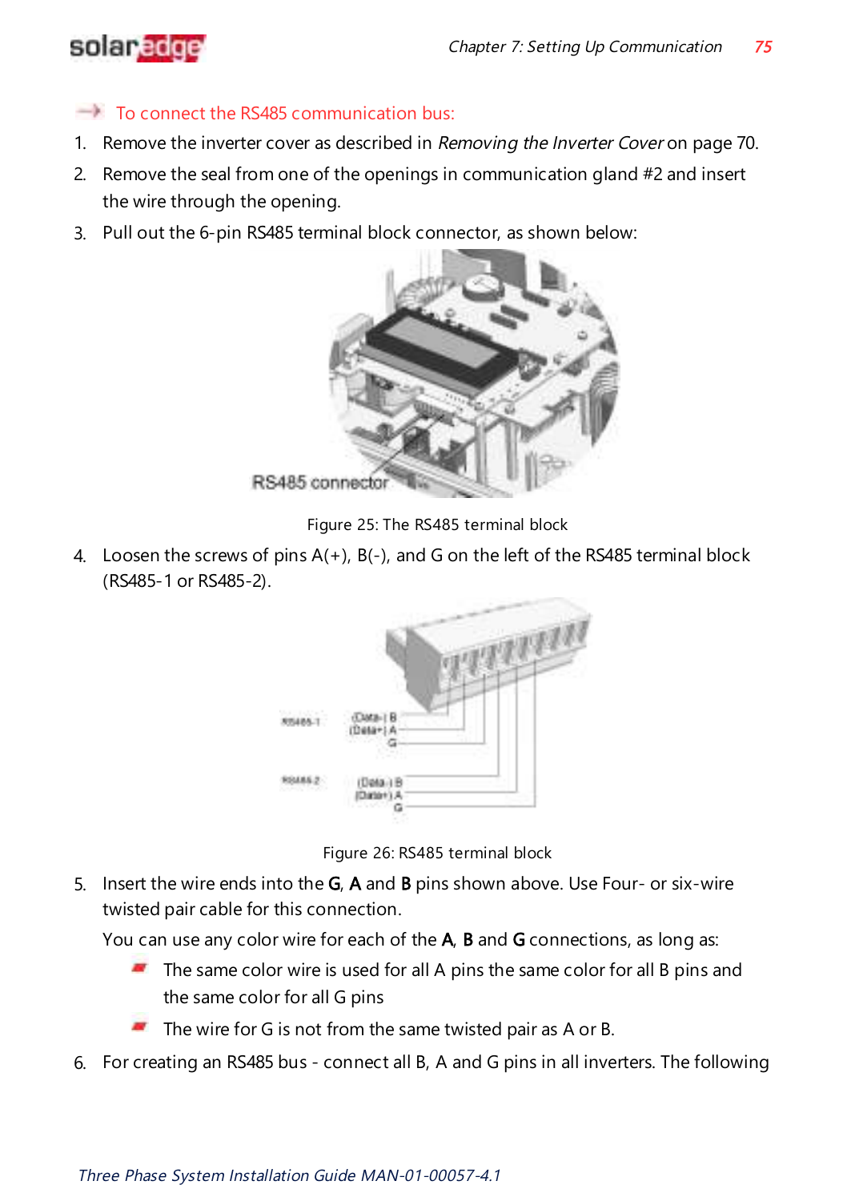→ To connect the RS485 communication bus:

1. Remove the inverter cover as described in *Removing the Inverter Cover* on page 70.
2. Remove the seal from one of the openings in communication gland #2 and insert the wire through the opening.
3. Pull out the 6-pin RS485 terminal block connector, as shown below:

RS485 connector

Figure 25: The RS485 terminal block

4. Loosen the screws of pins A(+), B(-), and G on the left of the RS485 terminal block (RS485-1 or RS485-2).

RS485-1 (Data-) B (Data+) A G

RS485-2 (Data-) B (Data+) A G

Figure 26: RS485 terminal block

5. Insert the wire ends into the **G**, **A** and **B** pins shown above. Use Four- or six-wire twisted pair cable for this connection.

   You can use any color wire for each of the **A**, **B** and **G** connections, as long as:

   - The same color wire is used for all A pins the same color for all B pins and the same color for all G pins
   - The wire for G is not from the same twisted pair as A or B.

6. For creating an RS485 bus - connect all B, A and G pins in all inverters. The following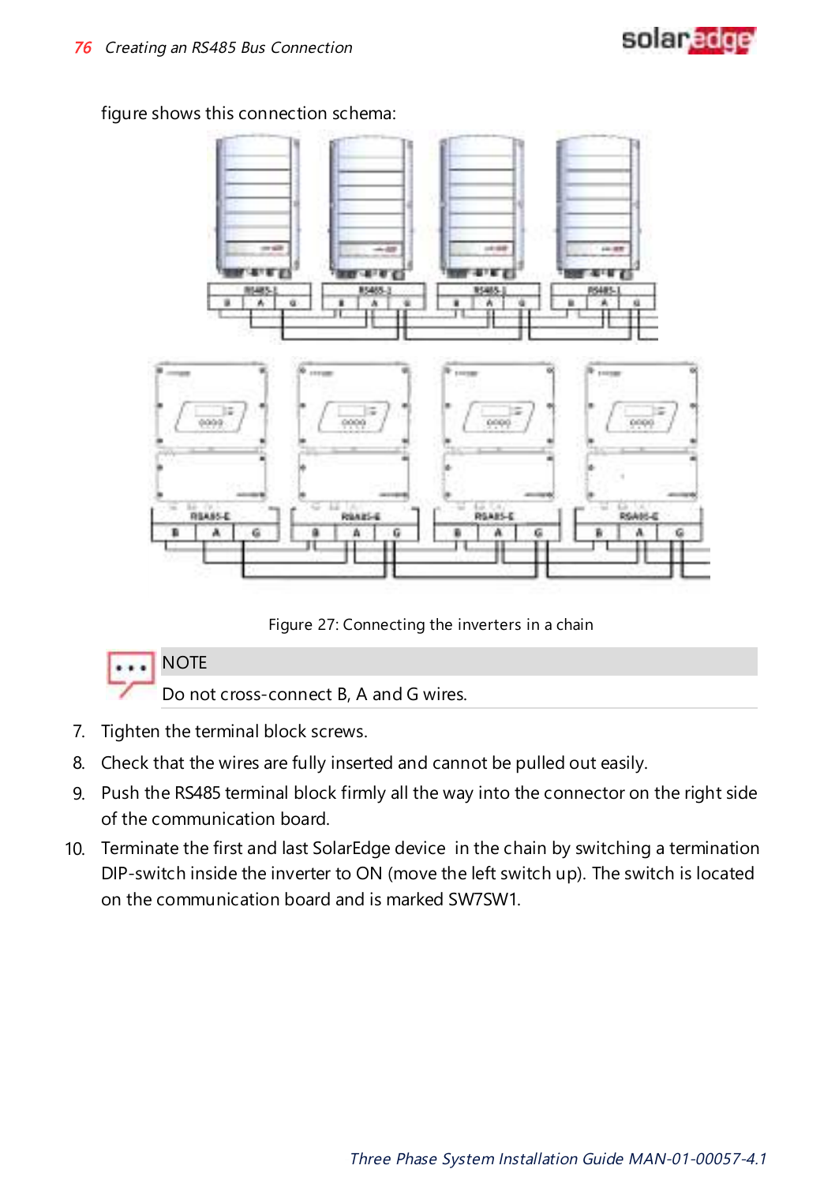figure shows this connection schema:

Figure 27: Connecting the inverters in a chain

> **NOTE**
>
> Do not cross-connect B, A and G wires.

7. Tighten the terminal block screws.
8. Check that the wires are fully inserted and cannot be pulled out easily.
9. Push the RS485 terminal block firmly all the way into the connector on the right side of the communication board.
10. Terminate the first and last SolarEdge device in the chain by switching a termination DIP-switch inside the inverter to ON (move the left switch up). The switch is located on the communication board and is marked SW7SW1.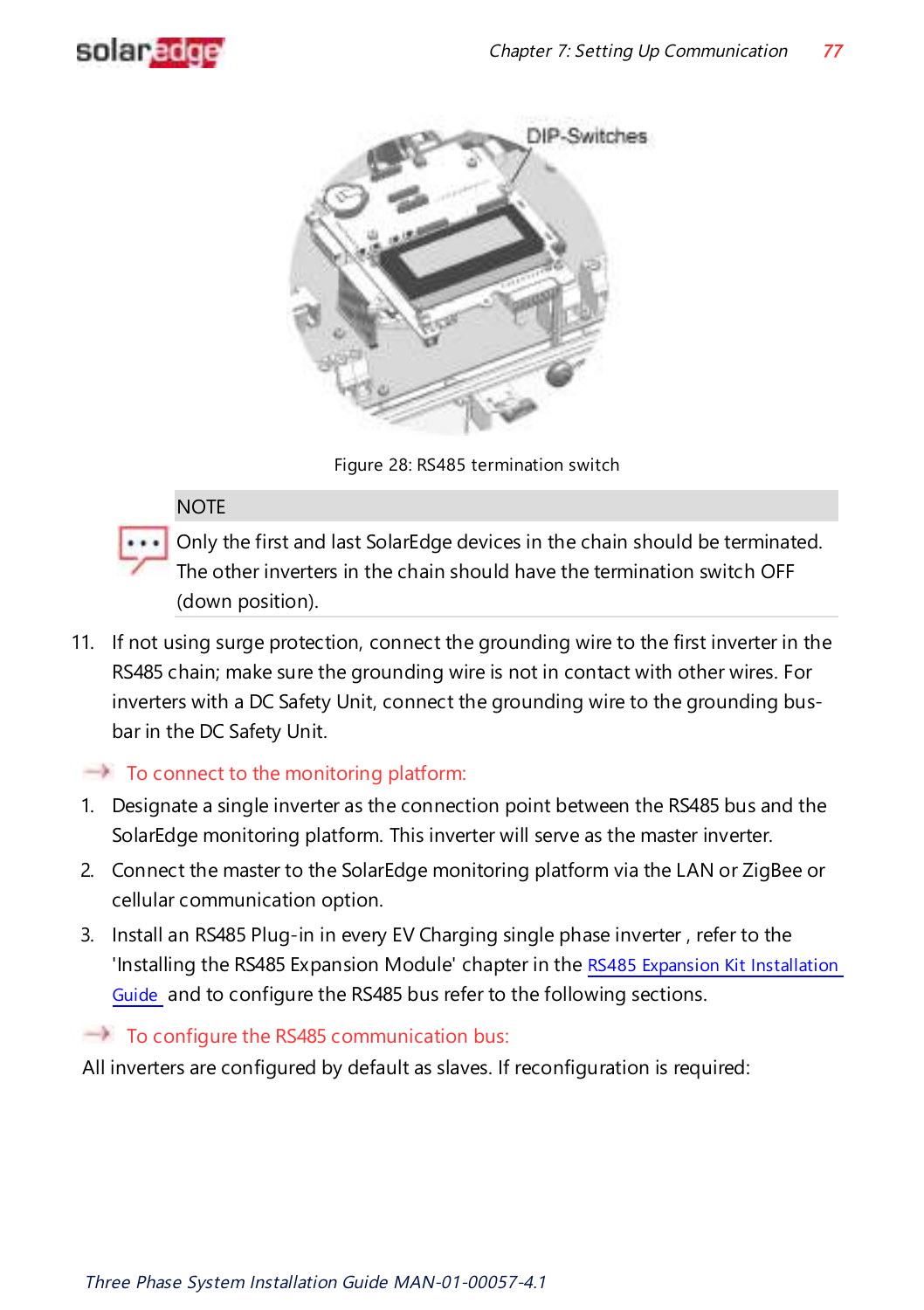DIP-Switches

Figure 28: RS485 termination switch

NOTE

Only the first and last SolarEdge devices in the chain should be terminated. The other inverters in the chain should have the termination switch OFF (down position).

11. If not using surge protection, connect the grounding wire to the first inverter in the RS485 chain; make sure the grounding wire is not in contact with other wires. For inverters with a DC Safety Unit, connect the grounding wire to the grounding bus-bar in the DC Safety Unit.

→ To connect to the monitoring platform:

1. Designate a single inverter as the connection point between the RS485 bus and the SolarEdge monitoring platform. This inverter will serve as the master inverter.
2. Connect the master to the SolarEdge monitoring platform via the LAN or ZigBee or cellular communication option.
3. Install an RS485 Plug-in in every EV Charging single phase inverter , refer to the 'Installing the RS485 Expansion Module' chapter in the RS485 Expansion Kit Installation Guide and to configure the RS485 bus refer to the following sections.

→ To configure the RS485 communication bus:

All inverters are configured by default as slaves. If reconfiguration is required: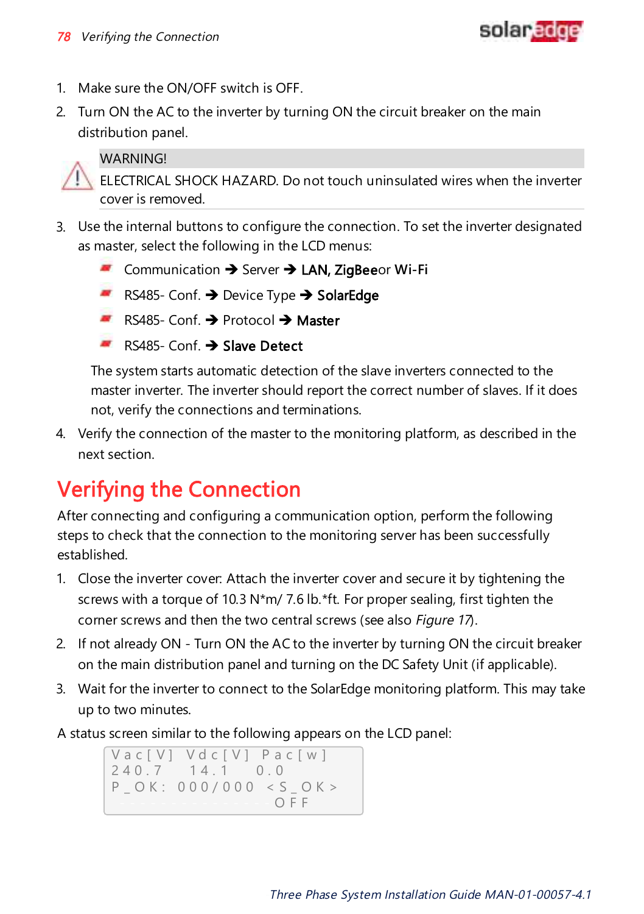1. Make sure the ON/OFF switch is OFF.
2. Turn ON the AC to the inverter by turning ON the circuit breaker on the main distribution panel.

> WARNING!
> ELECTRICAL SHOCK HAZARD. Do not touch uninsulated wires when the inverter cover is removed.

3. Use the internal buttons to configure the connection. To set the inverter designated as master, select the following in the LCD menus:
   - Communication ➔ Server ➔ **LAN, ZigBee**or **Wi-Fi**
   - RS485- Conf. ➔ Device Type ➔ **SolarEdge**
   - RS485- Conf. ➔ Protocol ➔ **Master**
   - RS485- Conf. ➔ **Slave Detect**

   The system starts automatic detection of the slave inverters connected to the master inverter. The inverter should report the correct number of slaves. If it does not, verify the connections and terminations.
4. Verify the connection of the master to the monitoring platform, as described in the next section.

# Verifying the Connection

After connecting and configuring a communication option, perform the following steps to check that the connection to the monitoring server has been successfully established.

1. Close the inverter cover: Attach the inverter cover and secure it by tightening the screws with a torque of 10.3 N*m/ 7.6 lb.*ft. For proper sealing, first tighten the corner screws and then the two central screws (see also *Figure 17*).
2. If not already ON - Turn ON the AC to the inverter by turning ON the circuit breaker on the main distribution panel and turning on the DC Safety Unit (if applicable).
3. Wait for the inverter to connect to the SolarEdge monitoring platform. This may take up to two minutes.

A status screen similar to the following appears on the LCD panel:

```
Vac[V]  Vdc[V]  Pac[w]
240.7    14.1    0.0
P_OK: 000/000  <S_OK>
-------------   OFF
```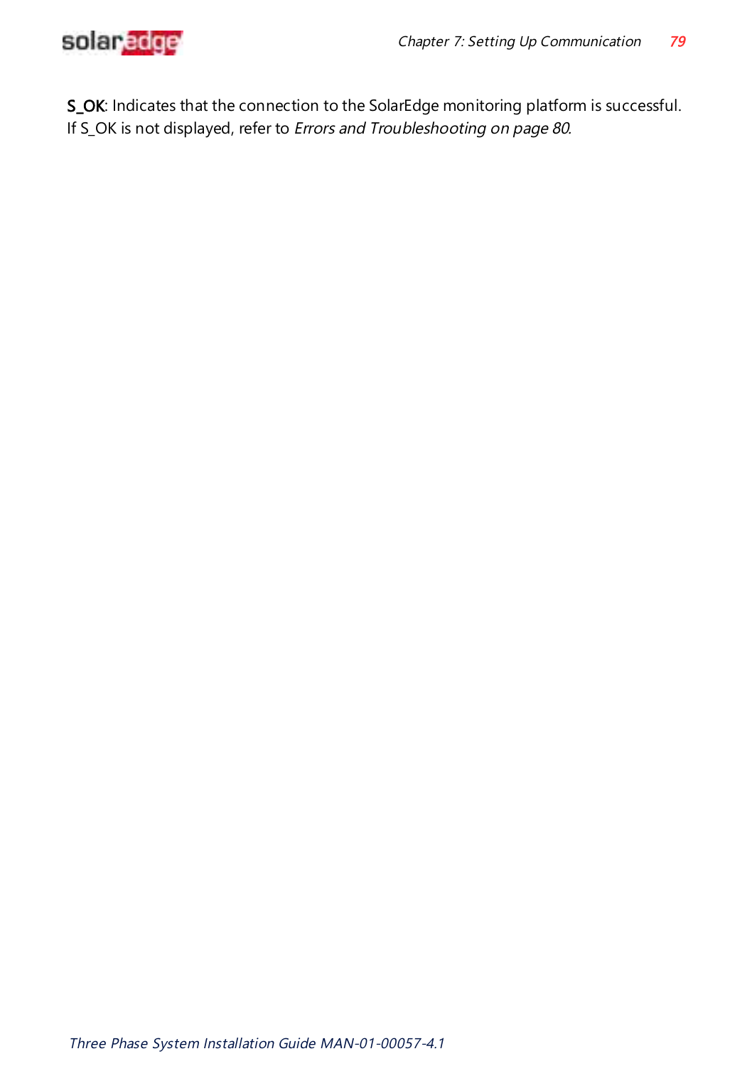**S_OK**: Indicates that the connection to the SolarEdge monitoring platform is successful. If S_OK is not displayed, refer to *Errors and Troubleshooting on page 80.*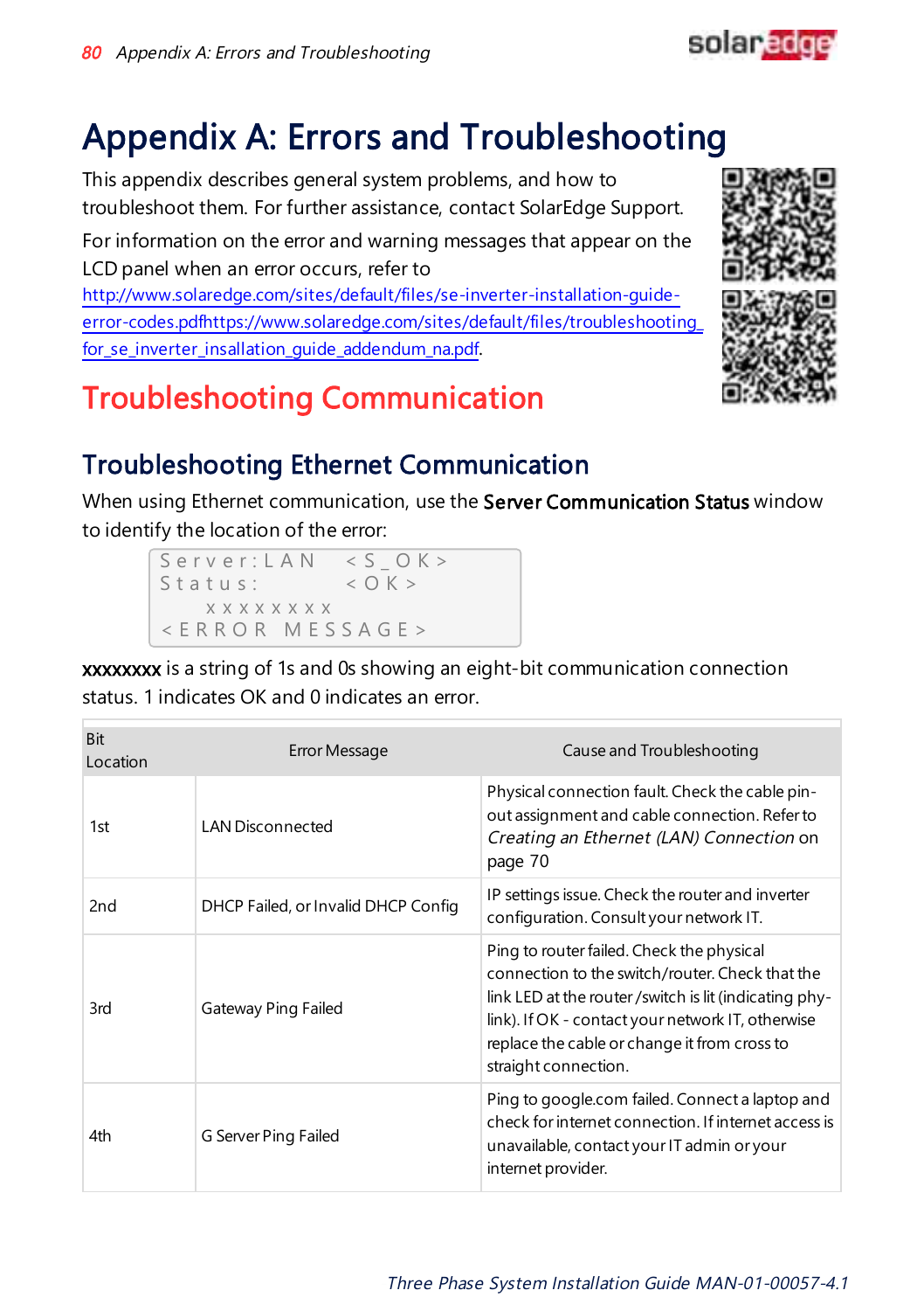# Appendix A: Errors and Troubleshooting

This appendix describes general system problems, and how to troubleshoot them. For further assistance, contact SolarEdge Support.

For information on the error and warning messages that appear on the LCD panel when an error occurs, refer to http://www.solaredge.com/sites/default/files/se-inverter-installation-guide-error-codes.pdfhttps://www.solaredge.com/sites/default/files/troubleshooting_for_se_inverter_insallation_guide_addendum_na.pdf.

## Troubleshooting Communication

### Troubleshooting Ethernet Communication

When using Ethernet communication, use the **Server Communication Status** window to identify the location of the error:

```
Server:LAN      <S_OK>
Status:         <OK>
    xxxxxxxx
<ERROR MESSAGE>
```

**xxxxxxxx** is a string of 1s and 0s showing an eight-bit communication connection status. 1 indicates OK and 0 indicates an error.

| Bit Location | Error Message | Cause and Troubleshooting |
|---|---|---|
| 1st | LAN Disconnected | Physical connection fault. Check the cable pin-out assignment and cable connection. Refer to *Creating an Ethernet (LAN) Connection* on page 70 |
| 2nd | DHCP Failed, or Invalid DHCP Config | IP settings issue. Check the router and inverter configuration. Consult your network IT. |
| 3rd | Gateway Ping Failed | Ping to router failed. Check the physical connection to the switch/router. Check that the link LED at the router /switch is lit (indicating phy-link). If OK - contact your network IT, otherwise replace the cable or change it from cross to straight connection. |
| 4th | G Server Ping Failed | Ping to google.com failed. Connect a laptop and check for internet connection. If internet access is unavailable, contact your IT admin or your internet provider. |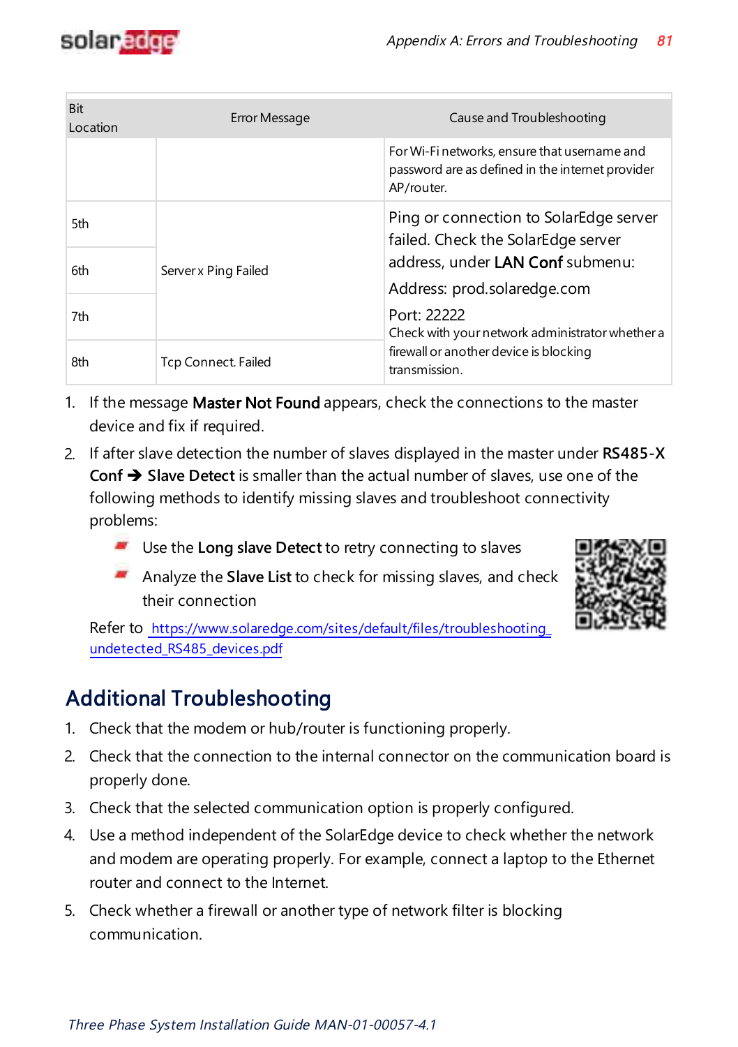| Bit Location | Error Message | Cause and Troubleshooting |
|---|---|---|
| | | For Wi-Fi networks, ensure that username and password are as defined in the internet provider AP/router. |
| 5th | Server x Ping Failed | Ping or connection to SolarEdge server failed. Check the SolarEdge server address, under **LAN Conf** submenu: Address: prod.solaredge.com Port: 22222 Check with your network administrator whether a firewall or another device is blocking transmission. |
| 6th | | |
| 7th | | |
| 8th | Tcp Connect. Failed | |

1. If the message **Master Not Found** appears, check the connections to the master device and fix if required.
2. If after slave detection the number of slaves displayed in the master under **RS485-X Conf ➔ Slave Detect** is smaller than the actual number of slaves, use one of the following methods to identify missing slaves and troubleshoot connectivity problems:
   - Use the **Long slave Detect** to retry connecting to slaves
   - Analyze the **Slave List** to check for missing slaves, and check their connection

   Refer to https://www.solaredge.com/sites/default/files/troubleshooting_undetected_RS485_devices.pdf

## Additional Troubleshooting

1. Check that the modem or hub/router is functioning properly.
2. Check that the connection to the internal connector on the communication board is properly done.
3. Check that the selected communication option is properly configured.
4. Use a method independent of the SolarEdge device to check whether the network and modem are operating properly. For example, connect a laptop to the Ethernet router and connect to the Internet.
5. Check whether a firewall or another type of network filter is blocking communication.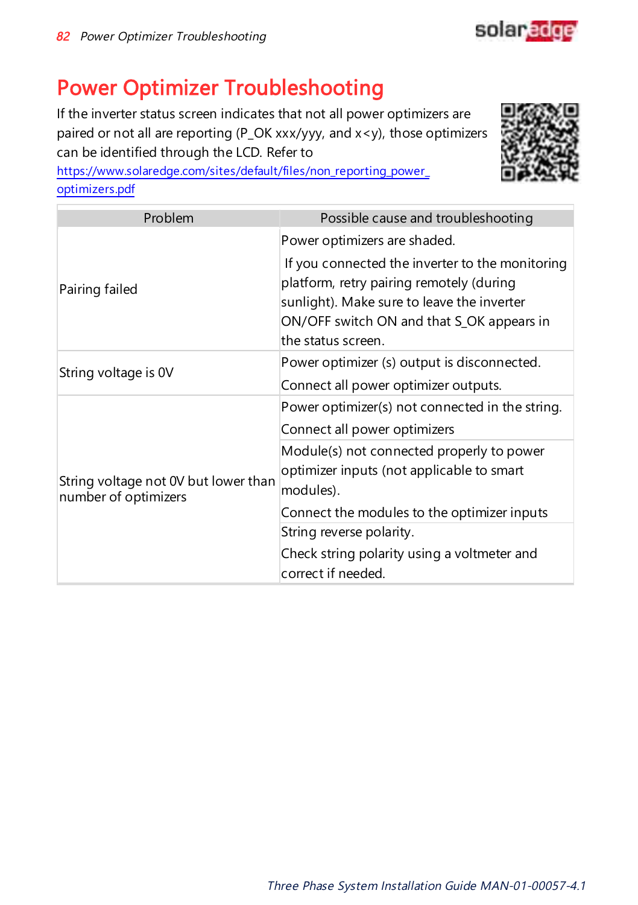# Power Optimizer Troubleshooting

If the inverter status screen indicates that not all power optimizers are paired or not all are reporting (P_OK xxx/yyy, and x<y), those optimizers can be identified through the LCD. Refer to https://www.solaredge.com/sites/default/files/non_reporting_power_optimizers.pdf

| Problem | Possible cause and troubleshooting |
|---|---|
| Pairing failed | Power optimizers are shaded.<br>If you connected the inverter to the monitoring platform, retry pairing remotely (during sunlight). Make sure to leave the inverter ON/OFF switch ON and that S_OK appears in the status screen. |
| String voltage is 0V | Power optimizer (s) output is disconnected.<br>Connect all power optimizer outputs. |
| String voltage not 0V but lower than number of optimizers | Power optimizer(s) not connected in the string.<br>Connect all power optimizers |
| | Module(s) not connected properly to power optimizer inputs (not applicable to smart modules).<br>Connect the modules to the optimizer inputs |
| | String reverse polarity.<br>Check string polarity using a voltmeter and correct if needed. |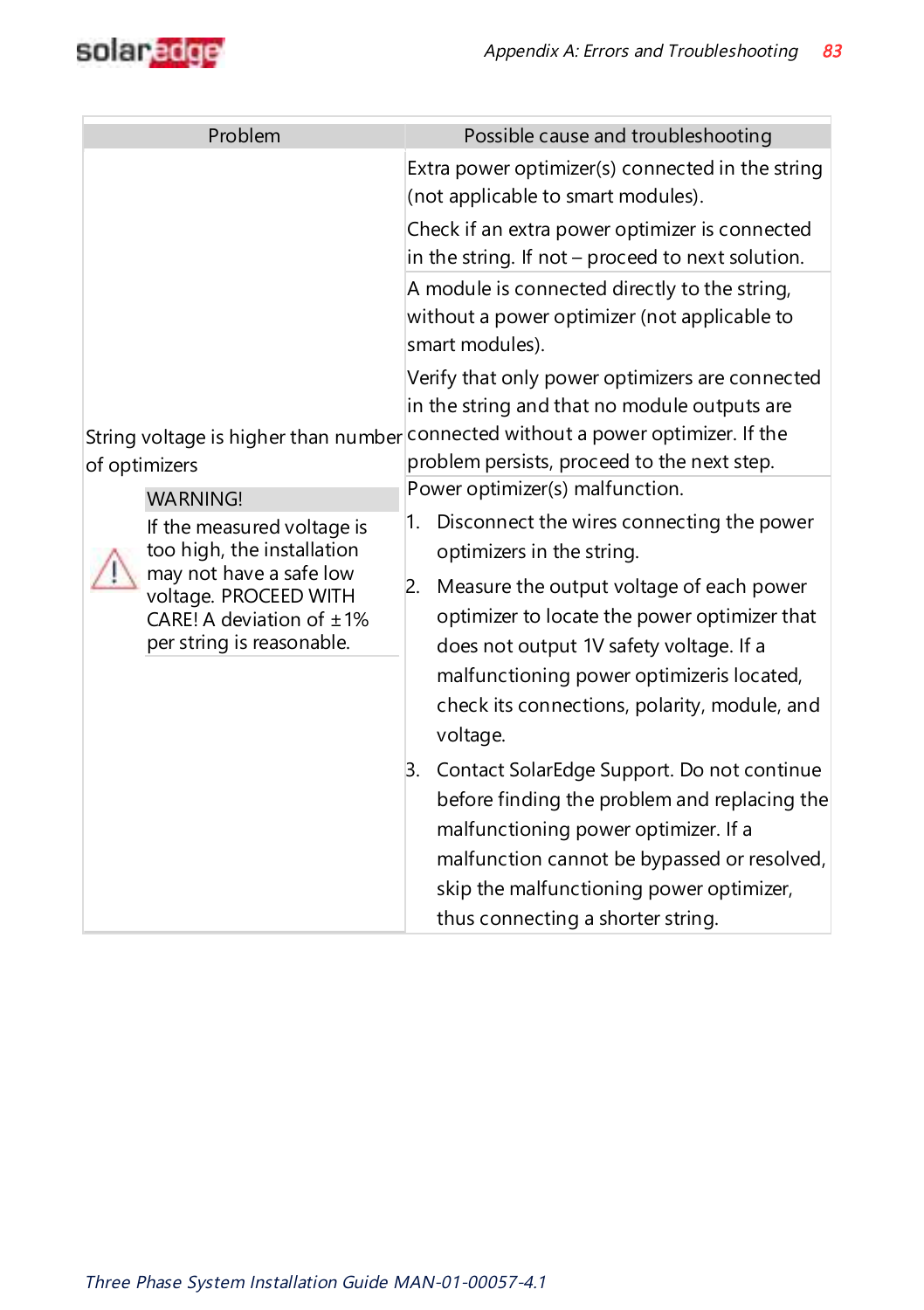| Problem | Possible cause and troubleshooting |
|---|---|
| String voltage is higher than number of optimizers<br><br>**WARNING!**<br>If the measured voltage is too high, the installation may not have a safe low voltage. PROCEED WITH CARE! A deviation of ±1% per string is reasonable. | Extra power optimizer(s) connected in the string (not applicable to smart modules).<br><br>Check if an extra power optimizer is connected in the string. If not – proceed to next solution. |
| | A module is connected directly to the string, without a power optimizer (not applicable to smart modules).<br><br>Verify that only power optimizers are connected in the string and that no module outputs are connected without a power optimizer. If the problem persists, proceed to the next step. |
| | Power optimizer(s) malfunction.<br>1. Disconnect the wires connecting the power optimizers in the string.<br>2. Measure the output voltage of each power optimizer to locate the power optimizer that does not output 1V safety voltage. If a malfunctioning power optimizeris located, check its connections, polarity, module, and voltage.<br>3. Contact SolarEdge Support. Do not continue before finding the problem and replacing the malfunctioning power optimizer. If a malfunction cannot be bypassed or resolved, skip the malfunctioning power optimizer, thus connecting a shorter string. |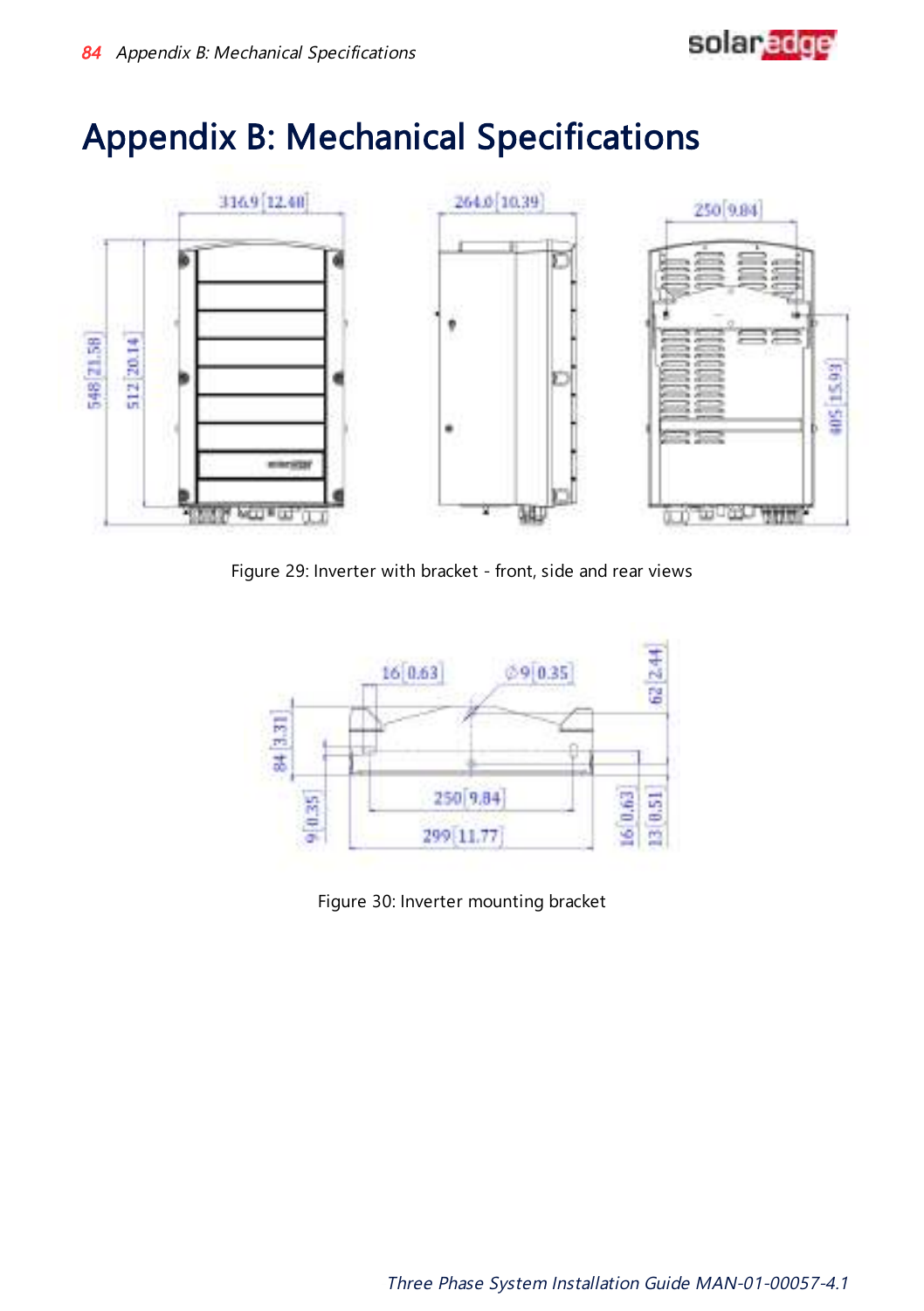# Appendix B: Mechanical Specifications

316.9 [12.48]
264.0 [10.39]
250 [9.84]
548 [21.58]
512 [20.14]
405 [15.93]

Figure 29: Inverter with bracket - front, side and rear views

16 [0.63]
∅9 [0.35]
62 [2.44]
84 [3.31]
250 [9.84]
299 [11.77]
9 [0.35]
16 [0.63]
13 [0.51]

Figure 30: Inverter mounting bracket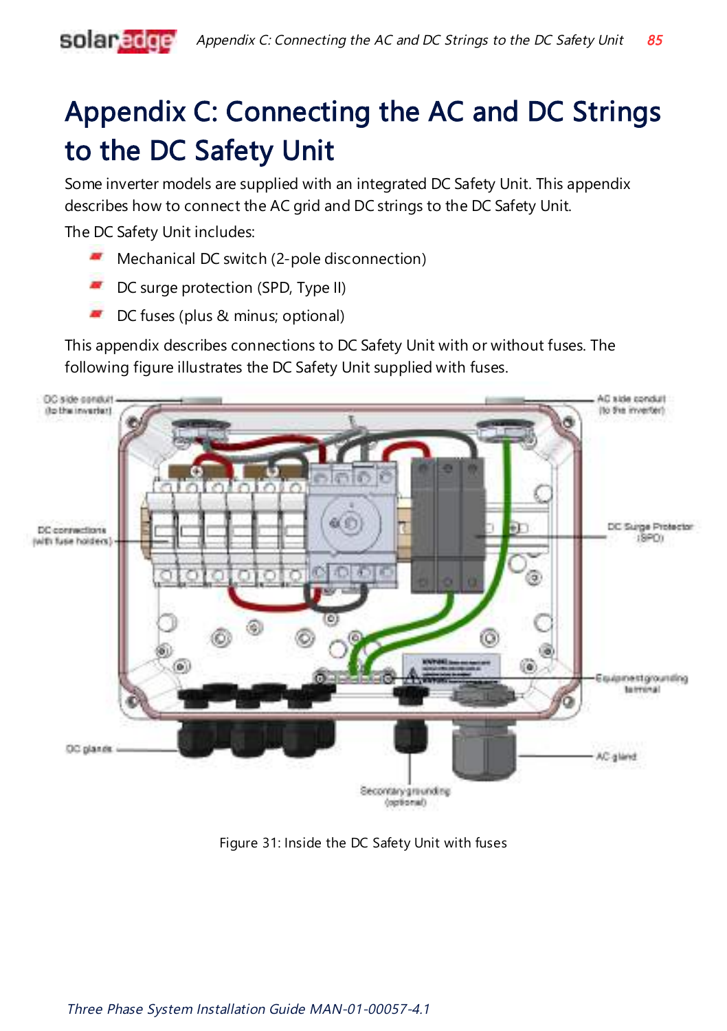# Appendix C: Connecting the AC and DC Strings to the DC Safety Unit

Some inverter models are supplied with an integrated DC Safety Unit. This appendix describes how to connect the AC grid and DC strings to the DC Safety Unit.

The DC Safety Unit includes:

- Mechanical DC switch (2-pole disconnection)
- DC surge protection (SPD, Type II)
- DC fuses (plus & minus; optional)

This appendix describes connections to DC Safety Unit with or without fuses. The following figure illustrates the DC Safety Unit supplied with fuses.

DC side conduit (to the inverter)

AC side conduit (to the inverter)

DC connections (with fuse holders)

DC Surge Protector (SPD)

Equipment grounding terminal

DC glands

AC gland

Secondary grounding (optional)

Figure 31: Inside the DC Safety Unit with fuses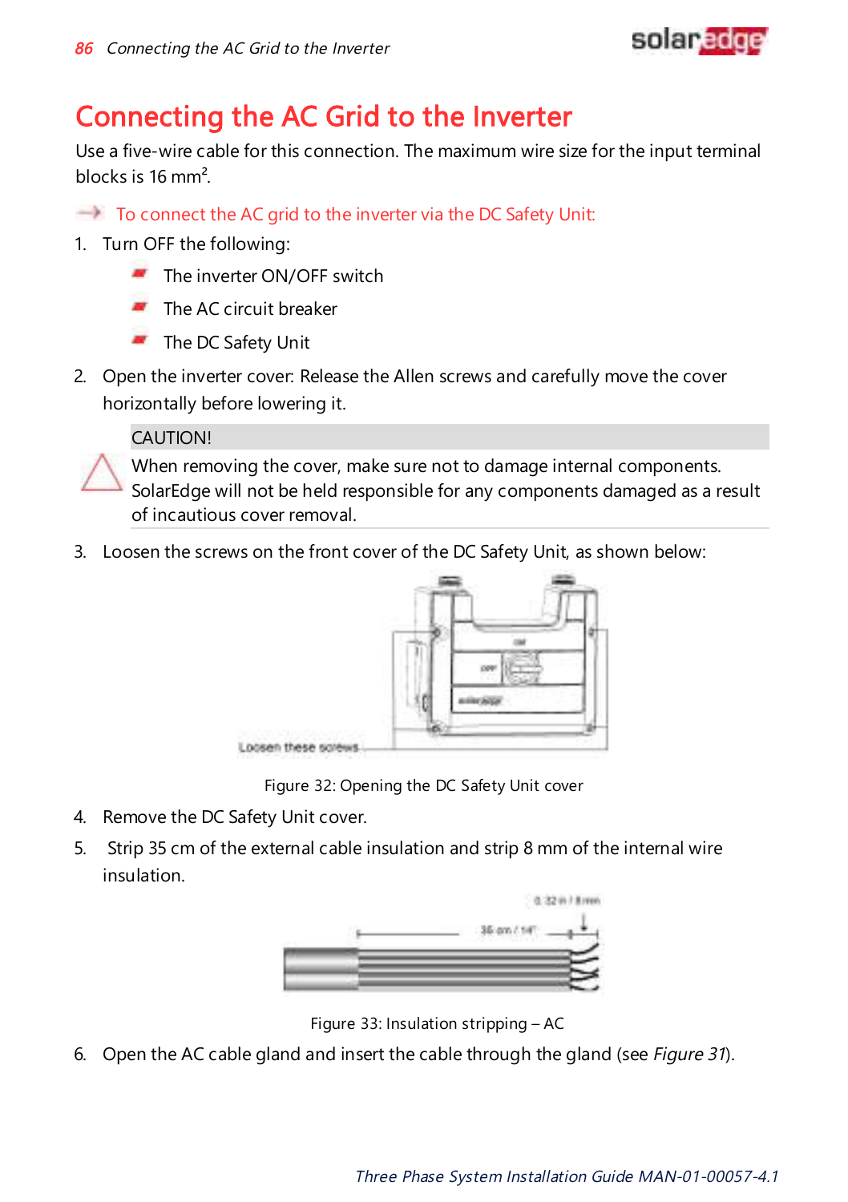# Connecting the AC Grid to the Inverter

Use a five-wire cable for this connection. The maximum wire size for the input terminal blocks is 16 $mm^2$.

→ To connect the AC grid to the inverter via the DC Safety Unit:

1. Turn OFF the following:
   - The inverter ON/OFF switch
   - The AC circuit breaker
   - The DC Safety Unit
2. Open the inverter cover: Release the Allen screws and carefully move the cover horizontally before lowering it.

CAUTION!

When removing the cover, make sure not to damage internal components. SolarEdge will not be held responsible for any components damaged as a result of incautious cover removal.

3. Loosen the screws on the front cover of the DC Safety Unit, as shown below:

Loosen these screws

Figure 32: Opening the DC Safety Unit cover

4. Remove the DC Safety Unit cover.
5. Strip 35 cm of the external cable insulation and strip 8 mm of the internal wire insulation.

0.32 in / 8mm

35 cm / 14"

Figure 33: Insulation stripping – AC

6. Open the AC cable gland and insert the cable through the gland (see *Figure 31*).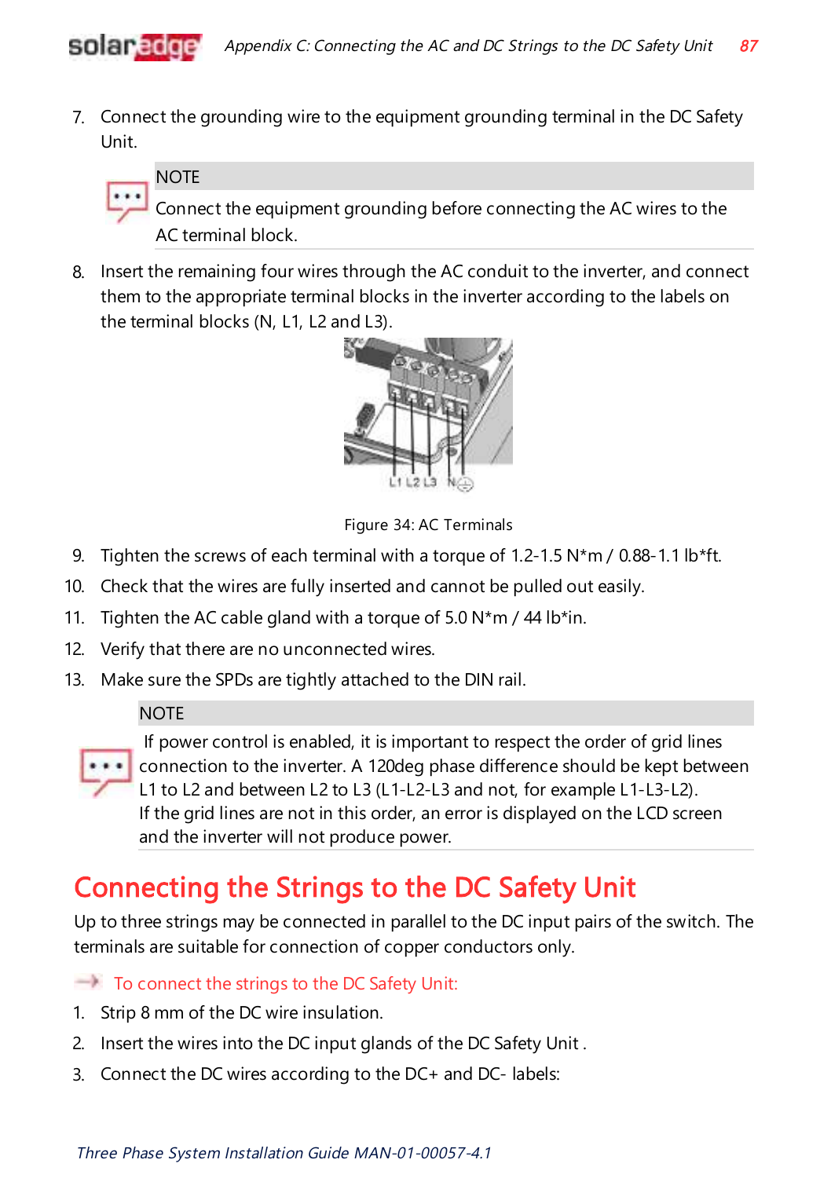7. Connect the grounding wire to the equipment grounding terminal in the DC Safety Unit.

NOTE

Connect the equipment grounding before connecting the AC wires to the AC terminal block.

8. Insert the remaining four wires through the AC conduit to the inverter, and connect them to the appropriate terminal blocks in the inverter according to the labels on the terminal blocks (N, L1, L2 and L3).

L1 L2 L3 N

Figure 34: AC Terminals

9. Tighten the screws of each terminal with a torque of 1.2-1.5 N*m / 0.88-1.1 lb*ft.
10. Check that the wires are fully inserted and cannot be pulled out easily.
11. Tighten the AC cable gland with a torque of 5.0 N*m / 44 lb*in.
12. Verify that there are no unconnected wires.
13. Make sure the SPDs are tightly attached to the DIN rail.

NOTE

If power control is enabled, it is important to respect the order of grid lines connection to the inverter. A 120deg phase difference should be kept between L1 to L2 and between L2 to L3 (L1-L2-L3 and not, for example L1-L3-L2).
If the grid lines are not in this order, an error is displayed on the LCD screen and the inverter will not produce power.

# Connecting the Strings to the DC Safety Unit

Up to three strings may be connected in parallel to the DC input pairs of the switch. The terminals are suitable for connection of copper conductors only.

→ To connect the strings to the DC Safety Unit:

1. Strip 8 mm of the DC wire insulation.
2. Insert the wires into the DC input glands of the DC Safety Unit .
3. Connect the DC wires according to the DC+ and DC- labels: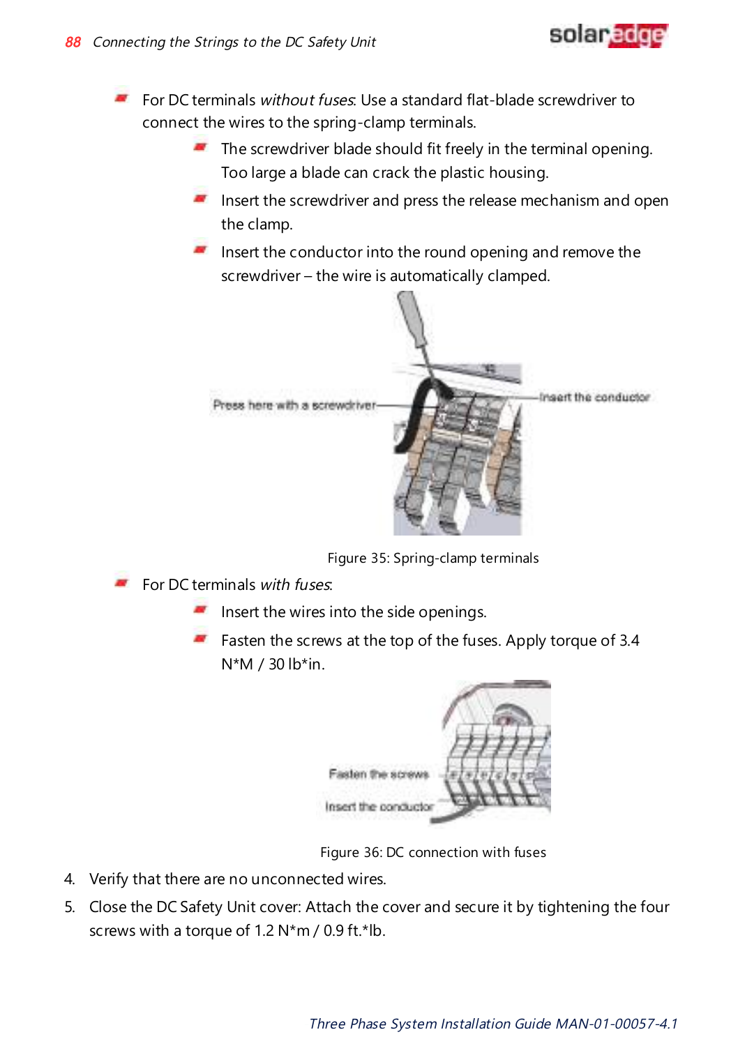- For DC terminals *without fuses*: Use a standard flat-blade screwdriver to connect the wires to the spring-clamp terminals.
  - The screwdriver blade should fit freely in the terminal opening. Too large a blade can crack the plastic housing.
  - Insert the screwdriver and press the release mechanism and open the clamp.
  - Insert the conductor into the round opening and remove the screwdriver – the wire is automatically clamped.

Press here with a screwdriver

Insert the conductor

Figure 35: Spring-clamp terminals

- For DC terminals *with fuses*:
  - Insert the wires into the side openings.
  - Fasten the screws at the top of the fuses. Apply torque of 3.4 N*M / 30 lb*in.

Fasten the screws

Insert the conductor

Figure 36: DC connection with fuses

4. Verify that there are no unconnected wires.
5. Close the DC Safety Unit cover: Attach the cover and secure it by tightening the four screws with a torque of 1.2 N*m / 0.9 ft.*lb.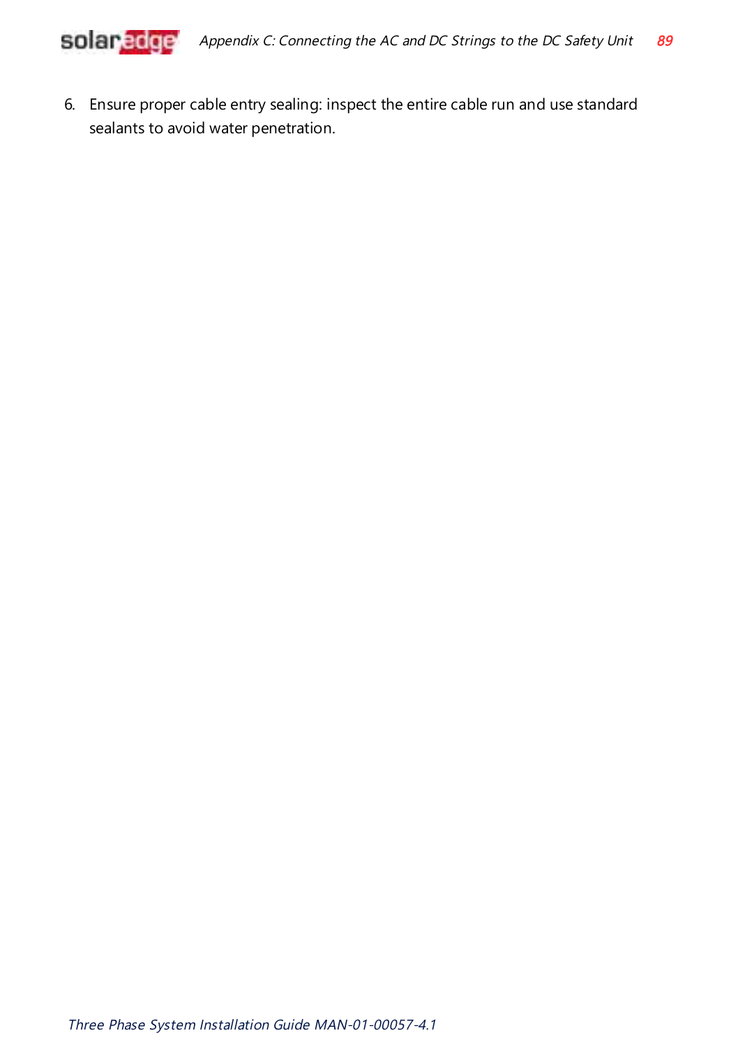6. Ensure proper cable entry sealing: inspect the entire cable run and use standard sealants to avoid water penetration.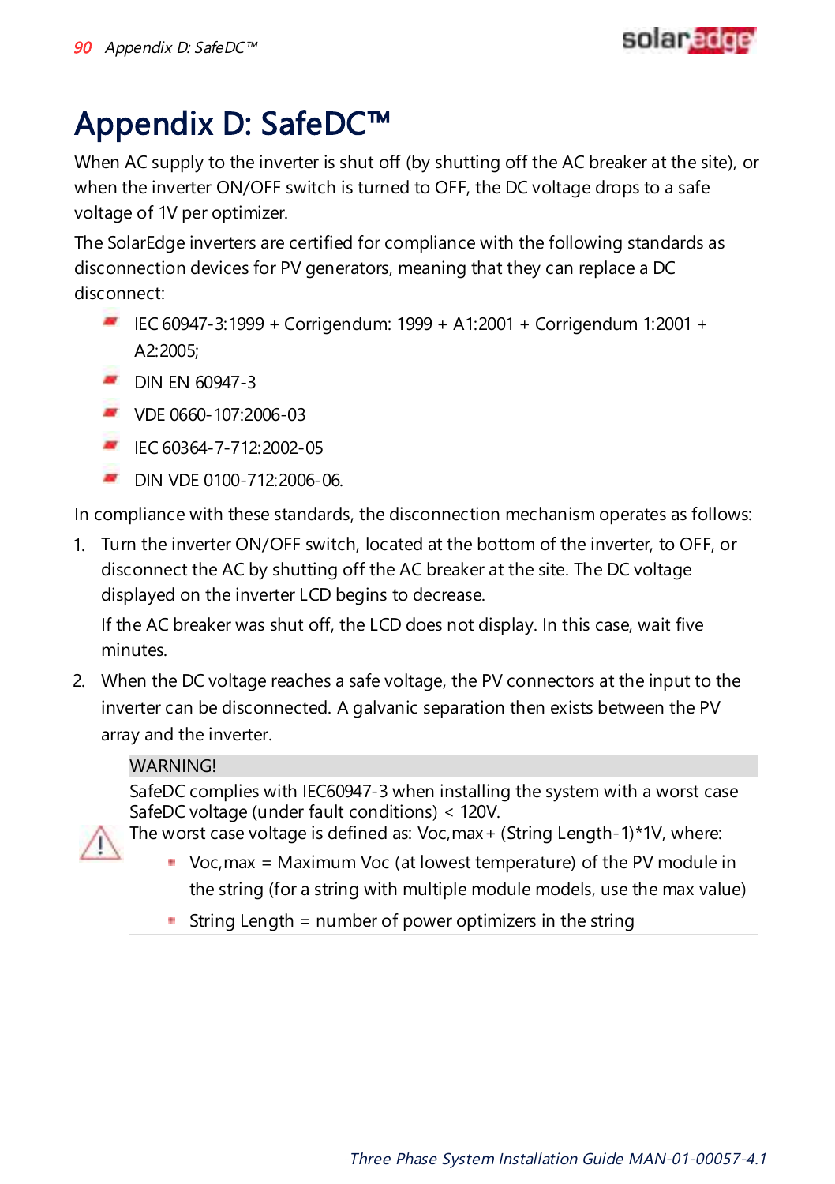# Appendix D: SafeDC™

When AC supply to the inverter is shut off (by shutting off the AC breaker at the site), or when the inverter ON/OFF switch is turned to OFF, the DC voltage drops to a safe voltage of 1V per optimizer.

The SolarEdge inverters are certified for compliance with the following standards as disconnection devices for PV generators, meaning that they can replace a DC disconnect:

- IEC 60947-3:1999 + Corrigendum: 1999 + A1:2001 + Corrigendum 1:2001 + A2:2005;
- DIN EN 60947-3
- VDE 0660-107:2006-03
- IEC 60364-7-712:2002-05
- DIN VDE 0100-712:2006-06.

In compliance with these standards, the disconnection mechanism operates as follows:

1. Turn the inverter ON/OFF switch, located at the bottom of the inverter, to OFF, or disconnect the AC by shutting off the AC breaker at the site. The DC voltage displayed on the inverter LCD begins to decrease.

   If the AC breaker was shut off, the LCD does not display. In this case, wait five minutes.

2. When the DC voltage reaches a safe voltage, the PV connectors at the input to the inverter can be disconnected. A galvanic separation then exists between the PV array and the inverter.

> **WARNING!**
>
> SafeDC complies with IEC60947-3 when installing the system with a worst case SafeDC voltage (under fault conditions) < 120V.
>
> The worst case voltage is defined as: Voc,max + (String Length-1)*1V, where:
>
> - Voc,max = Maximum Voc (at lowest temperature) of the PV module in the string (for a string with multiple module models, use the max value)
> - String Length = number of power optimizers in the string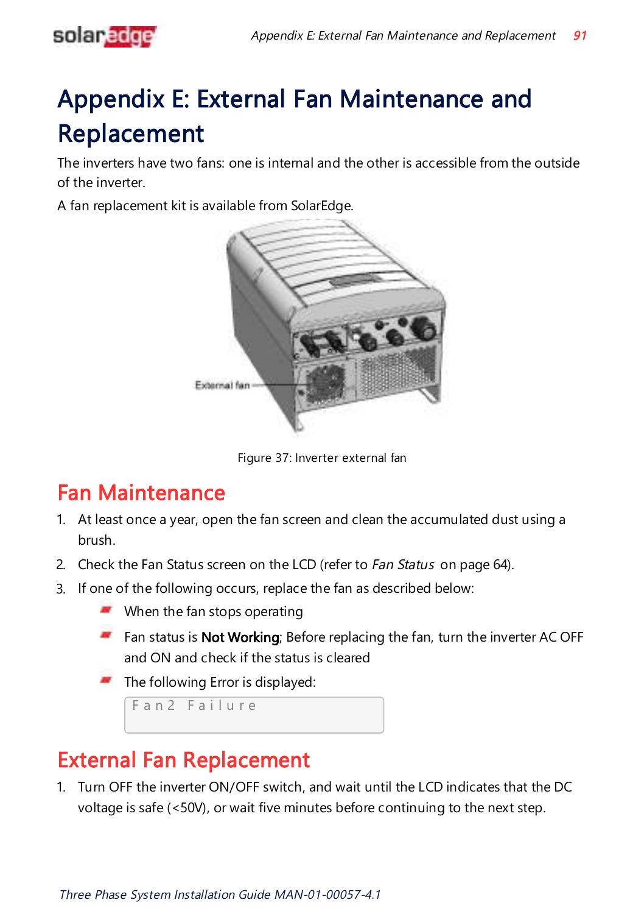# Appendix E: External Fan Maintenance and Replacement

The inverters have two fans: one is internal and the other is accessible from the outside of the inverter.

A fan replacement kit is available from SolarEdge.

External fan

Figure 37: Inverter external fan

## Fan Maintenance

1. At least once a year, open the fan screen and clean the accumulated dust using a brush.
2. Check the Fan Status screen on the LCD (refer to *Fan Status* on page 64).
3. If one of the following occurs, replace the fan as described below:
   - When the fan stops operating
   - Fan status is **Not Working**; Before replacing the fan, turn the inverter AC OFF and ON and check if the status is cleared
   - The following Error is displayed:

```
Fan2 Failure
```

## External Fan Replacement

1. Turn OFF the inverter ON/OFF switch, and wait until the LCD indicates that the DC voltage is safe (<50V), or wait five minutes before continuing to the next step.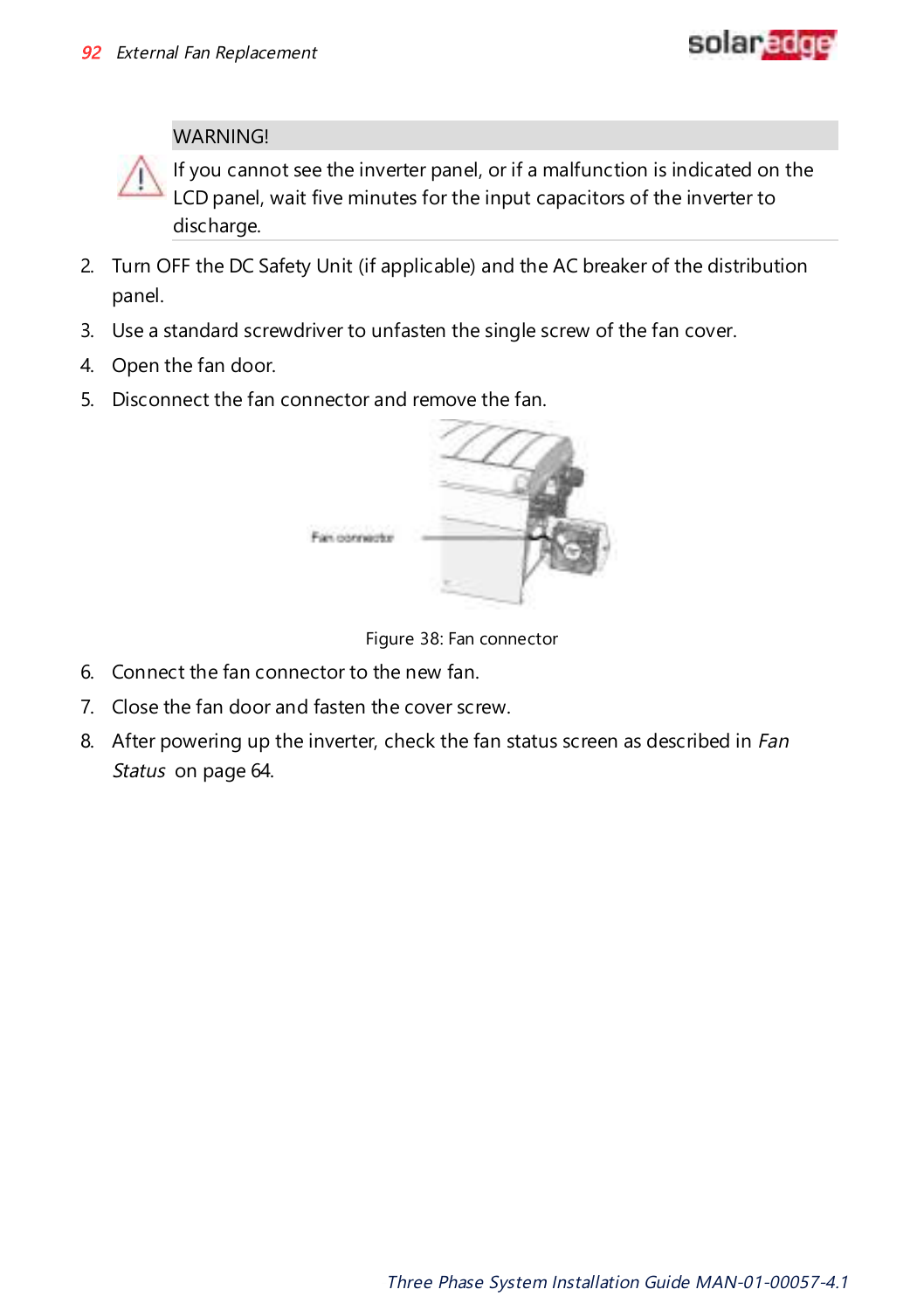WARNING!

If you cannot see the inverter panel, or if a malfunction is indicated on the LCD panel, wait five minutes for the input capacitors of the inverter to discharge.

2. Turn OFF the DC Safety Unit (if applicable) and the AC breaker of the distribution panel.
3. Use a standard screwdriver to unfasten the single screw of the fan cover.
4. Open the fan door.
5. Disconnect the fan connector and remove the fan.

Fan connector

Figure 38: Fan connector

6. Connect the fan connector to the new fan.
7. Close the fan door and fasten the cover screw.
8. After powering up the inverter, check the fan status screen as described in *Fan Status* on page 64.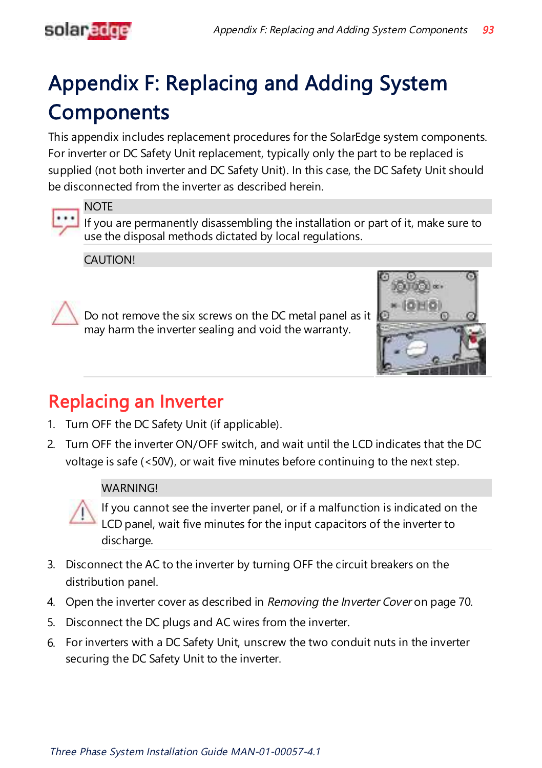# Appendix F: Replacing and Adding System Components

This appendix includes replacement procedures for the SolarEdge system components. For inverter or DC Safety Unit replacement, typically only the part to be replaced is supplied (not both inverter and DC Safety Unit). In this case, the DC Safety Unit should be disconnected from the inverter as described herein.

NOTE

If you are permanently disassembling the installation or part of it, make sure to use the disposal methods dictated by local regulations.

CAUTION!

Do not remove the six screws on the DC metal panel as it may harm the inverter sealing and void the warranty.

## Replacing an Inverter

1. Turn OFF the DC Safety Unit (if applicable).
2. Turn OFF the inverter ON/OFF switch, and wait until the LCD indicates that the DC voltage is safe (<50V), or wait five minutes before continuing to the next step.

   WARNING!

   If you cannot see the inverter panel, or if a malfunction is indicated on the LCD panel, wait five minutes for the input capacitors of the inverter to discharge.

3. Disconnect the AC to the inverter by turning OFF the circuit breakers on the distribution panel.
4. Open the inverter cover as described in *Removing the Inverter Cover* on page 70.
5. Disconnect the DC plugs and AC wires from the inverter.
6. For inverters with a DC Safety Unit, unscrew the two conduit nuts in the inverter securing the DC Safety Unit to the inverter.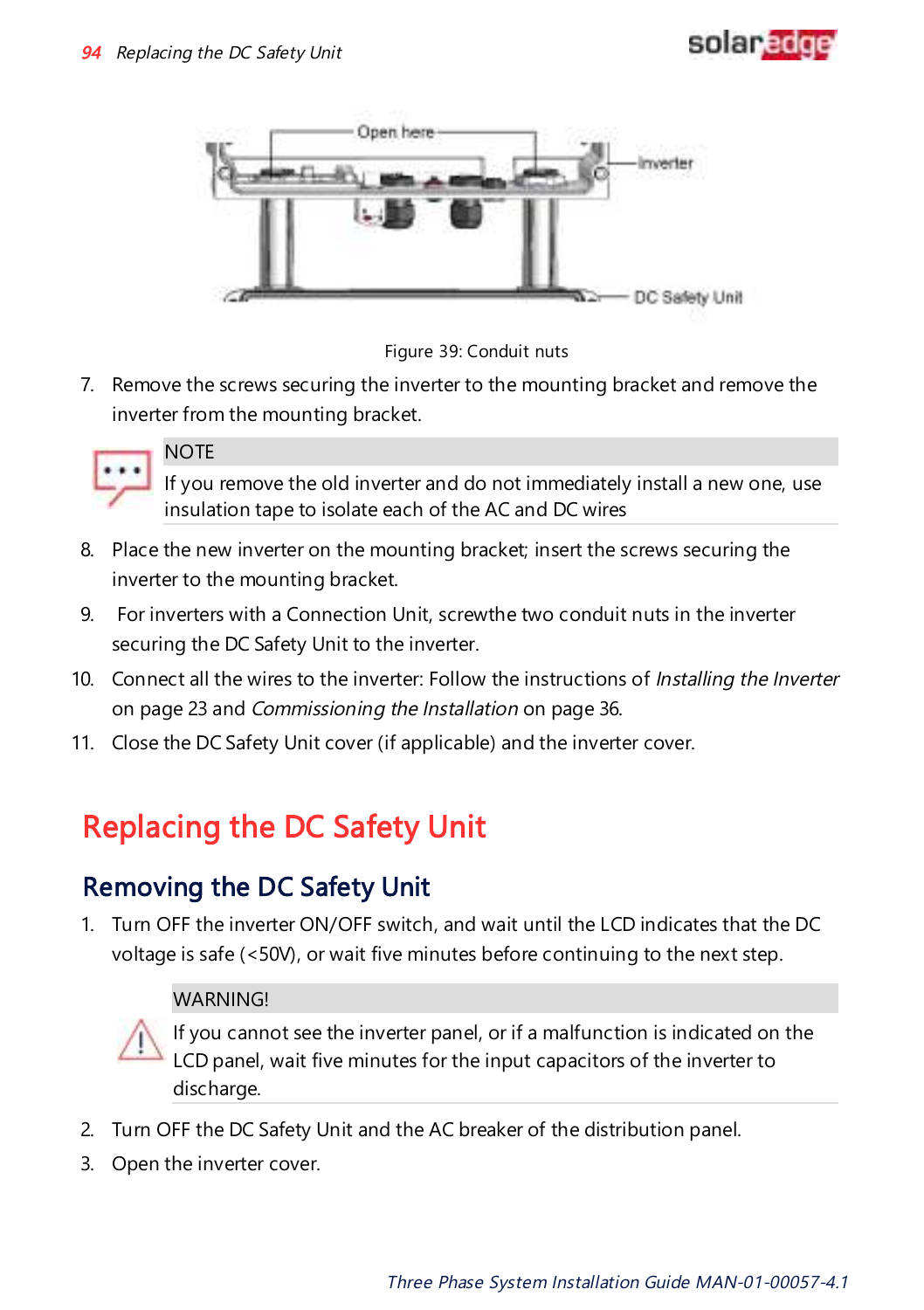Open here

Inverter

DC Safety Unit

Figure 39: Conduit nuts

7. Remove the screws securing the inverter to the mounting bracket and remove the inverter from the mounting bracket.

NOTE

If you remove the old inverter and do not immediately install a new one, use insulation tape to isolate each of the AC and DC wires

8. Place the new inverter on the mounting bracket; insert the screws securing the inverter to the mounting bracket.
9. For inverters with a Connection Unit, screwthe two conduit nuts in the inverter securing the DC Safety Unit to the inverter.
10. Connect all the wires to the inverter: Follow the instructions of *Installing the Inverter* on page 23 and *Commissioning the Installation* on page 36.
11. Close the DC Safety Unit cover (if applicable) and the inverter cover.

# Replacing the DC Safety Unit

## Removing the DC Safety Unit

1. Turn OFF the inverter ON/OFF switch, and wait until the LCD indicates that the DC voltage is safe (<50V), or wait five minutes before continuing to the next step.

WARNING!

If you cannot see the inverter panel, or if a malfunction is indicated on the LCD panel, wait five minutes for the input capacitors of the inverter to discharge.

2. Turn OFF the DC Safety Unit and the AC breaker of the distribution panel.
3. Open the inverter cover.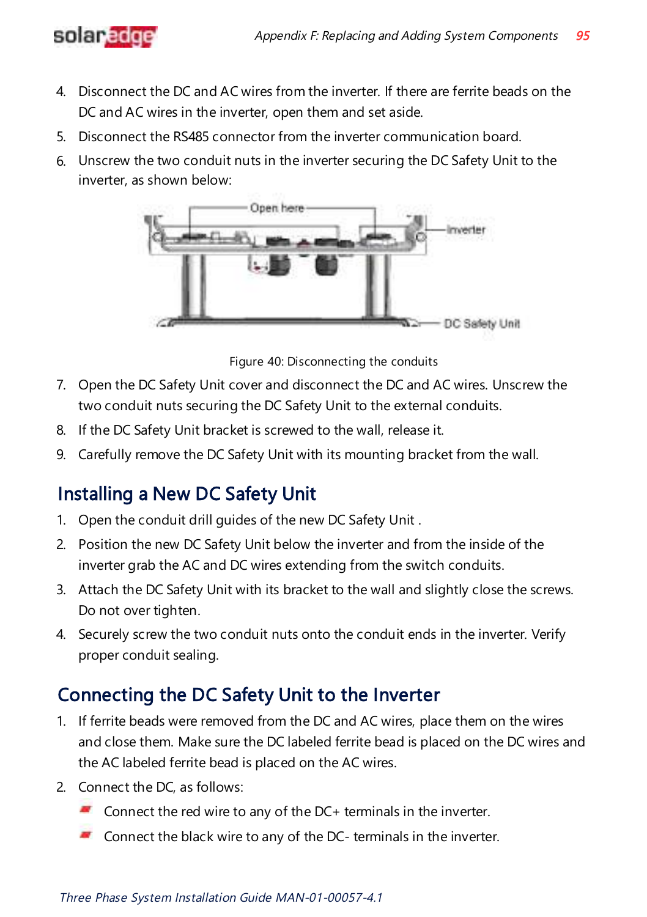4. Disconnect the DC and AC wires from the inverter. If there are ferrite beads on the DC and AC wires in the inverter, open them and set aside.
5. Disconnect the RS485 connector from the inverter communication board.
6. Unscrew the two conduit nuts in the inverter securing the DC Safety Unit to the inverter, as shown below:

Open here

Inverter

DC Safety Unit

Figure 40: Disconnecting the conduits

7. Open the DC Safety Unit cover and disconnect the DC and AC wires. Unscrew the two conduit nuts securing the DC Safety Unit to the external conduits.
8. If the DC Safety Unit bracket is screwed to the wall, release it.
9. Carefully remove the DC Safety Unit with its mounting bracket from the wall.

## Installing a New DC Safety Unit

1. Open the conduit drill guides of the new DC Safety Unit .
2. Position the new DC Safety Unit below the inverter and from the inside of the inverter grab the AC and DC wires extending from the switch conduits.
3. Attach the DC Safety Unit with its bracket to the wall and slightly close the screws. Do not over tighten.
4. Securely screw the two conduit nuts onto the conduit ends in the inverter. Verify proper conduit sealing.

## Connecting the DC Safety Unit to the Inverter

1. If ferrite beads were removed from the DC and AC wires, place them on the wires and close them. Make sure the DC labeled ferrite bead is placed on the DC wires and the AC labeled ferrite bead is placed on the AC wires.
2. Connect the DC, as follows:
   - Connect the red wire to any of the DC+ terminals in the inverter.
   - Connect the black wire to any of the DC- terminals in the inverter.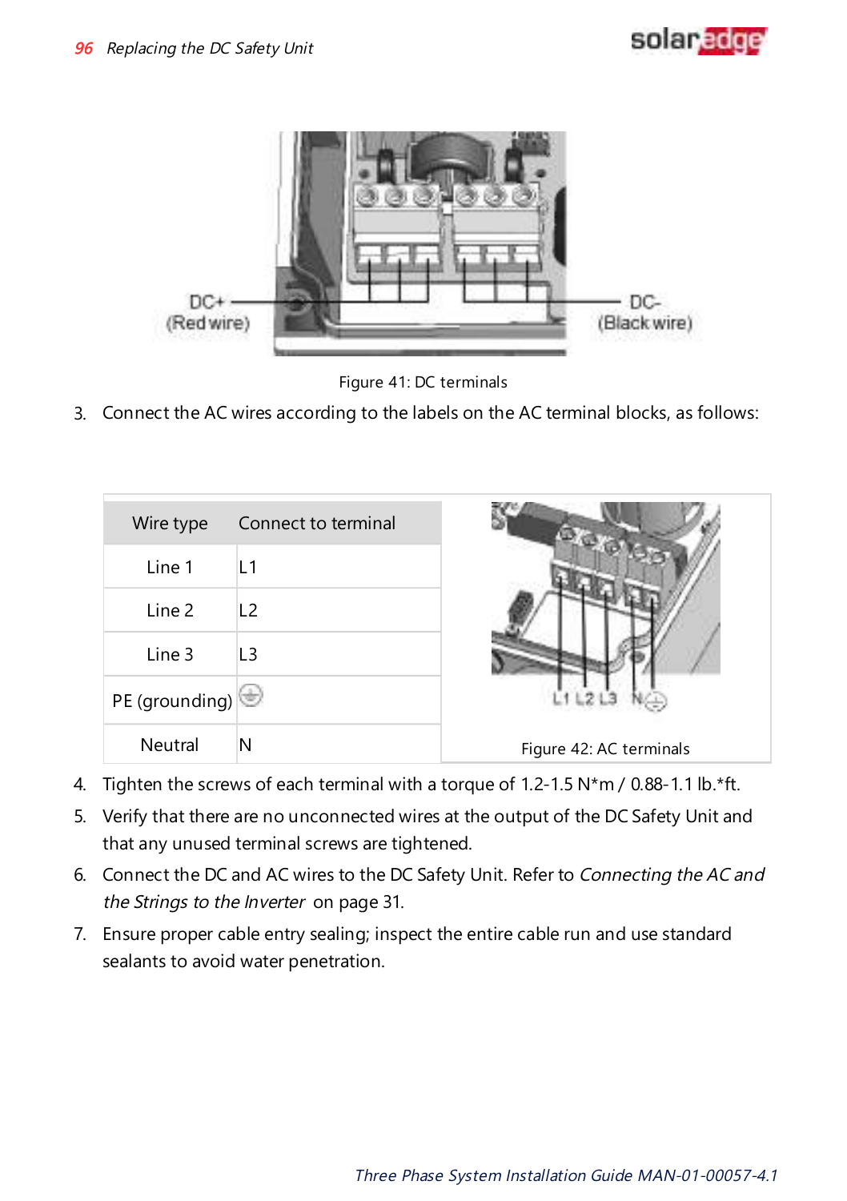DC+
(Red wire)

DC-
(Black wire)

Figure 41: DC terminals

3. Connect the AC wires according to the labels on the AC terminal blocks, as follows:

| Wire type | Connect to terminal |
|---|---|
| Line 1 | L1 |
| Line 2 | L2 |
| Line 3 | L3 |
| PE (grounding) | ⏚ |
| Neutral | N |

L1 L2 L3 N ⏚

Figure 42: AC terminals

4. Tighten the screws of each terminal with a torque of 1.2-1.5 N*m / 0.88-1.1 lb.*ft.
5. Verify that there are no unconnected wires at the output of the DC Safety Unit and that any unused terminal screws are tightened.
6. Connect the DC and AC wires to the DC Safety Unit. Refer to *Connecting the AC and the Strings to the Inverter* on page 31.
7. Ensure proper cable entry sealing; inspect the entire cable run and use standard sealants to avoid water penetration.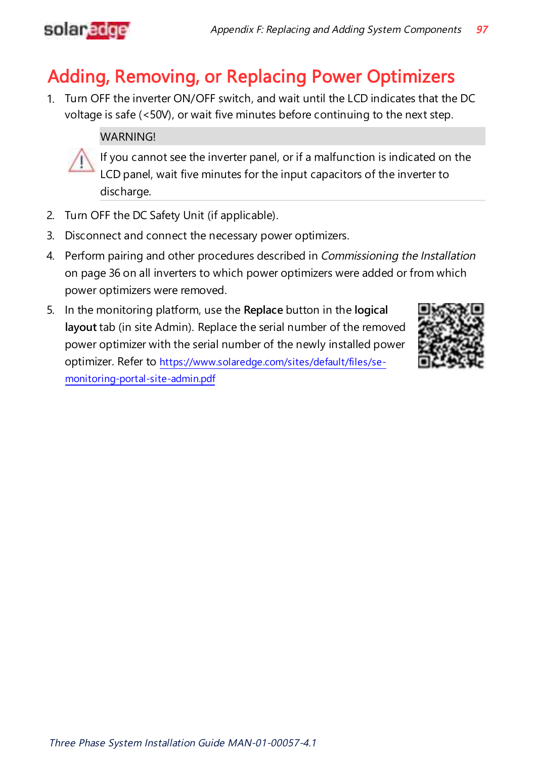# Adding, Removing, or Replacing Power Optimizers

1. Turn OFF the inverter ON/OFF switch, and wait until the LCD indicates that the DC voltage is safe (<50V), or wait five minutes before continuing to the next step.

   WARNING!

   If you cannot see the inverter panel, or if a malfunction is indicated on the LCD panel, wait five minutes for the input capacitors of the inverter to discharge.

2. Turn OFF the DC Safety Unit (if applicable).
3. Disconnect and connect the necessary power optimizers.
4. Perform pairing and other procedures described in *Commissioning the Installation* on page 36 on all inverters to which power optimizers were added or from which power optimizers were removed.
5. In the monitoring platform, use the **Replace** button in the **logical layout** tab (in site Admin). Replace the serial number of the removed power optimizer with the serial number of the newly installed power optimizer. Refer to https://www.solaredge.com/sites/default/files/se-monitoring-portal-site-admin.pdf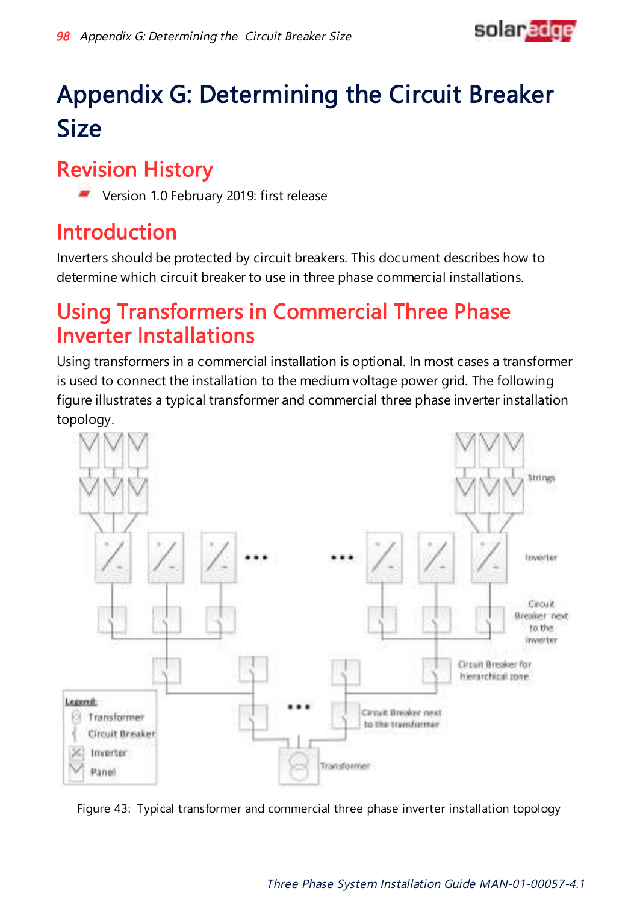# Appendix G: Determining the Circuit Breaker Size

## Revision History

- Version 1.0 February 2019: first release

## Introduction

Inverters should be protected by circuit breakers. This document describes how to determine which circuit breaker to use in three phase commercial installations.

## Using Transformers in Commercial Three Phase Inverter Installations

Using transformers in a commercial installation is optional. In most cases a transformer is used to connect the installation to the medium voltage power grid. The following figure illustrates a typical transformer and commercial three phase inverter installation topology.

Strings

Inverter

Circuit Breaker next to the inverter

Circuit Breaker for hierarchical zone

Circuit Breaker next to the transformer

Transformer

Legend:
Transformer
Circuit Breaker
Inverter
Panel

Figure 43: Typical transformer and commercial three phase inverter installation topology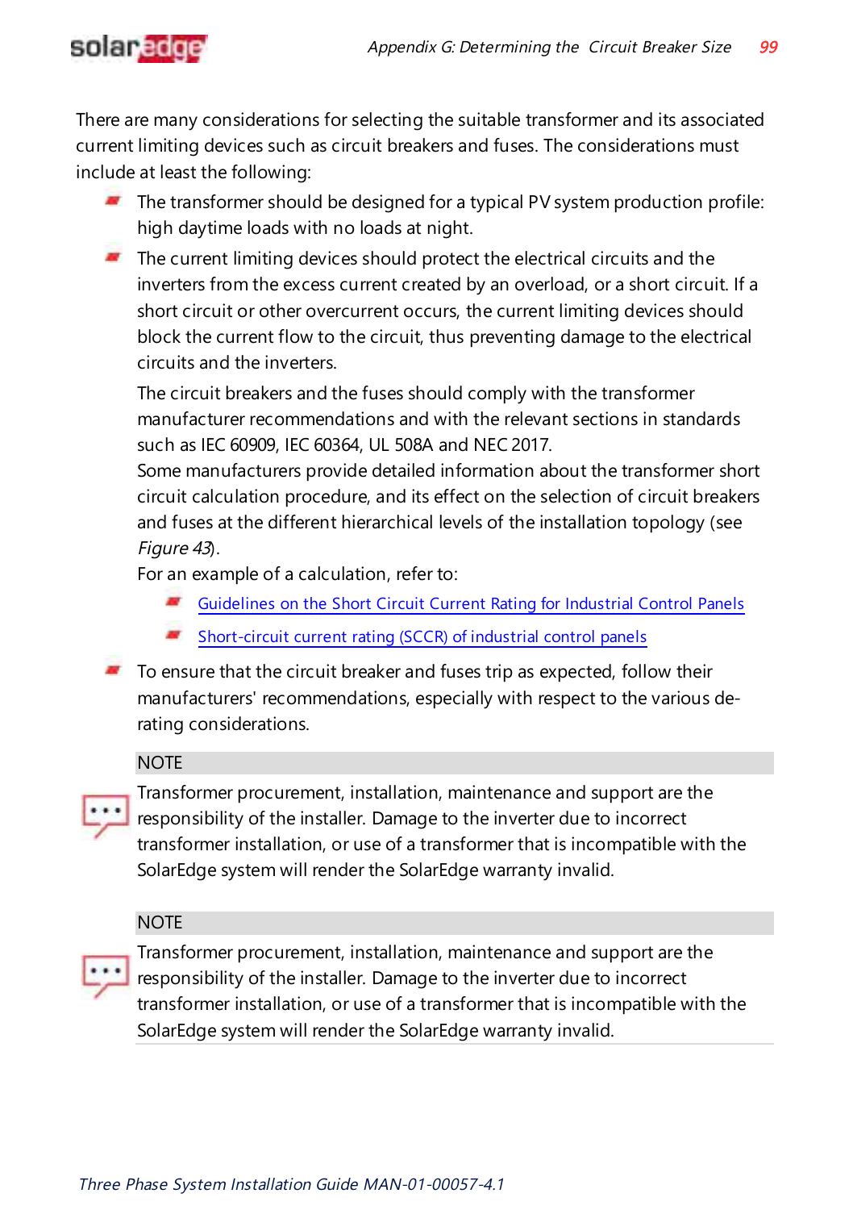There are many considerations for selecting the suitable transformer and its associated current limiting devices such as circuit breakers and fuses. The considerations must include at least the following:

- The transformer should be designed for a typical PV system production profile: high daytime loads with no loads at night.
- The current limiting devices should protect the electrical circuits and the inverters from the excess current created by an overload, or a short circuit. If a short circuit or other overcurrent occurs, the current limiting devices should block the current flow to the circuit, thus preventing damage to the electrical circuits and the inverters.

  The circuit breakers and the fuses should comply with the transformer manufacturer recommendations and with the relevant sections in standards such as IEC 60909, IEC 60364, UL 508A and NEC 2017.
  Some manufacturers provide detailed information about the transformer short circuit calculation procedure, and its effect on the selection of circuit breakers and fuses at the different hierarchical levels of the installation topology (see *Figure 43*).
  For an example of a calculation, refer to:
  - Guidelines on the Short Circuit Current Rating for Industrial Control Panels
  - Short-circuit current rating (SCCR) of industrial control panels
- To ensure that the circuit breaker and fuses trip as expected, follow their manufacturers' recommendations, especially with respect to the various de-rating considerations.

NOTE

Transformer procurement, installation, maintenance and support are the responsibility of the installer. Damage to the inverter due to incorrect transformer installation, or use of a transformer that is incompatible with the SolarEdge system will render the SolarEdge warranty invalid.

NOTE

Transformer procurement, installation, maintenance and support are the responsibility of the installer. Damage to the inverter due to incorrect transformer installation, or use of a transformer that is incompatible with the SolarEdge system will render the SolarEdge warranty invalid.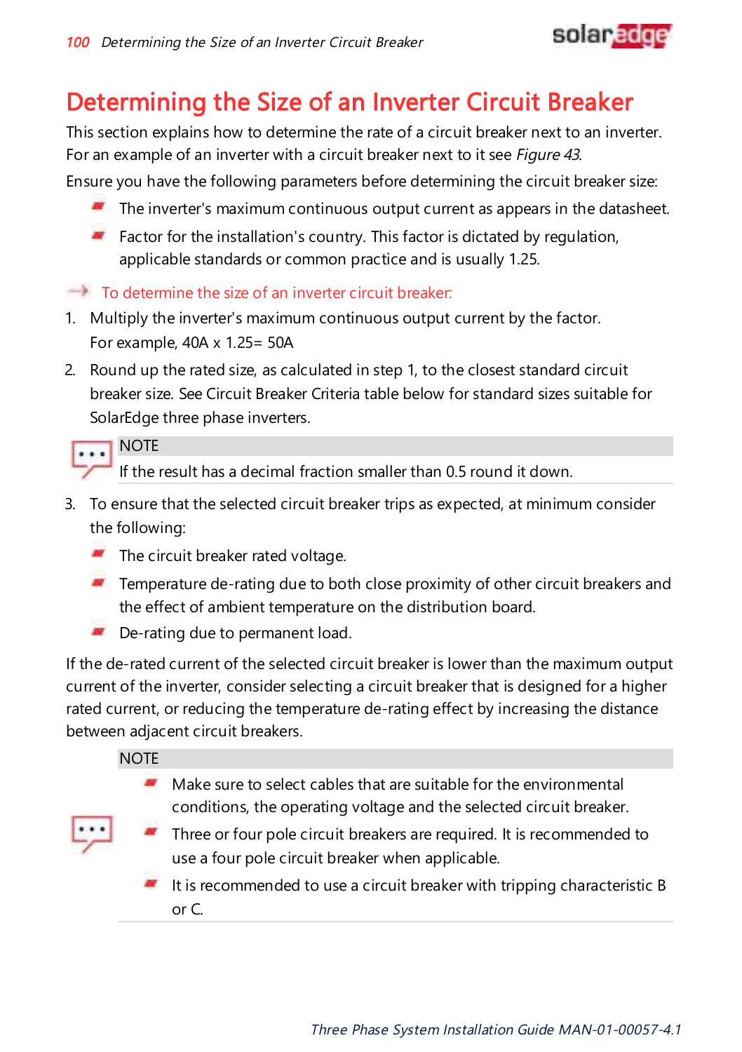# Determining the Size of an Inverter Circuit Breaker

This section explains how to determine the rate of a circuit breaker next to an inverter. For an example of an inverter with a circuit breaker next to it see *Figure 43*.

Ensure you have the following parameters before determining the circuit breaker size:

- The inverter's maximum continuous output current as appears in the datasheet.
- Factor for the installation's country. This factor is dictated by regulation, applicable standards or common practice and is usually 1.25.

→ To determine the size of an inverter circuit breaker:

1. Multiply the inverter's maximum continuous output current by the factor.
   For example, 40A x 1.25= 50A
2. Round up the rated size, as calculated in step 1, to the closest standard circuit breaker size. See Circuit Breaker Criteria table below for standard sizes suitable for SolarEdge three phase inverters.

> NOTE
> If the result has a decimal fraction smaller than 0.5 round it down.

3. To ensure that the selected circuit breaker trips as expected, at minimum consider the following:
   - The circuit breaker rated voltage.
   - Temperature de-rating due to both close proximity of other circuit breakers and the effect of ambient temperature on the distribution board.
   - De-rating due to permanent load.

If the de-rated current of the selected circuit breaker is lower than the maximum output current of the inverter, consider selecting a circuit breaker that is designed for a higher rated current, or reducing the temperature de-rating effect by increasing the distance between adjacent circuit breakers.

> NOTE
> - Make sure to select cables that are suitable for the environmental conditions, the operating voltage and the selected circuit breaker.
> - Three or four pole circuit breakers are required. It is recommended to use a four pole circuit breaker when applicable.
> - It is recommended to use a circuit breaker with tripping characteristic B or C.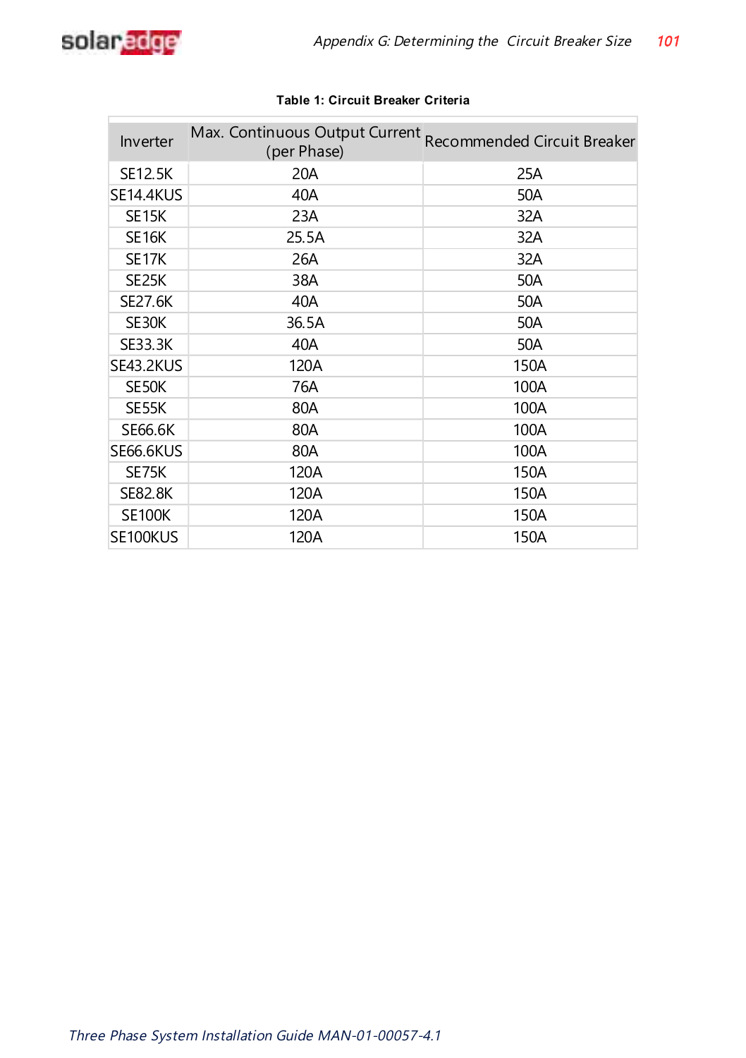**Table 1: Circuit Breaker Criteria**

| Inverter | Max. Continuous Output Current (per Phase) | Recommended Circuit Breaker |
|---|---|---|
| SE12.5K | 20A | 25A |
| SE14.4KUS | 40A | 50A |
| SE15K | 23A | 32A |
| SE16K | 25.5A | 32A |
| SE17K | 26A | 32A |
| SE25K | 38A | 50A |
| SE27.6K | 40A | 50A |
| SE30K | 36.5A | 50A |
| SE33.3K | 40A | 50A |
| SE43.2KUS | 120A | 150A |
| SE50K | 76A | 100A |
| SE55K | 80A | 100A |
| SE66.6K | 80A | 100A |
| SE66.6KUS | 80A | 100A |
| SE75K | 120A | 150A |
| SE82.8K | 120A | 150A |
| SE100K | 120A | 150A |
| SE100KUS | 120A | 150A |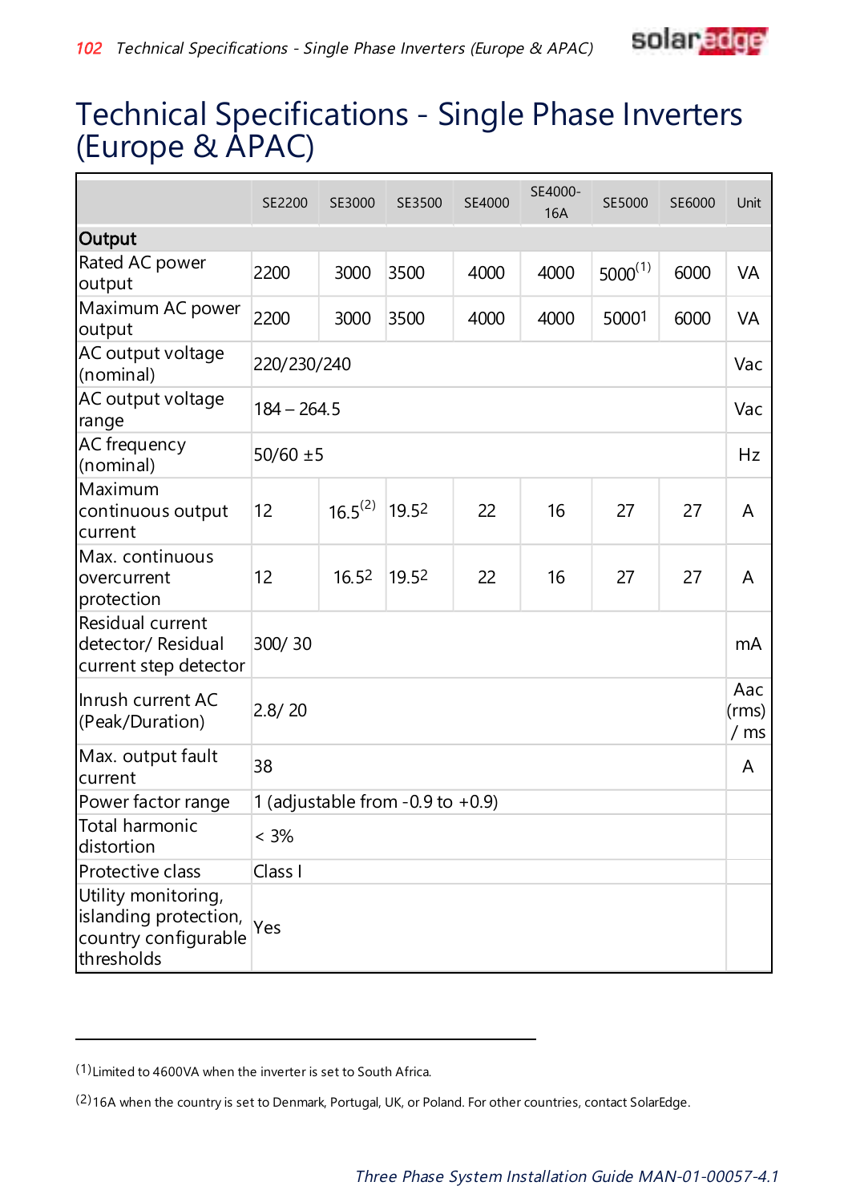# Technical Specifications - Single Phase Inverters (Europe & APAC)

| | SE2200 | SE3000 | SE3500 | SE4000 | SE4000-16A | SE5000 | SE6000 | Unit |
|---|---|---|---|---|---|---|---|---|
| **Output** | | | | | | | | |
| Rated AC power output | 2200 | 3000 | 3500 | 4000 | 4000 | 5000[1] | 6000 | VA |
| Maximum AC power output | 2200 | 3000 | 3500 | 4000 | 4000 | 5000[1] | 6000 | VA |
| AC output voltage (nominal) | 220/230/240 | | | | | | | Vac |
| AC output voltage range | 184 – 264.5 | | | | | | | Vac |
| AC frequency (nominal) | 50/60 ±5 | | | | | | | Hz |
| Maximum continuous output current | 12 | 16.5[2] | 19.5[2] | 22 | 16 | 27 | 27 | A |
| Max. continuous overcurrent protection | 12 | 16.5[2] | 19.5[2] | 22 | 16 | 27 | 27 | A |
| Residual current detector/ Residual current step detector | 300/ 30 | | | | | | | mA |
| Inrush current AC (Peak/Duration) | 2.8/ 20 | | | | | | | Aac (rms) / ms |
| Max. output fault current | 38 | | | | | | | A |
| Power factor range | 1 (adjustable from -0.9 to +0.9) | | | | | | | |
| Total harmonic distortion | < 3% | | | | | | | |
| Protective class | Class I | | | | | | | |
| Utility monitoring, islanding protection, country configurable thresholds | Yes | | | | | | | |

---

(1)Limited to 4600VA when the inverter is set to South Africa.

(2)16A when the country is set to Denmark, Portugal, UK, or Poland. For other countries, contact SolarEdge.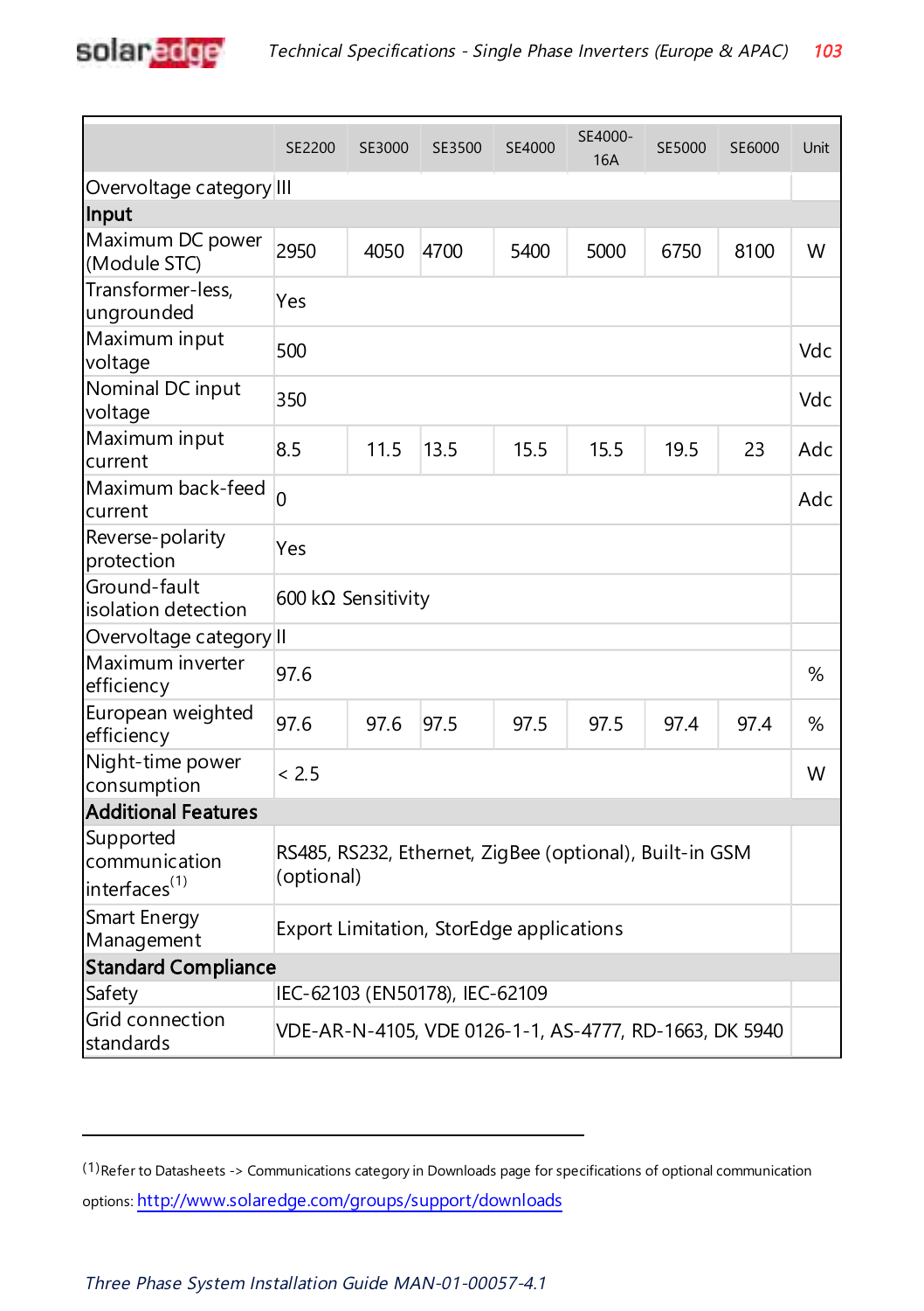| | SE2200 | SE3000 | SE3500 | SE4000 | SE4000-16A | SE5000 | SE6000 | Unit |
|---|---|---|---|---|---|---|---|---|
| Overvoltage category | III | | | | | | | |
| **Input** | | | | | | | | |
| Maximum DC power (Module STC) | 2950 | 4050 | 4700 | 5400 | 5000 | 6750 | 8100 | W |
| Transformer-less, ungrounded | Yes | | | | | | | |
| Maximum input voltage | 500 | | | | | | | Vdc |
| Nominal DC input voltage | 350 | | | | | | | Vdc |
| Maximum input current | 8.5 | 11.5 | 13.5 | 15.5 | 15.5 | 19.5 | 23 | Adc |
| Maximum back-feed current | 0 | | | | | | | Adc |
| Reverse-polarity protection | Yes | | | | | | | |
| Ground-fault isolation detection | 600 kΩ Sensitivity | | | | | | | |
| Overvoltage category | II | | | | | | | |
| Maximum inverter efficiency | 97.6 | | | | | | | % |
| European weighted efficiency | 97.6 | 97.6 | 97.5 | 97.5 | 97.5 | 97.4 | 97.4 | % |
| Night-time power consumption | < 2.5 | | | | | | | W |
| **Additional Features** | | | | | | | | |
| Supported communication interfaces[1] | RS485, RS232, Ethernet, ZigBee (optional), Built-in GSM (optional) | | | | | | | |
| Smart Energy Management | Export Limitation, StorEdge applications | | | | | | | |
| **Standard Compliance** | | | | | | | | |
| Safety | IEC-62103 (EN50178), IEC-62109 | | | | | | | |
| Grid connection standards | VDE-AR-N-4105, VDE 0126-1-1, AS-4777, RD-1663, DK 5940 | | | | | | | |

---

(1)Refer to Datasheets -> Communications category in Downloads page for specifications of optional communication options: http://www.solaredge.com/groups/support/downloads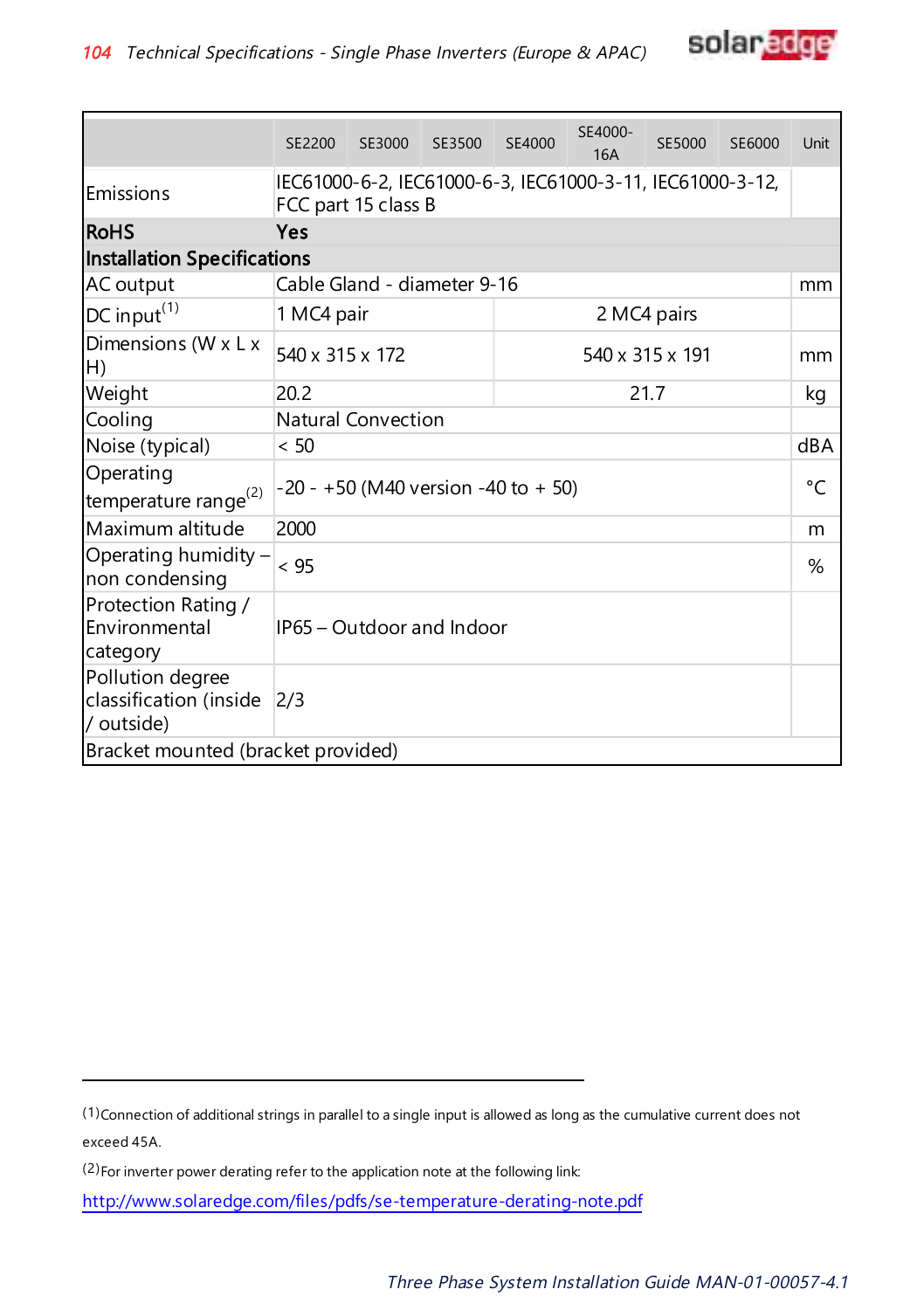| | SE2200 | SE3000 | SE3500 | SE4000 | SE4000-16A | SE5000 | SE6000 | Unit |
|---|---|---|---|---|---|---|---|---|
| Emissions | IEC61000-6-2, IEC61000-6-3, IEC61000-3-11, IEC61000-3-12, FCC part 15 class B | | | | | | | |
| **RoHS** | **Yes** | | | | | | | |
| **Installation Specifications** | | | | | | | | |
| AC output | Cable Gland - diameter 9-16 | | | | | | | mm |
| DC input[(1)] | 1 MC4 pair | | | 2 MC4 pairs | | | | |
| Dimensions (W x L x H) | 540 x 315 x 172 | | | 540 x 315 x 191 | | | | mm |
| Weight | 20.2 | | | 21.7 | | | | kg |
| Cooling | Natural Convection | | | | | | | |
| Noise (typical) | < 50 | | | | | | | dBA |
| Operating temperature range[(2)] | -20 - +50 (M40 version -40 to + 50) | | | | | | | °C |
| Maximum altitude | 2000 | | | | | | | m |
| Operating humidity – non condensing | < 95 | | | | | | | % |
| Protection Rating / Environmental category | IP65 – Outdoor and Indoor | | | | | | | |
| Pollution degree classification (inside / outside) | 2/3 | | | | | | | |
| Bracket mounted (bracket provided) | | | | | | | | |

---

(1)Connection of additional strings in parallel to a single input is allowed as long as the cumulative current does not exceed 45A.

(2)For inverter power derating refer to the application note at the following link:
http://www.solaredge.com/files/pdfs/se-temperature-derating-note.pdf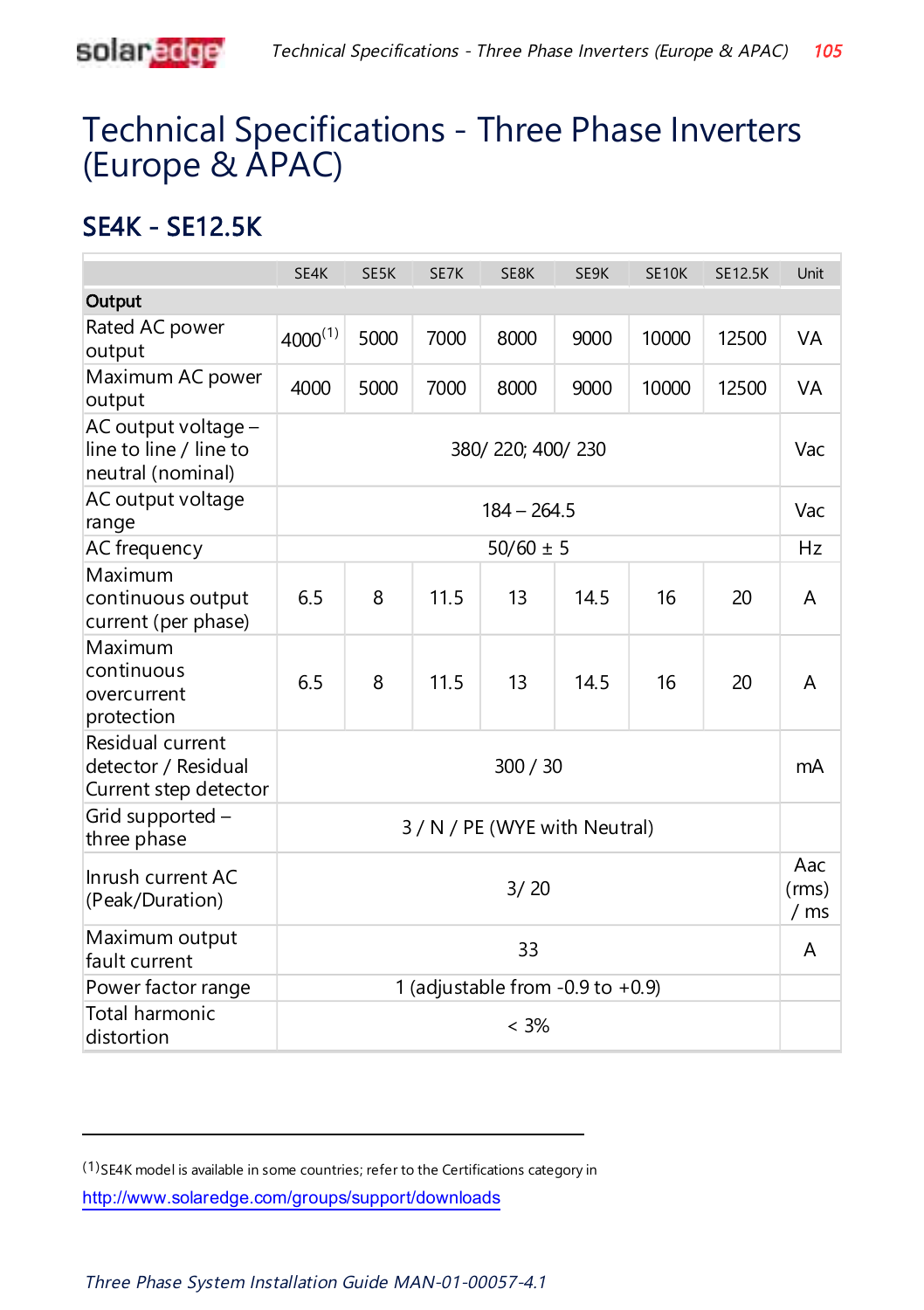# Technical Specifications - Three Phase Inverters (Europe & APAC)

## SE4K - SE12.5K

| | SE4K | SE5K | SE7K | SE8K | SE9K | SE10K | SE12.5K | Unit |
|---|---|---|---|---|---|---|---|---|
| **Output** | | | | | | | | |
| Rated AC power output | 4000[1] | 5000 | 7000 | 8000 | 9000 | 10000 | 12500 | VA |
| Maximum AC power output | 4000 | 5000 | 7000 | 8000 | 9000 | 10000 | 12500 | VA |
| AC output voltage – line to line / line to neutral (nominal) | 380/ 220; 400/ 230 | | | | | | | Vac |
| AC output voltage range | 184 – 264.5 | | | | | | | Vac |
| AC frequency | 50/60 ± 5 | | | | | | | Hz |
| Maximum continuous output current (per phase) | 6.5 | 8 | 11.5 | 13 | 14.5 | 16 | 20 | A |
| Maximum continuous overcurrent protection | 6.5 | 8 | 11.5 | 13 | 14.5 | 16 | 20 | A |
| Residual current detector / Residual Current step detector | 300 / 30 | | | | | | | mA |
| Grid supported – three phase | 3 / N / PE (WYE with Neutral) | | | | | | | |
| Inrush current AC (Peak/Duration) | 3/ 20 | | | | | | | Aac (rms) / ms |
| Maximum output fault current | 33 | | | | | | | A |
| Power factor range | 1 (adjustable from -0.9 to +0.9) | | | | | | | |
| Total harmonic distortion | < 3% | | | | | | | |

---

[1] SE4K model is available in some countries; refer to the Certifications category in http://www.solaredge.com/groups/support/downloads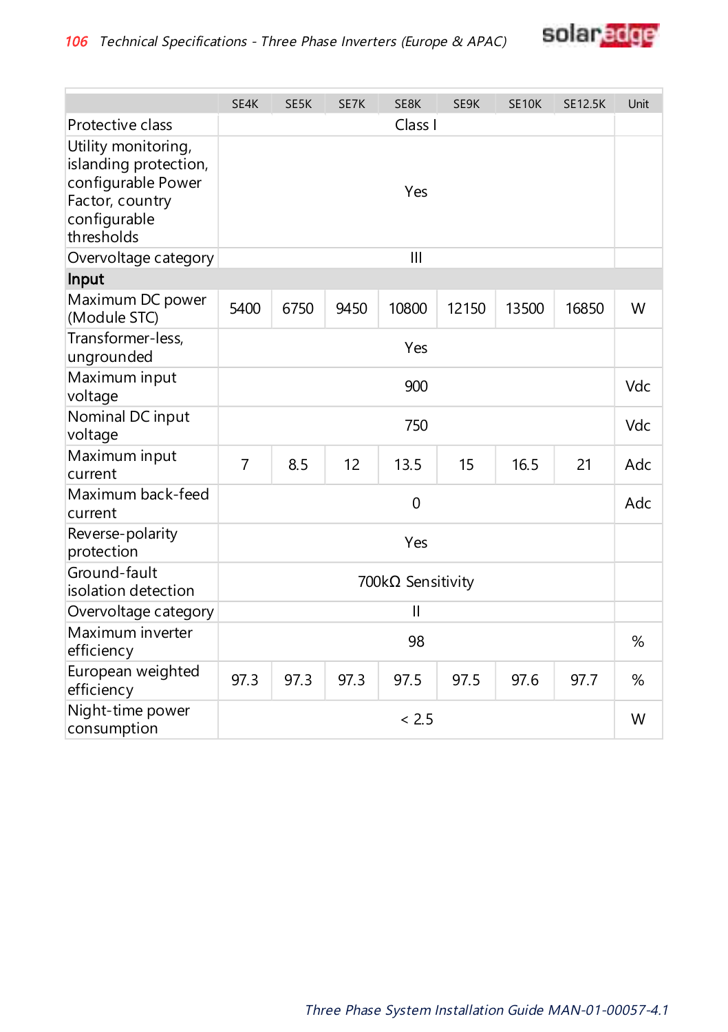| | SE4K | SE5K | SE7K | SE8K | SE9K | SE10K | SE12.5K | Unit |
|---|---|---|---|---|---|---|---|---|
| Protective class | Class I | | | | | | | |
| Utility monitoring, islanding protection, configurable Power Factor, country configurable thresholds | Yes | | | | | | | |
| Overvoltage category | III | | | | | | | |
| **Input** | | | | | | | | |
| Maximum DC power (Module STC) | 5400 | 6750 | 9450 | 10800 | 12150 | 13500 | 16850 | W |
| Transformer-less, ungrounded | Yes | | | | | | | |
| Maximum input voltage | 900 | | | | | | | Vdc |
| Nominal DC input voltage | 750 | | | | | | | Vdc |
| Maximum input current | 7 | 8.5 | 12 | 13.5 | 15 | 16.5 | 21 | Adc |
| Maximum back-feed current | 0 | | | | | | | Adc |
| Reverse-polarity protection | Yes | | | | | | | |
| Ground-fault isolation detection | 700kΩ Sensitivity | | | | | | | |
| Overvoltage category | II | | | | | | | |
| Maximum inverter efficiency | 98 | | | | | | | % |
| European weighted efficiency | 97.3 | 97.3 | 97.3 | 97.5 | 97.5 | 97.6 | 97.7 | % |
| Night-time power consumption | < 2.5 | | | | | | | W |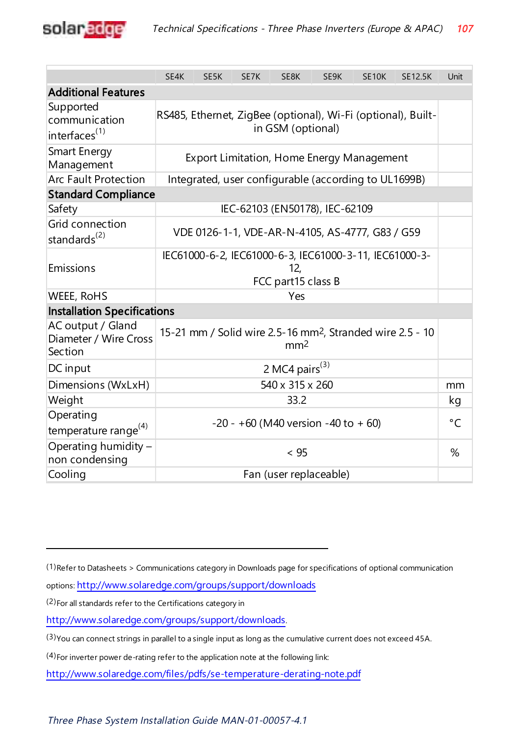| | SE4K | SE5K | SE7K | SE8K | SE9K | SE10K | SE12.5K | Unit |
|---|---|---|---|---|---|---|---|---|
| **Additional Features** | | | | | | | | |
| Supported communication interfaces[1] | RS485, Ethernet, ZigBee (optional), Wi-Fi (optional), Built-in GSM (optional) | | | | | | | |
| Smart Energy Management | Export Limitation, Home Energy Management | | | | | | | |
| Arc Fault Protection | Integrated, user configurable (according to UL1699B) | | | | | | | |
| **Standard Compliance** | | | | | | | | |
| Safety | IEC-62103 (EN50178), IEC-62109 | | | | | | | |
| Grid connection standards[2] | VDE 0126-1-1, VDE-AR-N-4105, AS-4777, G83 / G59 | | | | | | | |
| Emissions | IEC61000-6-2, IEC61000-6-3, IEC61000-3-11, IEC61000-3-12, FCC part15 class B | | | | | | | |
| WEEE, RoHS | Yes | | | | | | | |
| **Installation Specifications** | | | | | | | | |
| AC output / Gland Diameter / Wire Cross Section | 15-21 mm / Solid wire 2.5-16 $mm^2$, Stranded wire 2.5 - 10 $mm^2$ | | | | | | | |
| DC input | 2 MC4 pairs[3] | | | | | | | |
| Dimensions (WxLxH) | 540 x 315 x 260 | | | | | | | mm |
| Weight | 33.2 | | | | | | | kg |
| Operating temperature range[4] | -20 - +60 (M40 version -40 to + 60) | | | | | | | °C |
| Operating humidity – non condensing | < 95 | | | | | | | % |
| Cooling | Fan (user replaceable) | | | | | | | |

---

(1) Refer to Datasheets > Communications category in Downloads page for specifications of optional communication options: http://www.solaredge.com/groups/support/downloads

(2) For all standards refer to the Certifications category in http://www.solaredge.com/groups/support/downloads.

(3) You can connect strings in parallel to a single input as long as the cumulative current does not exceed 45A.

(4) For inverter power de-rating refer to the application note at the following link: http://www.solaredge.com/files/pdfs/se-temperature-derating-note.pdf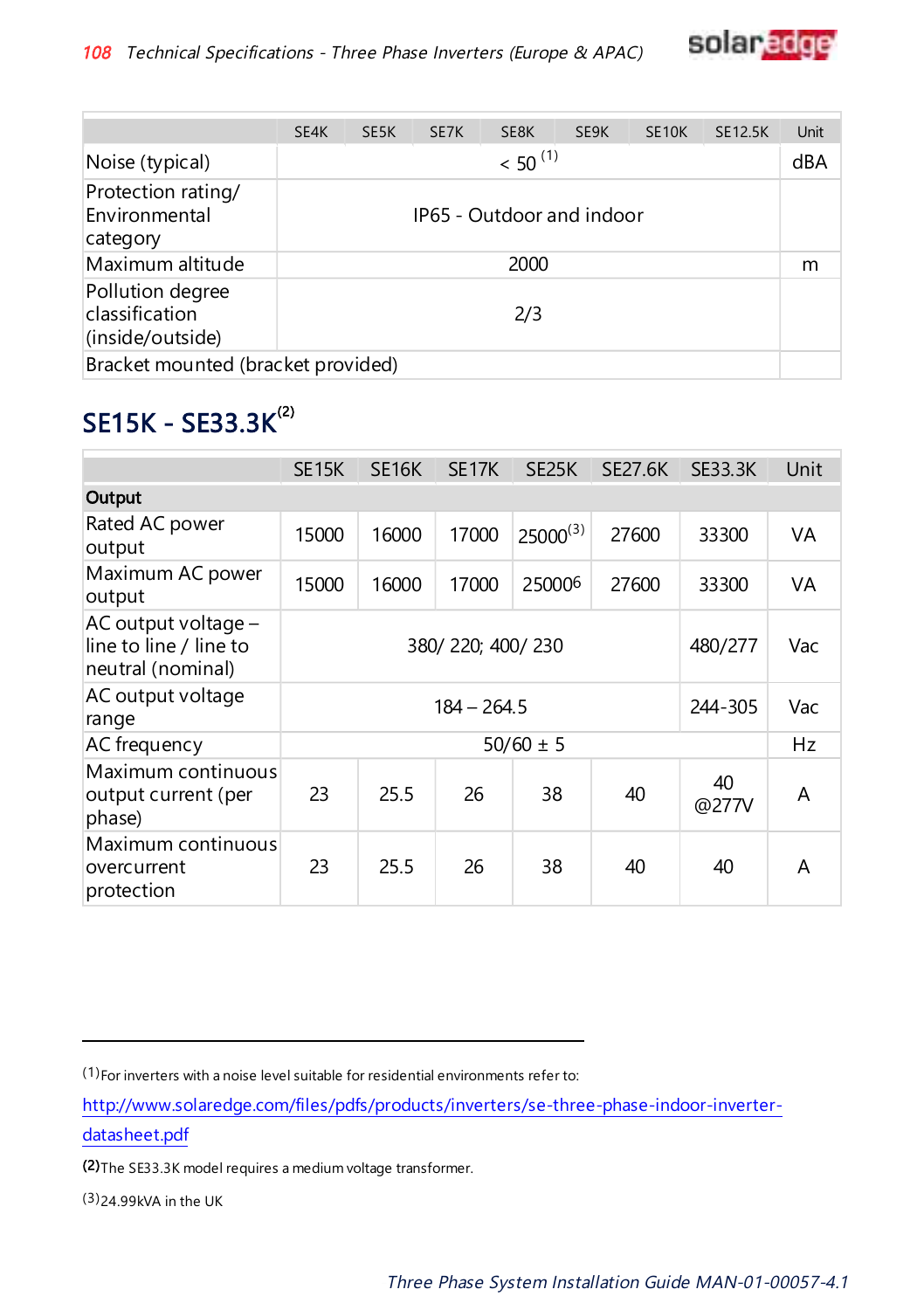| | SE4K | SE5K | SE7K | SE8K | SE9K | SE10K | SE12.5K | Unit |
|---|---|---|---|---|---|---|---|---|
| Noise (typical) | < 50 [(1)] | | | | | | | dBA |
| Protection rating/ Environmental category | IP65 - Outdoor and indoor | | | | | | | |
| Maximum altitude | 2000 | | | | | | | m |
| Pollution degree classification (inside/outside) | 2/3 | | | | | | | |
| Bracket mounted (bracket provided) | | | | | | | | |

## SE15K - SE33.3K[(2)]

| | SE15K | SE16K | SE17K | SE25K | SE27.6K | SE33.3K | Unit |
|---|---|---|---|---|---|---|---|
| **Output** | | | | | | | |
| Rated AC power output | 15000 | 16000 | 17000 | 25000[(3)] | 27600 | 33300 | VA |
| Maximum AC power output | 15000 | 16000 | 17000 | 250006 | 27600 | 33300 | VA |
| AC output voltage – line to line / line to neutral (nominal) | 380/ 220; 400/ 230 | | | | | 480/277 | Vac |
| AC output voltage range | 184 – 264.5 | | | | | 244-305 | Vac |
| AC frequency | 50/60 ± 5 | | | | | | Hz |
| Maximum continuous output current (per phase) | 23 | 25.5 | 26 | 38 | 40 | 40 @277V | A |
| Maximum continuous overcurrent protection | 23 | 25.5 | 26 | 38 | 40 | 40 | A |

(1) For inverters with a noise level suitable for residential environments refer to:
http://www.solaredge.com/files/pdfs/products/inverters/se-three-phase-indoor-inverter-datasheet.pdf

**(2)** The SE33.3K model requires a medium voltage transformer.

(3) 24.99kVA in the UK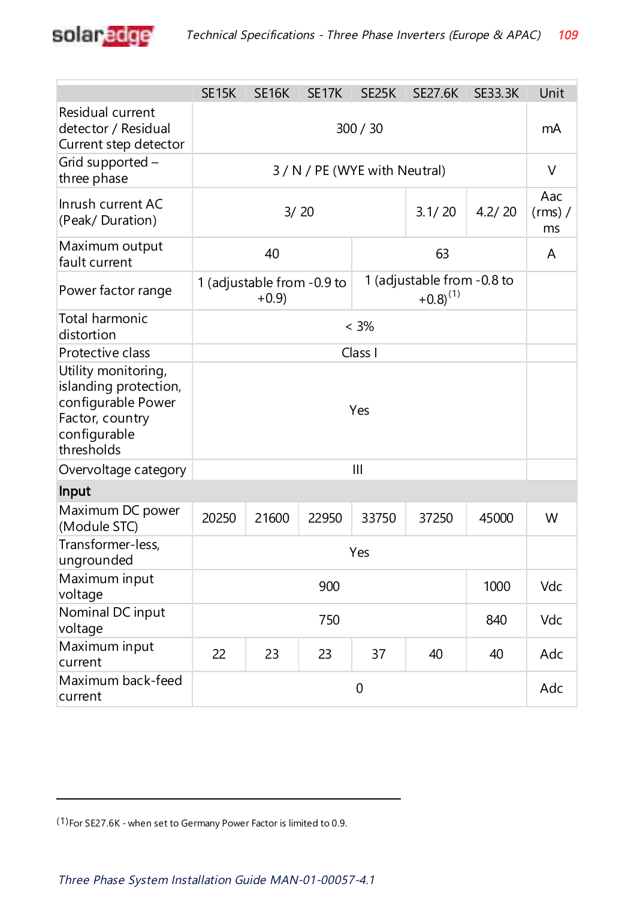| | SE15K | SE16K | SE17K | SE25K | SE27.6K | SE33.3K | Unit |
|---|---|---|---|---|---|---|---|
| Residual current detector / Residual Current step detector | 300 / 30 | | | | | | mA |
| Grid supported – three phase | 3 / N / PE (WYE with Neutral) | | | | | | V |
| Inrush current AC (Peak/ Duration) | 3/ 20 | | | | 3.1/ 20 | 4.2/ 20 | Aac (rms) / ms |
| Maximum output fault current | 40 | | | 63 | | | A |
| Power factor range | 1 (adjustable from -0.9 to +0.9) | | | 1 (adjustable from -0.8 to +0.8)[1] | | | |
| Total harmonic distortion | < 3% | | | | | | |
| Protective class | Class I | | | | | | |
| Utility monitoring, islanding protection, configurable Power Factor, country configurable thresholds | Yes | | | | | | |
| Overvoltage category | III | | | | | | |
| **Input** | | | | | | | |
| Maximum DC power (Module STC) | 20250 | 21600 | 22950 | 33750 | 37250 | 45000 | W |
| Transformer-less, ungrounded | Yes | | | | | | |
| Maximum input voltage | 900 | | | | | 1000 | Vdc |
| Nominal DC input voltage | 750 | | | | | 840 | Vdc |
| Maximum input current | 22 | 23 | 23 | 37 | 40 | 40 | Adc |
| Maximum back-feed current | 0 | | | | | | Adc |

[1] For SE27.6K - when set to Germany Power Factor is limited to 0.9.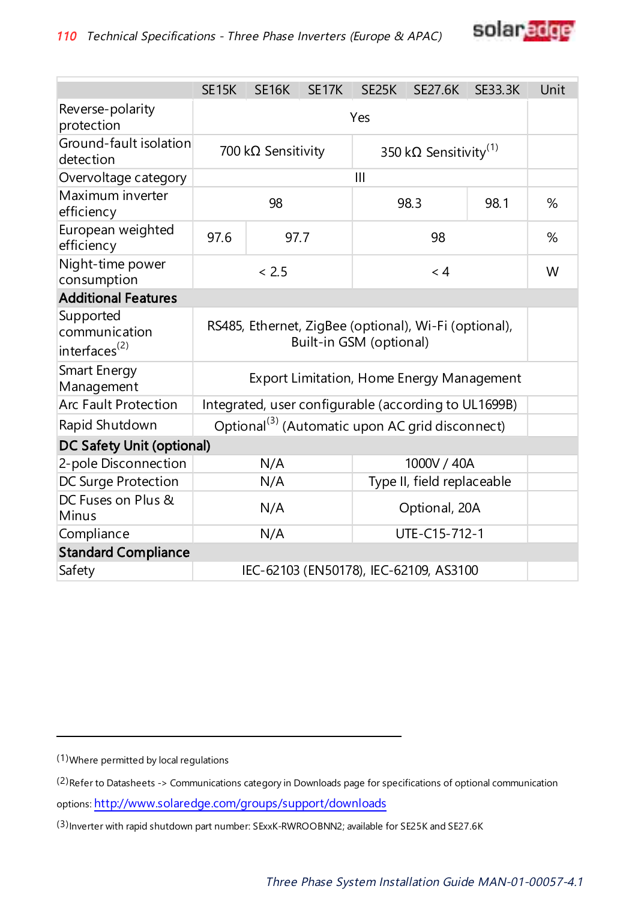| | SE15K | SE16K | SE17K | SE25K | SE27.6K | SE33.3K | Unit |
|---|---|---|---|---|---|---|---|
| Reverse-polarity protection | Yes | | | | | | |
| Ground-fault isolation detection | 700 kΩ Sensitivity | | | 350 kΩ Sensitivity[1] | | | |
| Overvoltage category | III | | | | | | |
| Maximum inverter efficiency | 98 | | | 98.3 | | 98.1 | % |
| European weighted efficiency | 97.6 | 97.7 | | 98 | | | % |
| Night-time power consumption | < 2.5 | | | < 4 | | | W |
| **Additional Features** | | | | | | | |
| Supported communication interfaces[2] | RS485, Ethernet, ZigBee (optional), Wi-Fi (optional), Built-in GSM (optional) | | | | | | |
| Smart Energy Management | Export Limitation, Home Energy Management | | | | | | |
| Arc Fault Protection | Integrated, user configurable (according to UL1699B) | | | | | | |
| Rapid Shutdown | Optional[3] (Automatic upon AC grid disconnect) | | | | | | |
| **DC Safety Unit (optional)** | | | | | | | |
| 2-pole Disconnection | N/A | | | 1000V / 40A | | | |
| DC Surge Protection | N/A | | | Type II, field replaceable | | | |
| DC Fuses on Plus & Minus | N/A | | | Optional, 20A | | | |
| Compliance | N/A | | | UTE-C15-712-1 | | | |
| **Standard Compliance** | | | | | | | |
| Safety | IEC-62103 (EN50178), IEC-62109, AS3100 | | | | | | |

---

(1)Where permitted by local regulations

(2)Refer to Datasheets -> Communications category in Downloads page for specifications of optional communication options: http://www.solaredge.com/groups/support/downloads

(3)Inverter with rapid shutdown part number: SExxK-RWROOBNN2; available for SE25K and SE27.6K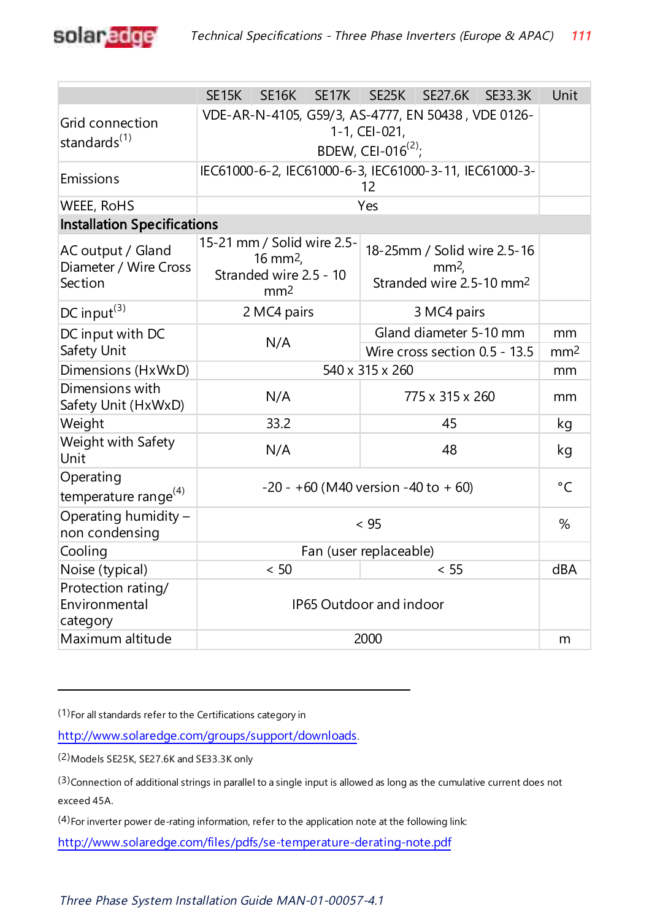| | SE15K | SE16K | SE17K | SE25K | SE27.6K | SE33.3K | Unit |
|---|---|---|---|---|---|---|---|
| Grid connection standards[1] | VDE-AR-N-4105, G59/3, AS-4777, EN 50438 , VDE 0126-1-1, CEI-021, BDEW, CEI-016[2]; | | | | | | |
| Emissions | IEC61000-6-2, IEC61000-6-3, IEC61000-3-11, IEC61000-3-12 | | | | | | |
| WEEE, RoHS | Yes | | | | | | |
| **Installation Specifications** | | | | | | | |
| AC output / Gland Diameter / Wire Cross Section | 15-21 mm / Solid wire 2.5-16 mm2, Stranded wire 2.5 - 10 mm2 | | | 18-25mm / Solid wire 2.5-16 mm2, Stranded wire 2.5-10 mm2 | | | |
| DC input[3] | 2 MC4 pairs | | | 3 MC4 pairs | | | |
| DC input with DC Safety Unit | N/A | | | Gland diameter 5-10 mm | | | mm |
| | | | | Wire cross section 0.5 - 13.5 | | | mm2 |
| Dimensions (HxWxD) | 540 x 315 x 260 | | | | | | mm |
| Dimensions with Safety Unit (HxWxD) | N/A | | | 775 x 315 x 260 | | | mm |
| Weight | 33.2 | | | 45 | | | kg |
| Weight with Safety Unit | N/A | | | 48 | | | kg |
| Operating temperature range[4] | -20 - +60 (M40 version -40 to + 60) | | | | | | °C |
| Operating humidity – non condensing | < 95 | | | | | | % |
| Cooling | Fan (user replaceable) | | | | | | |
| Noise (typical) | < 50 | | | < 55 | | | dBA |
| Protection rating/ Environmental category | IP65 Outdoor and indoor | | | | | | |
| Maximum altitude | 2000 | | | | | | m |

---

(1)For all standards refer to the Certifications category in http://www.solaredge.com/groups/support/downloads.

(2)Models SE25K, SE27.6K and SE33.3K only

(3)Connection of additional strings in parallel to a single input is allowed as long as the cumulative current does not exceed 45A.

(4)For inverter power de-rating information, refer to the application note at the following link: http://www.solaredge.com/files/pdfs/se-temperature-derating-note.pdf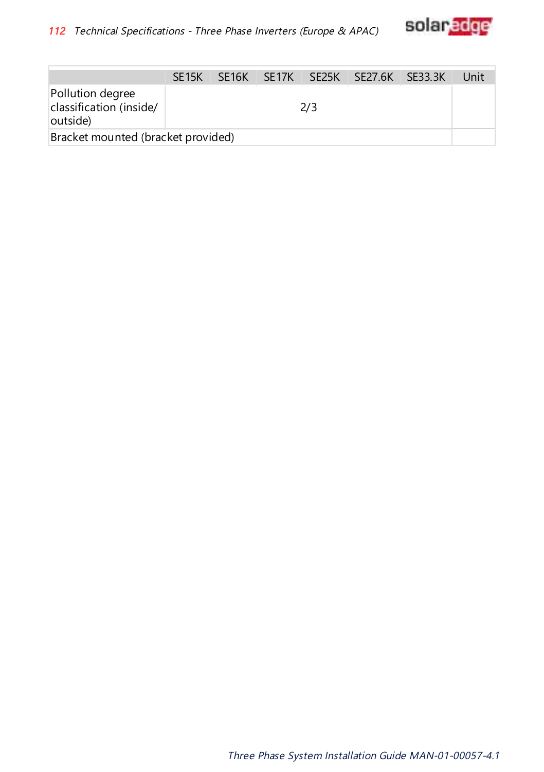| | SE15K | SE16K | SE17K | SE25K | SE27.6K | SE33.3K | Unit |
|---|---|---|---|---|---|---|---|
| Pollution degree classification (inside/ outside) | 2/3 | | | | | | |
| Bracket mounted (bracket provided) | | | | | | | |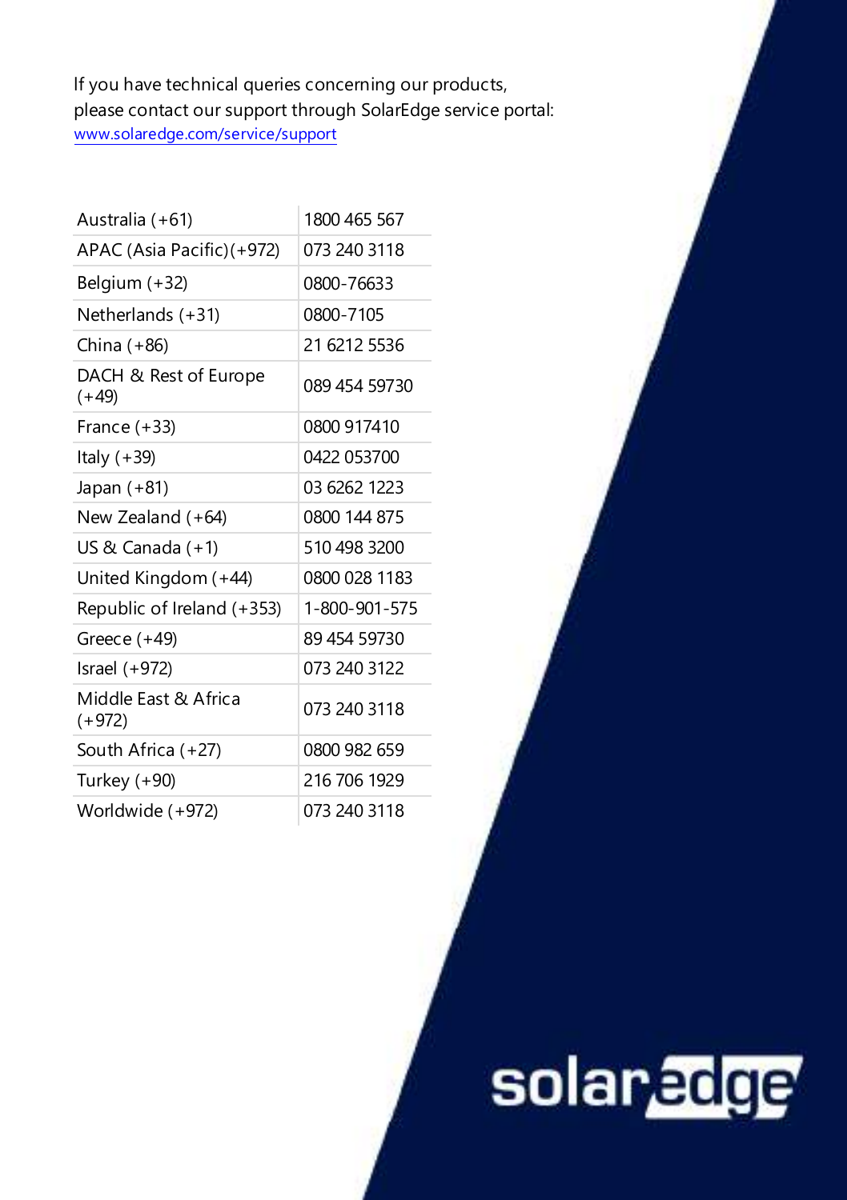If you have technical queries concerning our products, please contact our support through SolarEdge service portal: www.solaredge.com/service/support

| | |
|---|---|
| Australia (+61) | 1800 465 567 |
| APAC (Asia Pacific)(+972) | 073 240 3118 |
| Belgium (+32) | 0800-76633 |
| Netherlands (+31) | 0800-7105 |
| China (+86) | 21 6212 5536 |
| DACH & Rest of Europe (+49) | 089 454 59730 |
| France (+33) | 0800 917410 |
| Italy (+39) | 0422 053700 |
| Japan (+81) | 03 6262 1223 |
| New Zealand (+64) | 0800 144 875 |
| US & Canada (+1) | 510 498 3200 |
| United Kingdom (+44) | 0800 028 1183 |
| Republic of Ireland (+353) | 1-800-901-575 |
| Greece (+49) | 89 454 59730 |
| Israel (+972) | 073 240 3122 |
| Middle East & Africa (+972) | 073 240 3118 |
| South Africa (+27) | 0800 982 659 |
| Turkey (+90) | 216 706 1929 |
| Worldwide (+972) | 073 240 3118 |

solaredge